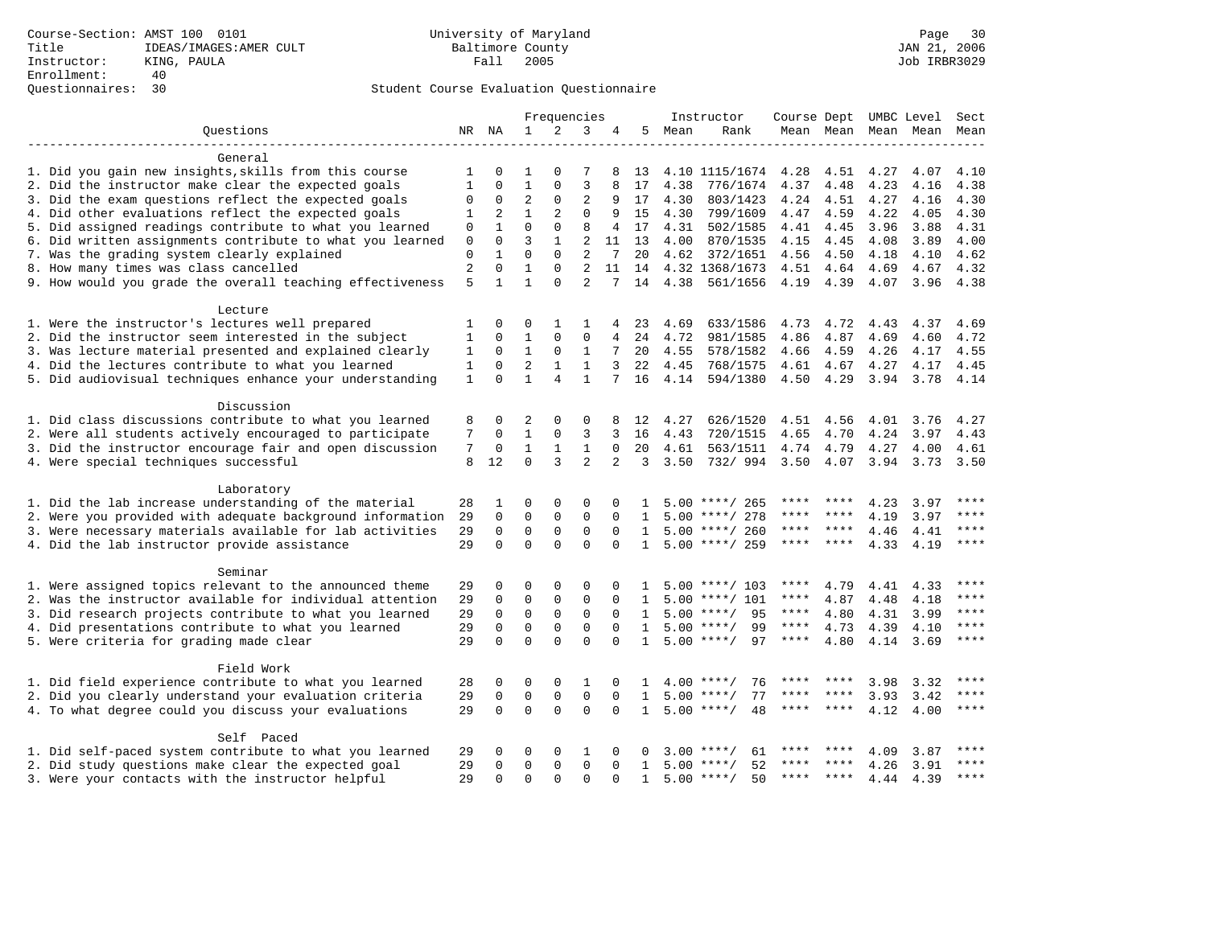Course-Section: AMST 100 0101
Title: IDEAS/IMAGES:AMER CULT
Instructor: KING, PAULA
Enrollment: 40
Questionnaires: 30

University of Maryland
Baltimore County
Fall 2005

JAN 21, 2006
Job IRBR3029

Student Course Evaluation Questionnaire

| Questions | NR | NA | 1 | 2 | 3 | 4 | 5 | Instructor Mean | Instructor Rank | Course Mean | Dept Mean | UMBC Level Mean | Level Mean | Sect Mean |
|---|---|---|---|---|---|---|---|---|---|---|---|---|---|---|
| **General** | | | | | | | | | | | | | | |
| 1. Did you gain new insights,skills from this course | 1 | 0 | 1 | 0 | 7 | 8 | 13 | 4.10 | 1115/1674 | 4.28 | 4.51 | 4.27 | 4.07 | 4.10 |
| 2. Did the instructor make clear the expected goals | 1 | 0 | 1 | 0 | 3 | 8 | 17 | 4.38 | 776/1674 | 4.37 | 4.48 | 4.23 | 4.16 | 4.38 |
| 3. Did the exam questions reflect the expected goals | 0 | 0 | 2 | 0 | 2 | 9 | 17 | 4.30 | 803/1423 | 4.24 | 4.51 | 4.27 | 4.16 | 4.30 |
| 4. Did other evaluations reflect the expected goals | 1 | 2 | 1 | 2 | 0 | 9 | 15 | 4.30 | 799/1609 | 4.47 | 4.59 | 4.22 | 4.05 | 4.30 |
| 5. Did assigned readings contribute to what you learned | 0 | 1 | 0 | 0 | 8 | 4 | 17 | 4.31 | 502/1585 | 4.41 | 4.45 | 3.96 | 3.88 | 4.31 |
| 6. Did written assignments contribute to what you learned | 0 | 0 | 3 | 1 | 2 | 11 | 13 | 4.00 | 870/1535 | 4.15 | 4.45 | 4.08 | 3.89 | 4.00 |
| 7. Was the grading system clearly explained | 0 | 1 | 0 | 0 | 2 | 7 | 20 | 4.62 | 372/1651 | 4.56 | 4.50 | 4.18 | 4.10 | 4.62 |
| 8. How many times was class cancelled | 2 | 0 | 1 | 0 | 2 | 11 | 14 | 4.32 | 1368/1673 | 4.51 | 4.64 | 4.69 | 4.67 | 4.32 |
| 9. How would you grade the overall teaching effectiveness | 5 | 1 | 1 | 0 | 2 | 7 | 14 | 4.38 | 561/1656 | 4.19 | 4.39 | 4.07 | 3.96 | 4.38 |
| **Lecture** | | | | | | | | | | | | | | |
| 1. Were the instructor's lectures well prepared | 1 | 0 | 0 | 1 | 1 | 4 | 23 | 4.69 | 633/1586 | 4.73 | 4.72 | 4.43 | 4.37 | 4.69 |
| 2. Did the instructor seem interested in the subject | 1 | 0 | 1 | 0 | 0 | 4 | 24 | 4.72 | 981/1585 | 4.86 | 4.87 | 4.69 | 4.60 | 4.72 |
| 3. Was lecture material presented and explained clearly | 1 | 0 | 1 | 0 | 1 | 7 | 20 | 4.55 | 578/1582 | 4.66 | 4.59 | 4.26 | 4.17 | 4.55 |
| 4. Did the lectures contribute to what you learned | 1 | 0 | 2 | 1 | 1 | 3 | 22 | 4.45 | 768/1575 | 4.61 | 4.67 | 4.27 | 4.17 | 4.45 |
| 5. Did audiovisual techniques enhance your understanding | 1 | 0 | 1 | 4 | 1 | 7 | 16 | 4.14 | 594/1380 | 4.50 | 4.29 | 3.94 | 3.78 | 4.14 |
| **Discussion** | | | | | | | | | | | | | | |
| 1. Did class discussions contribute to what you learned | 8 | 0 | 2 | 0 | 0 | 8 | 12 | 4.27 | 626/1520 | 4.51 | 4.56 | 4.01 | 3.76 | 4.27 |
| 2. Were all students actively encouraged to participate | 7 | 0 | 1 | 0 | 3 | 3 | 16 | 4.43 | 720/1515 | 4.65 | 4.70 | 4.24 | 3.97 | 4.43 |
| 3. Did the instructor encourage fair and open discussion | 7 | 0 | 1 | 1 | 1 | 0 | 20 | 4.61 | 563/1511 | 4.74 | 4.79 | 4.27 | 4.00 | 4.61 |
| 4. Were special techniques successful | 8 | 12 | 0 | 3 | 2 | 2 | 3 | 3.50 | 732/ 994 | 3.50 | 4.07 | 3.94 | 3.73 | 3.50 |
| **Laboratory** | | | | | | | | | | | | | | |
| 1. Did the lab increase understanding of the material | 28 | 1 | 0 | 0 | 0 | 0 | 1 | 5.00 | ****/ 265 | **** | **** | 4.23 | 3.97 | **** |
| 2. Were you provided with adequate background information | 29 | 0 | 0 | 0 | 0 | 0 | 1 | 5.00 | ****/ 278 | **** | **** | 4.19 | 3.97 | **** |
| 3. Were necessary materials available for lab activities | 29 | 0 | 0 | 0 | 0 | 0 | 1 | 5.00 | ****/ 260 | **** | **** | 4.46 | 4.41 | **** |
| 4. Did the lab instructor provide assistance | 29 | 0 | 0 | 0 | 0 | 0 | 1 | 5.00 | ****/ 259 | **** | **** | 4.33 | 4.19 | **** |
| **Seminar** | | | | | | | | | | | | | | |
| 1. Were assigned topics relevant to the announced theme | 29 | 0 | 0 | 0 | 0 | 0 | 1 | 5.00 | ****/ 103 | **** | 4.79 | 4.41 | 4.33 | **** |
| 2. Was the instructor available for individual attention | 29 | 0 | 0 | 0 | 0 | 0 | 1 | 5.00 | ****/ 101 | **** | 4.87 | 4.48 | 4.18 | **** |
| 3. Did research projects contribute to what you learned | 29 | 0 | 0 | 0 | 0 | 0 | 1 | 5.00 | ****/ 95 | **** | 4.80 | 4.31 | 3.99 | **** |
| 4. Did presentations contribute to what you learned | 29 | 0 | 0 | 0 | 0 | 0 | 1 | 5.00 | ****/ 99 | **** | 4.73 | 4.39 | 4.10 | **** |
| 5. Were criteria for grading made clear | 29 | 0 | 0 | 0 | 0 | 0 | 1 | 5.00 | ****/ 97 | **** | 4.80 | 4.14 | 3.69 | **** |
| **Field Work** | | | | | | | | | | | | | | |
| 1. Did field experience contribute to what you learned | 28 | 0 | 0 | 0 | 1 | 0 | 1 | 4.00 | ****/ 76 | **** | **** | 3.98 | 3.32 | **** |
| 2. Did you clearly understand your evaluation criteria | 29 | 0 | 0 | 0 | 0 | 0 | 1 | 5.00 | ****/ 77 | **** | **** | 3.93 | 3.42 | **** |
| 4. To what degree could you discuss your evaluations | 29 | 0 | 0 | 0 | 0 | 0 | 1 | 5.00 | ****/ 48 | **** | **** | 4.12 | 4.00 | **** |
| **Self Paced** | | | | | | | | | | | | | | |
| 1. Did self-paced system contribute to what you learned | 29 | 0 | 0 | 0 | 1 | 0 | 0 | 3.00 | ****/ 61 | **** | **** | 4.09 | 3.87 | **** |
| 2. Did study questions make clear the expected goal | 29 | 0 | 0 | 0 | 0 | 0 | 1 | 5.00 | ****/ 52 | **** | **** | 4.26 | 3.91 | **** |
| 3. Were your contacts with the instructor helpful | 29 | 0 | 0 | 0 | 0 | 0 | 1 | 5.00 | ****/ 50 | **** | **** | 4.44 | 4.39 | **** |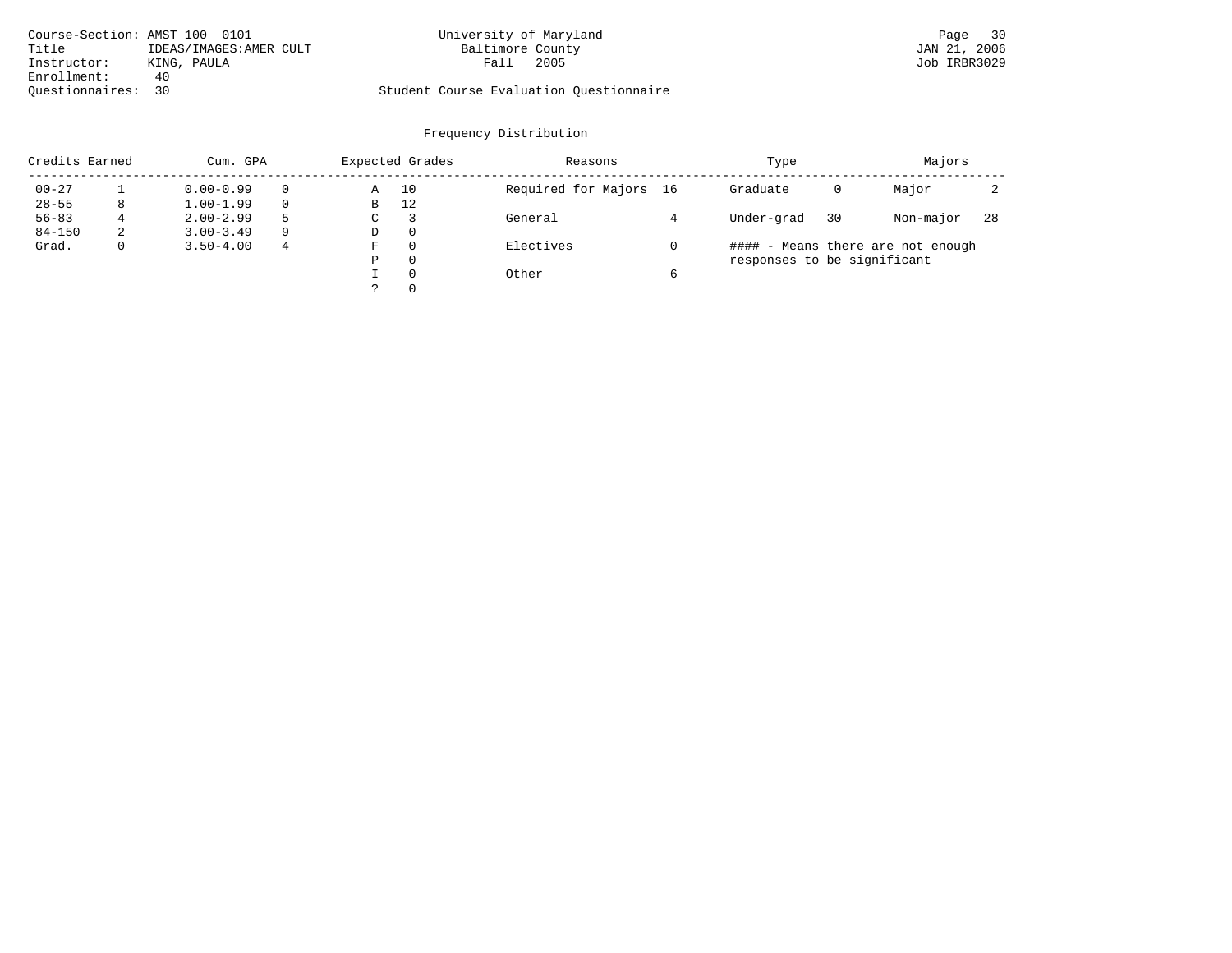Course-Section: AMST 100 0101
Title IDEAS/IMAGES:AMER CULT
Instructor: KING, PAULA
Enrollment: 40
Questionnaires: 30

University of Maryland
Baltimore County
Fall 2005

Student Course Evaluation Questionnaire

JAN 21, 2006
Job IRBR3029

## Frequency Distribution

| Credits Earned | | Cum. GPA | | Expected Grades | | Reasons | | Type | | Majors | |
|---|---|---|---|---|---|---|---|---|---|---|---|
| 00-27 | 1 | 0.00-0.99 | 0 | A | 10 | Required for Majors | 16 | Graduate | 0 | Major | 2 |
| 28-55 | 8 | 1.00-1.99 | 0 | B | 12 | | | | | | |
| 56-83 | 4 | 2.00-2.99 | 5 | C | 3 | General | 4 | Under-grad | 30 | Non-major | 28 |
| 84-150 | 2 | 3.00-3.49 | 9 | D | 0 | | | | | | |
| Grad. | 0 | 3.50-4.00 | 4 | F | 0 | Electives | 0 | #### - Means there are not enough responses to be significant | | | |
| | | | | P | 0 | | | | | | |
| | | | | I | 0 | Other | 6 | | | | |
| | | | | ? | 0 | | | | | | |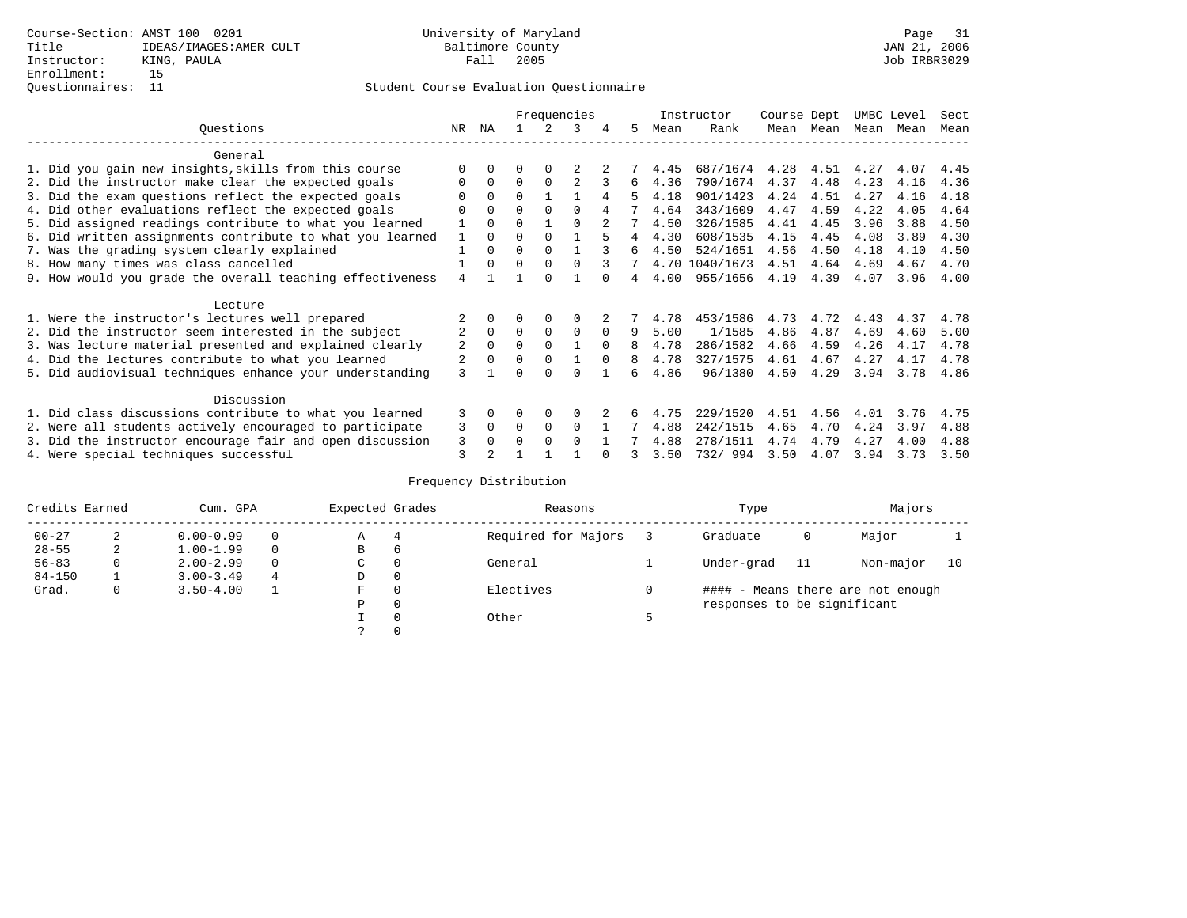Course-Section: AMST 100 0201
Title: IDEAS/IMAGES:AMER CULT
Instructor: KING, PAULA
Enrollment: 15
Questionnaires: 11

University of Maryland
Baltimore County
Fall 2005

JAN 21, 2006
Job IRBR3029

Student Course Evaluation Questionnaire

| Questions | NR | NA | 1 | 2 | 3 | 4 | 5 | Instructor Mean | Instructor Rank | Course Mean | Dept Mean | UMBC Mean | Level Mean | Sect Mean |
|---|---|---|---|---|---|---|---|---|---|---|---|---|---|---|
| **General** | | | | | | | | | | | | | | |
| 1. Did you gain new insights,skills from this course | 0 | 0 | 0 | 0 | 2 | 2 | 7 | 4.45 | 687/1674 | 4.28 | 4.51 | 4.27 | 4.07 | 4.45 |
| 2. Did the instructor make clear the expected goals | 0 | 0 | 0 | 0 | 2 | 3 | 6 | 4.36 | 790/1674 | 4.37 | 4.48 | 4.23 | 4.16 | 4.36 |
| 3. Did the exam questions reflect the expected goals | 0 | 0 | 0 | 1 | 1 | 4 | 5 | 4.18 | 901/1423 | 4.24 | 4.51 | 4.27 | 4.16 | 4.18 |
| 4. Did other evaluations reflect the expected goals | 0 | 0 | 0 | 0 | 0 | 4 | 7 | 4.64 | 343/1609 | 4.47 | 4.59 | 4.22 | 4.05 | 4.64 |
| 5. Did assigned readings contribute to what you learned | 1 | 0 | 0 | 1 | 0 | 2 | 7 | 4.50 | 326/1585 | 4.41 | 4.45 | 3.96 | 3.88 | 4.50 |
| 6. Did written assignments contribute to what you learned | 1 | 0 | 0 | 0 | 1 | 5 | 4 | 4.30 | 608/1535 | 4.15 | 4.45 | 4.08 | 3.89 | 4.30 |
| 7. Was the grading system clearly explained | 1 | 0 | 0 | 0 | 1 | 3 | 6 | 4.50 | 524/1651 | 4.56 | 4.50 | 4.18 | 4.10 | 4.50 |
| 8. How many times was class cancelled | 1 | 0 | 0 | 0 | 0 | 3 | 7 | 4.70 | 1040/1673 | 4.51 | 4.64 | 4.69 | 4.67 | 4.70 |
| 9. How would you grade the overall teaching effectiveness | 4 | 1 | 1 | 0 | 1 | 0 | 4 | 4.00 | 955/1656 | 4.19 | 4.39 | 4.07 | 3.96 | 4.00 |
| **Lecture** | | | | | | | | | | | | | | |
| 1. Were the instructor's lectures well prepared | 2 | 0 | 0 | 0 | 0 | 2 | 7 | 4.78 | 453/1586 | 4.73 | 4.72 | 4.43 | 4.37 | 4.78 |
| 2. Did the instructor seem interested in the subject | 2 | 0 | 0 | 0 | 0 | 0 | 9 | 5.00 | 1/1585 | 4.86 | 4.87 | 4.69 | 4.60 | 5.00 |
| 3. Was lecture material presented and explained clearly | 2 | 0 | 0 | 0 | 1 | 0 | 8 | 4.78 | 286/1582 | 4.66 | 4.59 | 4.26 | 4.17 | 4.78 |
| 4. Did the lectures contribute to what you learned | 2 | 0 | 0 | 0 | 1 | 0 | 8 | 4.78 | 327/1575 | 4.61 | 4.67 | 4.27 | 4.17 | 4.78 |
| 5. Did audiovisual techniques enhance your understanding | 3 | 1 | 0 | 0 | 0 | 1 | 6 | 4.86 | 96/1380 | 4.50 | 4.29 | 3.94 | 3.78 | 4.86 |
| **Discussion** | | | | | | | | | | | | | | |
| 1. Did class discussions contribute to what you learned | 3 | 0 | 0 | 0 | 0 | 2 | 6 | 4.75 | 229/1520 | 4.51 | 4.56 | 4.01 | 3.76 | 4.75 |
| 2. Were all students actively encouraged to participate | 3 | 0 | 0 | 0 | 0 | 1 | 7 | 4.88 | 242/1515 | 4.65 | 4.70 | 4.24 | 3.97 | 4.88 |
| 3. Did the instructor encourage fair and open discussion | 3 | 0 | 0 | 0 | 0 | 1 | 7 | 4.88 | 278/1511 | 4.74 | 4.79 | 4.27 | 4.00 | 4.88 |
| 4. Were special techniques successful | 3 | 2 | 1 | 1 | 1 | 0 | 3 | 3.50 | 732/ 994 | 3.50 | 4.07 | 3.94 | 3.73 | 3.50 |

Frequency Distribution

| Credits Earned | | Cum. GPA | | Expected Grades | | Reasons | | Type | | Majors | |
|---|---|---|---|---|---|---|---|---|---|---|---|
| 00-27 | 2 | 0.00-0.99 | 0 | A | 4 | Required for Majors | 3 | Graduate | 0 | Major | 1 |
| 28-55 | 2 | 1.00-1.99 | 0 | B | 6 | | | | | | |
| 56-83 | 0 | 2.00-2.99 | 0 | C | 0 | General | 1 | Under-grad | 11 | Non-major | 10 |
| 84-150 | 1 | 3.00-3.49 | 4 | D | 0 | | | | | | |
| Grad. | 0 | 3.50-4.00 | 1 | F | 0 | Electives | 0 | | | | |
| | | | | P | 0 | | | | | | |
| | | | | I | 0 | Other | 5 | | | | |
| | | | | ? | 0 | | | | | | |

#### - Means there are not enough responses to be significant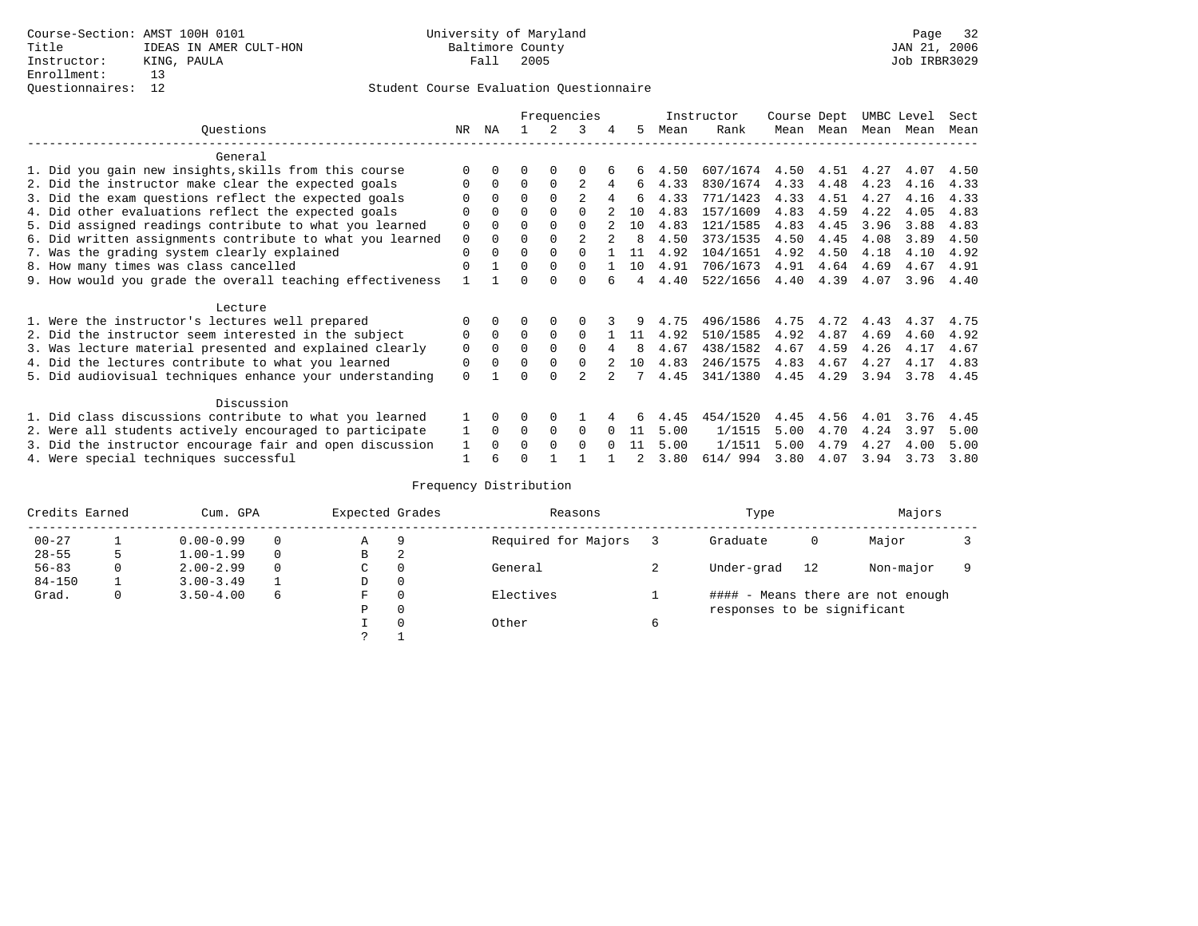Course-Section: AMST 100H 0101
Title: IDEAS IN AMER CULT-HON
Instructor: KING, PAULA
Enrollment: 13
Questionnaires: 12

University of Maryland
Baltimore County
Fall 2005

JAN 21, 2006
Job IRBR3029

## Student Course Evaluation Questionnaire

| Questions | NR | NA | 1 | 2 | 3 | 4 | 5 | Instructor Mean | Instructor Rank | Course Mean | Dept Mean | UMBC Mean | Level Mean | Sect Mean |
|---|---|---|---|---|---|---|---|---|---|---|---|---|---|---|
| **General** | | | | | | | | | | | | | | |
| 1. Did you gain new insights,skills from this course | 0 | 0 | 0 | 0 | 0 | 6 | 6 | 4.50 | 607/1674 | 4.50 | 4.51 | 4.27 | 4.07 | 4.50 |
| 2. Did the instructor make clear the expected goals | 0 | 0 | 0 | 0 | 2 | 4 | 6 | 4.33 | 830/1674 | 4.33 | 4.48 | 4.23 | 4.16 | 4.33 |
| 3. Did the exam questions reflect the expected goals | 0 | 0 | 0 | 0 | 2 | 4 | 6 | 4.33 | 771/1423 | 4.33 | 4.51 | 4.27 | 4.16 | 4.33 |
| 4. Did other evaluations reflect the expected goals | 0 | 0 | 0 | 0 | 0 | 2 | 10 | 4.83 | 157/1609 | 4.83 | 4.59 | 4.22 | 4.05 | 4.83 |
| 5. Did assigned readings contribute to what you learned | 0 | 0 | 0 | 0 | 0 | 2 | 10 | 4.83 | 121/1585 | 4.83 | 4.45 | 3.96 | 3.88 | 4.83 |
| 6. Did written assignments contribute to what you learned | 0 | 0 | 0 | 0 | 2 | 2 | 8 | 4.50 | 373/1535 | 4.50 | 4.45 | 4.08 | 3.89 | 4.50 |
| 7. Was the grading system clearly explained | 0 | 0 | 0 | 0 | 0 | 1 | 11 | 4.92 | 104/1651 | 4.92 | 4.50 | 4.18 | 4.10 | 4.92 |
| 8. How many times was class cancelled | 0 | 1 | 0 | 0 | 0 | 1 | 10 | 4.91 | 706/1673 | 4.91 | 4.64 | 4.69 | 4.67 | 4.91 |
| 9. How would you grade the overall teaching effectiveness | 1 | 1 | 0 | 0 | 0 | 6 | 4 | 4.40 | 522/1656 | 4.40 | 4.39 | 4.07 | 3.96 | 4.40 |
| **Lecture** | | | | | | | | | | | | | | |
| 1. Were the instructor's lectures well prepared | 0 | 0 | 0 | 0 | 0 | 3 | 9 | 4.75 | 496/1586 | 4.75 | 4.72 | 4.43 | 4.37 | 4.75 |
| 2. Did the instructor seem interested in the subject | 0 | 0 | 0 | 0 | 0 | 1 | 11 | 4.92 | 510/1585 | 4.92 | 4.87 | 4.69 | 4.60 | 4.92 |
| 3. Was lecture material presented and explained clearly | 0 | 0 | 0 | 0 | 0 | 4 | 8 | 4.67 | 438/1582 | 4.67 | 4.59 | 4.26 | 4.17 | 4.67 |
| 4. Did the lectures contribute to what you learned | 0 | 0 | 0 | 0 | 0 | 2 | 10 | 4.83 | 246/1575 | 4.83 | 4.67 | 4.27 | 4.17 | 4.83 |
| 5. Did audiovisual techniques enhance your understanding | 0 | 1 | 0 | 0 | 2 | 2 | 7 | 4.45 | 341/1380 | 4.45 | 4.29 | 3.94 | 3.78 | 4.45 |
| **Discussion** | | | | | | | | | | | | | | |
| 1. Did class discussions contribute to what you learned | 1 | 0 | 0 | 0 | 1 | 4 | 6 | 4.45 | 454/1520 | 4.45 | 4.56 | 4.01 | 3.76 | 4.45 |
| 2. Were all students actively encouraged to participate | 1 | 0 | 0 | 0 | 0 | 0 | 11 | 5.00 | 1/1515 | 5.00 | 4.70 | 4.24 | 3.97 | 5.00 |
| 3. Did the instructor encourage fair and open discussion | 1 | 0 | 0 | 0 | 0 | 0 | 11 | 5.00 | 1/1511 | 5.00 | 4.79 | 4.27 | 4.00 | 5.00 |
| 4. Were special techniques successful | 1 | 6 | 0 | 1 | 1 | 1 | 2 | 3.80 | 614/ 994 | 3.80 | 4.07 | 3.94 | 3.73 | 3.80 |

## Frequency Distribution

| Credits Earned | | Cum. GPA | | Expected Grades | | Reasons | | Type | | Majors | |
|---|---|---|---|---|---|---|---|---|---|---|---|
| 00-27 | 1 | 0.00-0.99 | 0 | A | 9 | Required for Majors | 3 | Graduate | 0 | Major | 3 |
| 28-55 | 5 | 1.00-1.99 | 0 | B | 2 | | | | | | |
| 56-83 | 0 | 2.00-2.99 | 0 | C | 0 | General | 2 | Under-grad | 12 | Non-major | 9 |
| 84-150 | 1 | 3.00-3.49 | 1 | D | 0 | | | | | | |
| Grad. | 0 | 3.50-4.00 | 6 | F | 0 | Electives | 1 | | | | |
| | | | | P | 0 | | | | | | |
| | | | | I | 0 | Other | 6 | | | | |
| | | | | ? | 1 | | | | | | |

#### - Means there are not enough responses to be significant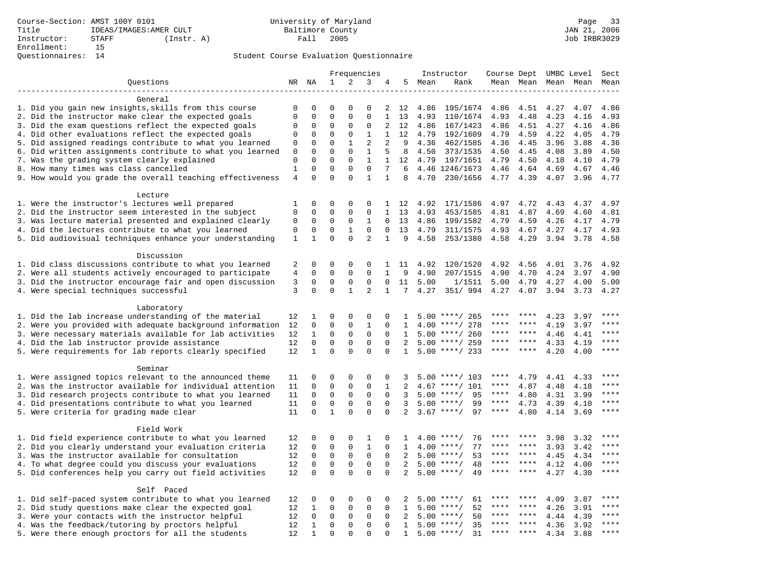Course-Section: AMST 100Y 0101
Title: IDEAS/IMAGES:AMER CULT
Instructor: STAFF (Instr. A)
Enrollment: 15
Questionnaires: 14

University of Maryland
Baltimore County
Fall 2005

JAN 21, 2006
Job IRBR3029

Student Course Evaluation Questionnaire

| Questions | NR | NA | 1 | 2 | 3 | 4 | 5 | Instructor Mean | Rank | Course Mean | Dept Mean | UMBC Mean | Level Mean | Sect Mean |
|---|---|---|---|---|---|---|---|---|---|---|---|---|---|---|
| **General** | | | | | | | | | | | | | | |
| 1. Did you gain new insights,skills from this course | 0 | 0 | 0 | 0 | 0 | 2 | 12 | 4.86 | 195/1674 | 4.86 | 4.51 | 4.27 | 4.07 | 4.86 |
| 2. Did the instructor make clear the expected goals | 0 | 0 | 0 | 0 | 0 | 1 | 13 | 4.93 | 110/1674 | 4.93 | 4.48 | 4.23 | 4.16 | 4.93 |
| 3. Did the exam questions reflect the expected goals | 0 | 0 | 0 | 0 | 0 | 2 | 12 | 4.86 | 167/1423 | 4.86 | 4.51 | 4.27 | 4.16 | 4.86 |
| 4. Did other evaluations reflect the expected goals | 0 | 0 | 0 | 0 | 1 | 1 | 12 | 4.79 | 192/1609 | 4.79 | 4.59 | 4.22 | 4.05 | 4.79 |
| 5. Did assigned readings contribute to what you learned | 0 | 0 | 0 | 1 | 2 | 2 | 9 | 4.36 | 462/1585 | 4.36 | 4.45 | 3.96 | 3.88 | 4.36 |
| 6. Did written assignments contribute to what you learned | 0 | 0 | 0 | 0 | 1 | 5 | 8 | 4.50 | 373/1535 | 4.50 | 4.45 | 4.08 | 3.89 | 4.50 |
| 7. Was the grading system clearly explained | 0 | 0 | 0 | 0 | 1 | 1 | 12 | 4.79 | 197/1651 | 4.79 | 4.50 | 4.18 | 4.10 | 4.79 |
| 8. How many times was class cancelled | 1 | 0 | 0 | 0 | 0 | 7 | 6 | 4.46 | 1246/1673 | 4.46 | 4.64 | 4.69 | 4.67 | 4.46 |
| 9. How would you grade the overall teaching effectiveness | 4 | 0 | 0 | 0 | 1 | 1 | 8 | 4.70 | 230/1656 | 4.77 | 4.39 | 4.07 | 3.96 | 4.77 |
| **Lecture** | | | | | | | | | | | | | | |
| 1. Were the instructor's lectures well prepared | 1 | 0 | 0 | 0 | 0 | 1 | 12 | 4.92 | 171/1586 | 4.97 | 4.72 | 4.43 | 4.37 | 4.97 |
| 2. Did the instructor seem interested in the subject | 0 | 0 | 0 | 0 | 0 | 1 | 13 | 4.93 | 453/1585 | 4.81 | 4.87 | 4.69 | 4.60 | 4.81 |
| 3. Was lecture material presented and explained clearly | 0 | 0 | 0 | 0 | 1 | 0 | 13 | 4.86 | 199/1582 | 4.79 | 4.59 | 4.26 | 4.17 | 4.79 |
| 4. Did the lectures contribute to what you learned | 0 | 0 | 0 | 1 | 0 | 0 | 13 | 4.79 | 311/1575 | 4.93 | 4.67 | 4.27 | 4.17 | 4.93 |
| 5. Did audiovisual techniques enhance your understanding | 1 | 1 | 0 | 0 | 2 | 1 | 9 | 4.58 | 253/1380 | 4.58 | 4.29 | 3.94 | 3.78 | 4.58 |
| **Discussion** | | | | | | | | | | | | | | |
| 1. Did class discussions contribute to what you learned | 2 | 0 | 0 | 0 | 0 | 1 | 11 | 4.92 | 120/1520 | 4.92 | 4.56 | 4.01 | 3.76 | 4.92 |
| 2. Were all students actively encouraged to participate | 4 | 0 | 0 | 0 | 0 | 1 | 9 | 4.90 | 207/1515 | 4.90 | 4.70 | 4.24 | 3.97 | 4.90 |
| 3. Did the instructor encourage fair and open discussion | 3 | 0 | 0 | 0 | 0 | 0 | 11 | 5.00 | 1/1511 | 5.00 | 4.79 | 4.27 | 4.00 | 5.00 |
| 4. Were special techniques successful | 3 | 0 | 0 | 1 | 2 | 1 | 7 | 4.27 | 351/ 994 | 4.27 | 4.07 | 3.94 | 3.73 | 4.27 |
| **Laboratory** | | | | | | | | | | | | | | |
| 1. Did the lab increase understanding of the material | 12 | 1 | 0 | 0 | 0 | 0 | 1 | 5.00 | ****/ 265 | **** | **** | 4.23 | 3.97 | **** |
| 2. Were you provided with adequate background information | 12 | 0 | 0 | 0 | 1 | 0 | 1 | 4.00 | ****/ 278 | **** | **** | 4.19 | 3.97 | **** |
| 3. Were necessary materials available for lab activities | 12 | 1 | 0 | 0 | 0 | 0 | 1 | 5.00 | ****/ 260 | **** | **** | 4.46 | 4.41 | **** |
| 4. Did the lab instructor provide assistance | 12 | 0 | 0 | 0 | 0 | 0 | 2 | 5.00 | ****/ 259 | **** | **** | 4.33 | 4.19 | **** |
| 5. Were requirements for lab reports clearly specified | 12 | 1 | 0 | 0 | 0 | 0 | 1 | 5.00 | ****/ 233 | **** | **** | 4.20 | 4.00 | **** |
| **Seminar** | | | | | | | | | | | | | | |
| 1. Were assigned topics relevant to the announced theme | 11 | 0 | 0 | 0 | 0 | 0 | 3 | 5.00 | ****/ 103 | **** | 4.79 | 4.41 | 4.33 | **** |
| 2. Was the instructor available for individual attention | 11 | 0 | 0 | 0 | 0 | 1 | 2 | 4.67 | ****/ 101 | **** | 4.87 | 4.48 | 4.18 | **** |
| 3. Did research projects contribute to what you learned | 11 | 0 | 0 | 0 | 0 | 0 | 3 | 5.00 | ****/ 95 | **** | 4.80 | 4.31 | 3.99 | **** |
| 4. Did presentations contribute to what you learned | 11 | 0 | 0 | 0 | 0 | 0 | 3 | 5.00 | ****/ 99 | **** | 4.73 | 4.39 | 4.10 | **** |
| 5. Were criteria for grading made clear | 11 | 0 | 1 | 0 | 0 | 0 | 2 | 3.67 | ****/ 97 | **** | 4.80 | 4.14 | 3.69 | **** |
| **Field Work** | | | | | | | | | | | | | | |
| 1. Did field experience contribute to what you learned | 12 | 0 | 0 | 0 | 1 | 0 | 1 | 4.00 | ****/ 76 | **** | **** | 3.98 | 3.32 | **** |
| 2. Did you clearly understand your evaluation criteria | 12 | 0 | 0 | 0 | 1 | 0 | 1 | 4.00 | ****/ 77 | **** | **** | 3.93 | 3.42 | **** |
| 3. Was the instructor available for consultation | 12 | 0 | 0 | 0 | 0 | 0 | 2 | 5.00 | ****/ 53 | **** | **** | 4.45 | 4.34 | **** |
| 4. To what degree could you discuss your evaluations | 12 | 0 | 0 | 0 | 0 | 0 | 2 | 5.00 | ****/ 48 | **** | **** | 4.12 | 4.00 | **** |
| 5. Did conferences help you carry out field activities | 12 | 0 | 0 | 0 | 0 | 0 | 2 | 5.00 | ****/ 49 | **** | **** | 4.27 | 4.30 | **** |
| **Self Paced** | | | | | | | | | | | | | | |
| 1. Did self-paced system contribute to what you learned | 12 | 0 | 0 | 0 | 0 | 0 | 2 | 5.00 | ****/ 61 | **** | **** | 4.09 | 3.87 | **** |
| 2. Did study questions make clear the expected goal | 12 | 1 | 0 | 0 | 0 | 0 | 1 | 5.00 | ****/ 52 | **** | **** | 4.26 | 3.91 | **** |
| 3. Were your contacts with the instructor helpful | 12 | 0 | 0 | 0 | 0 | 0 | 2 | 5.00 | ****/ 50 | **** | **** | 4.44 | 4.39 | **** |
| 4. Was the feedback/tutoring by proctors helpful | 12 | 1 | 0 | 0 | 0 | 0 | 1 | 5.00 | ****/ 35 | **** | **** | 4.36 | 3.92 | **** |
| 5. Were there enough proctors for all the students | 12 | 1 | 0 | 0 | 0 | 0 | 1 | 5.00 | ****/ 31 | **** | **** | 4.34 | 3.88 | **** |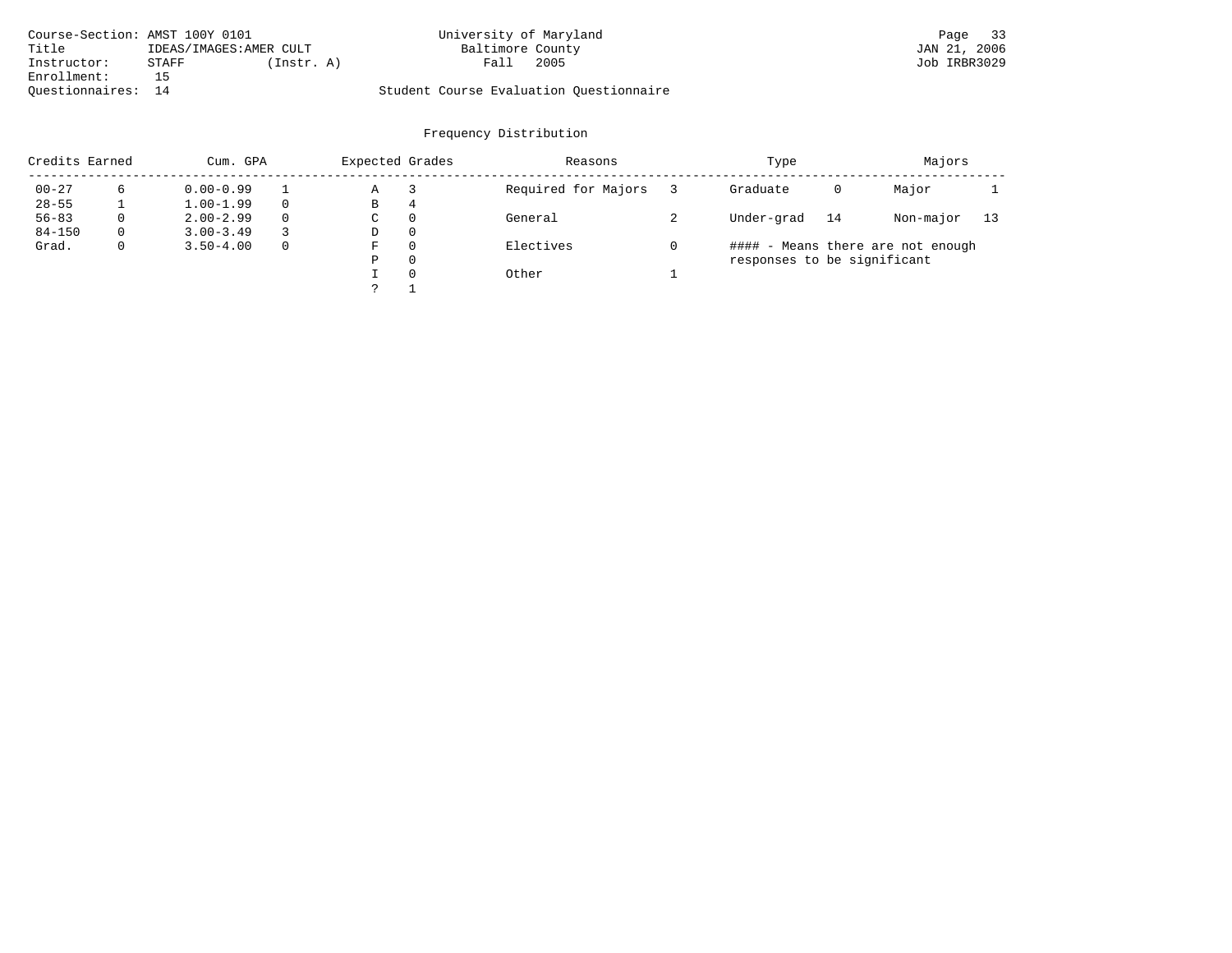Course-Section: AMST 100Y 0101
Title: IDEAS/IMAGES:AMER CULT
Instructor: STAFF (Instr. A)
Enrollment: 15
Questionnaires: 14

University of Maryland
Baltimore County
Fall 2005

Student Course Evaluation Questionnaire

JAN 21, 2006
Job IRBR3029

## Frequency Distribution

| Credits Earned | | Cum. GPA | | Expected Grades | | Reasons | | Type | | Majors | |
|---|---|---|---|---|---|---|---|---|---|---|---|
| 00-27 | 6 | 0.00-0.99 | 1 | A | 3 | Required for Majors | 3 | Graduate | 0 | Major | 1 |
| 28-55 | 1 | 1.00-1.99 | 0 | B | 4 | | | | | | |
| 56-83 | 0 | 2.00-2.99 | 0 | C | 0 | General | 2 | Under-grad | 14 | Non-major | 13 |
| 84-150 | 0 | 3.00-3.49 | 3 | D | 0 | | | | | | |
| Grad. | 0 | 3.50-4.00 | 0 | F | 0 | Electives | 0 | | | | |
| | | | | P | 0 | | | | | | |
| | | | | I | 0 | Other | 1 | | | | |
| | | | | ? | 1 | | | | | | |

#### - Means there are not enough responses to be significant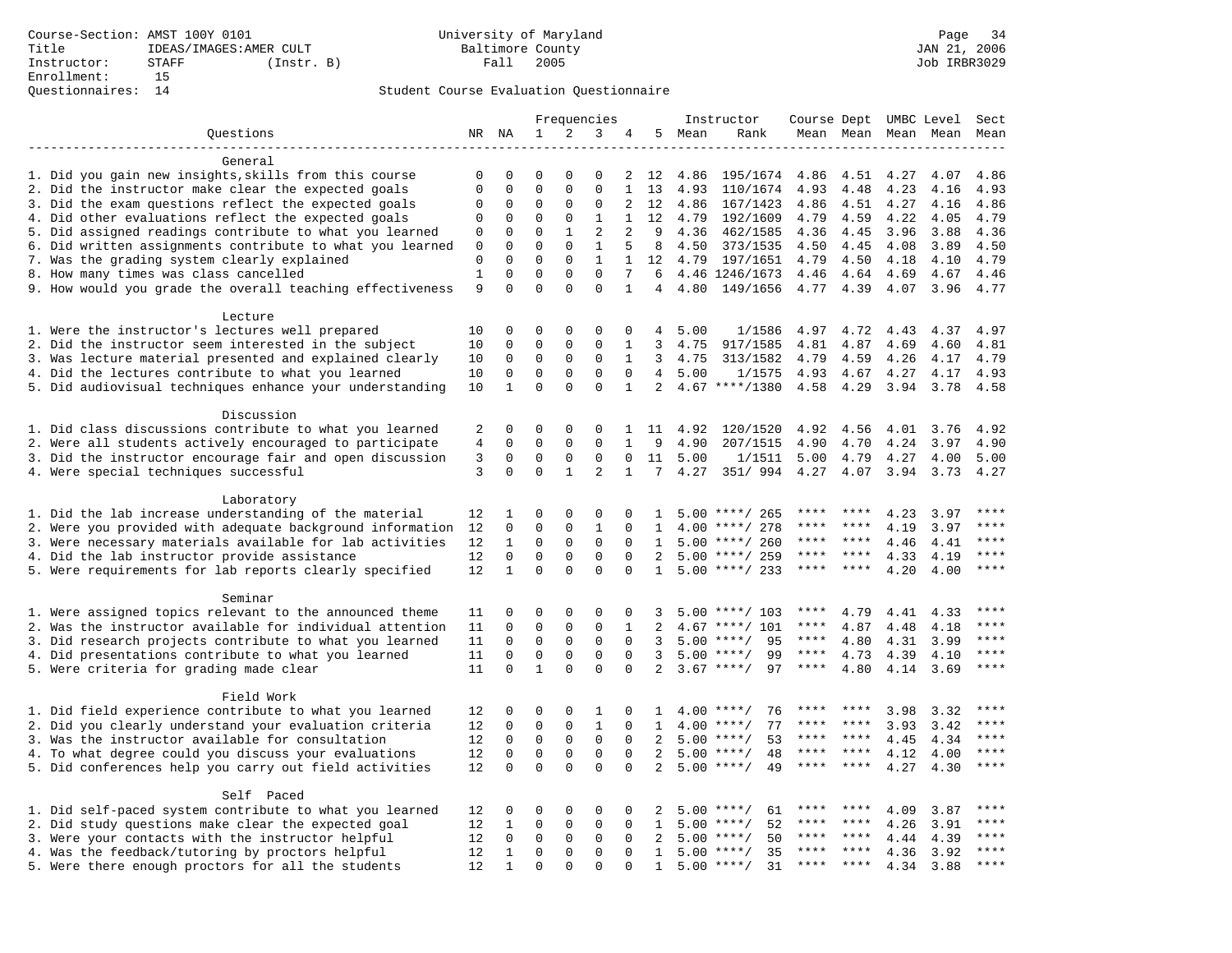Course-Section: AMST 100Y 0101
Title: IDEAS/IMAGES:AMER CULT
Instructor: STAFF (Instr. B)
Enrollment: 15
Questionnaires: 14

University of Maryland
Baltimore County
Fall 2005

JAN 21, 2006
Job IRBR3029

Student Course Evaluation Questionnaire

| Questions | NR | NA | 1 | 2 | 3 | 4 | 5 | Instructor Mean | Instructor Rank | Course Mean | Dept Mean | UMBC Mean | Level Mean | Sect Mean |
|---|---|---|---|---|---|---|---|---|---|---|---|---|---|---|
| **General** | | | | | | | | | | | | | | |
| 1. Did you gain new insights,skills from this course | 0 | 0 | 0 | 0 | 0 | 2 | 12 | 4.86 | 195/1674 | 4.86 | 4.51 | 4.27 | 4.07 | 4.86 |
| 2. Did the instructor make clear the expected goals | 0 | 0 | 0 | 0 | 0 | 1 | 13 | 4.93 | 110/1674 | 4.93 | 4.48 | 4.23 | 4.16 | 4.93 |
| 3. Did the exam questions reflect the expected goals | 0 | 0 | 0 | 0 | 0 | 2 | 12 | 4.86 | 167/1423 | 4.86 | 4.51 | 4.27 | 4.16 | 4.86 |
| 4. Did other evaluations reflect the expected goals | 0 | 0 | 0 | 0 | 1 | 1 | 12 | 4.79 | 192/1609 | 4.79 | 4.59 | 4.22 | 4.05 | 4.79 |
| 5. Did assigned readings contribute to what you learned | 0 | 0 | 0 | 1 | 2 | 2 | 9 | 4.36 | 462/1585 | 4.36 | 4.45 | 3.96 | 3.88 | 4.36 |
| 6. Did written assignments contribute to what you learned | 0 | 0 | 0 | 0 | 1 | 5 | 8 | 4.50 | 373/1535 | 4.50 | 4.45 | 4.08 | 3.89 | 4.50 |
| 7. Was the grading system clearly explained | 0 | 0 | 0 | 0 | 1 | 1 | 12 | 4.79 | 197/1651 | 4.79 | 4.50 | 4.18 | 4.10 | 4.79 |
| 8. How many times was class cancelled | 1 | 0 | 0 | 0 | 0 | 7 | 6 | 4.46 | 1246/1673 | 4.46 | 4.64 | 4.69 | 4.67 | 4.46 |
| 9. How would you grade the overall teaching effectiveness | 9 | 0 | 0 | 0 | 0 | 1 | 4 | 4.80 | 149/1656 | 4.77 | 4.39 | 4.07 | 3.96 | 4.77 |
| **Lecture** | | | | | | | | | | | | | | |
| 1. Were the instructor's lectures well prepared | 10 | 0 | 0 | 0 | 0 | 0 | 4 | 5.00 | 1/1586 | 4.97 | 4.72 | 4.43 | 4.37 | 4.97 |
| 2. Did the instructor seem interested in the subject | 10 | 0 | 0 | 0 | 0 | 1 | 3 | 4.75 | 917/1585 | 4.81 | 4.87 | 4.69 | 4.60 | 4.81 |
| 3. Was lecture material presented and explained clearly | 10 | 0 | 0 | 0 | 0 | 1 | 3 | 4.75 | 313/1582 | 4.79 | 4.59 | 4.26 | 4.17 | 4.79 |
| 4. Did the lectures contribute to what you learned | 10 | 0 | 0 | 0 | 0 | 0 | 4 | 5.00 | 1/1575 | 4.93 | 4.67 | 4.27 | 4.17 | 4.93 |
| 5. Did audiovisual techniques enhance your understanding | 10 | 1 | 0 | 0 | 0 | 1 | 2 | 4.67 | ****/1380 | 4.58 | 4.29 | 3.94 | 3.78 | 4.58 |
| **Discussion** | | | | | | | | | | | | | | |
| 1. Did class discussions contribute to what you learned | 2 | 0 | 0 | 0 | 0 | 1 | 11 | 4.92 | 120/1520 | 4.92 | 4.56 | 4.01 | 3.76 | 4.92 |
| 2. Were all students actively encouraged to participate | 4 | 0 | 0 | 0 | 0 | 1 | 9 | 4.90 | 207/1515 | 4.90 | 4.70 | 4.24 | 3.97 | 4.90 |
| 3. Did the instructor encourage fair and open discussion | 3 | 0 | 0 | 0 | 0 | 0 | 11 | 5.00 | 1/1511 | 5.00 | 4.79 | 4.27 | 4.00 | 5.00 |
| 4. Were special techniques successful | 3 | 0 | 0 | 1 | 2 | 1 | 7 | 4.27 | 351/ 994 | 4.27 | 4.07 | 3.94 | 3.73 | 4.27 |
| **Laboratory** | | | | | | | | | | | | | | |
| 1. Did the lab increase understanding of the material | 12 | 1 | 0 | 0 | 0 | 0 | 1 | 5.00 | ****/ 265 | **** | **** | 4.23 | 3.97 | **** |
| 2. Were you provided with adequate background information | 12 | 0 | 0 | 0 | 1 | 0 | 1 | 4.00 | ****/ 278 | **** | **** | 4.19 | 3.97 | **** |
| 3. Were necessary materials available for lab activities | 12 | 1 | 0 | 0 | 0 | 0 | 1 | 5.00 | ****/ 260 | **** | **** | 4.46 | 4.41 | **** |
| 4. Did the lab instructor provide assistance | 12 | 0 | 0 | 0 | 0 | 0 | 2 | 5.00 | ****/ 259 | **** | **** | 4.33 | 4.19 | **** |
| 5. Were requirements for lab reports clearly specified | 12 | 1 | 0 | 0 | 0 | 0 | 1 | 5.00 | ****/ 233 | **** | **** | 4.20 | 4.00 | **** |
| **Seminar** | | | | | | | | | | | | | | |
| 1. Were assigned topics relevant to the announced theme | 11 | 0 | 0 | 0 | 0 | 0 | 3 | 5.00 | ****/ 103 | **** | 4.79 | 4.41 | 4.33 | **** |
| 2. Was the instructor available for individual attention | 11 | 0 | 0 | 0 | 0 | 1 | 2 | 4.67 | ****/ 101 | **** | 4.87 | 4.48 | 4.18 | **** |
| 3. Did research projects contribute to what you learned | 11 | 0 | 0 | 0 | 0 | 0 | 3 | 5.00 | ****/ 95 | **** | 4.80 | 4.31 | 3.99 | **** |
| 4. Did presentations contribute to what you learned | 11 | 0 | 0 | 0 | 0 | 0 | 3 | 5.00 | ****/ 99 | **** | 4.73 | 4.39 | 4.10 | **** |
| 5. Were criteria for grading made clear | 11 | 0 | 1 | 0 | 0 | 0 | 2 | 3.67 | ****/ 97 | **** | 4.80 | 4.14 | 3.69 | **** |
| **Field Work** | | | | | | | | | | | | | | |
| 1. Did field experience contribute to what you learned | 12 | 0 | 0 | 0 | 1 | 0 | 1 | 4.00 | ****/ 76 | **** | **** | 3.98 | 3.32 | **** |
| 2. Did you clearly understand your evaluation criteria | 12 | 0 | 0 | 0 | 1 | 0 | 1 | 4.00 | ****/ 77 | **** | **** | 3.93 | 3.42 | **** |
| 3. Was the instructor available for consultation | 12 | 0 | 0 | 0 | 0 | 0 | 2 | 5.00 | ****/ 53 | **** | **** | 4.45 | 4.34 | **** |
| 4. To what degree could you discuss your evaluations | 12 | 0 | 0 | 0 | 0 | 0 | 2 | 5.00 | ****/ 48 | **** | **** | 4.12 | 4.00 | **** |
| 5. Did conferences help you carry out field activities | 12 | 0 | 0 | 0 | 0 | 0 | 2 | 5.00 | ****/ 49 | **** | **** | 4.27 | 4.30 | **** |
| **Self Paced** | | | | | | | | | | | | | | |
| 1. Did self-paced system contribute to what you learned | 12 | 0 | 0 | 0 | 0 | 0 | 2 | 5.00 | ****/ 61 | **** | **** | 4.09 | 3.87 | **** |
| 2. Did study questions make clear the expected goal | 12 | 1 | 0 | 0 | 0 | 0 | 1 | 5.00 | ****/ 52 | **** | **** | 4.26 | 3.91 | **** |
| 3. Were your contacts with the instructor helpful | 12 | 0 | 0 | 0 | 0 | 0 | 2 | 5.00 | ****/ 50 | **** | **** | 4.44 | 4.39 | **** |
| 4. Was the feedback/tutoring by proctors helpful | 12 | 1 | 0 | 0 | 0 | 0 | 1 | 5.00 | ****/ 35 | **** | **** | 4.36 | 3.92 | **** |
| 5. Were there enough proctors for all the students | 12 | 1 | 0 | 0 | 0 | 0 | 1 | 5.00 | ****/ 31 | **** | **** | 4.34 | 3.88 | **** |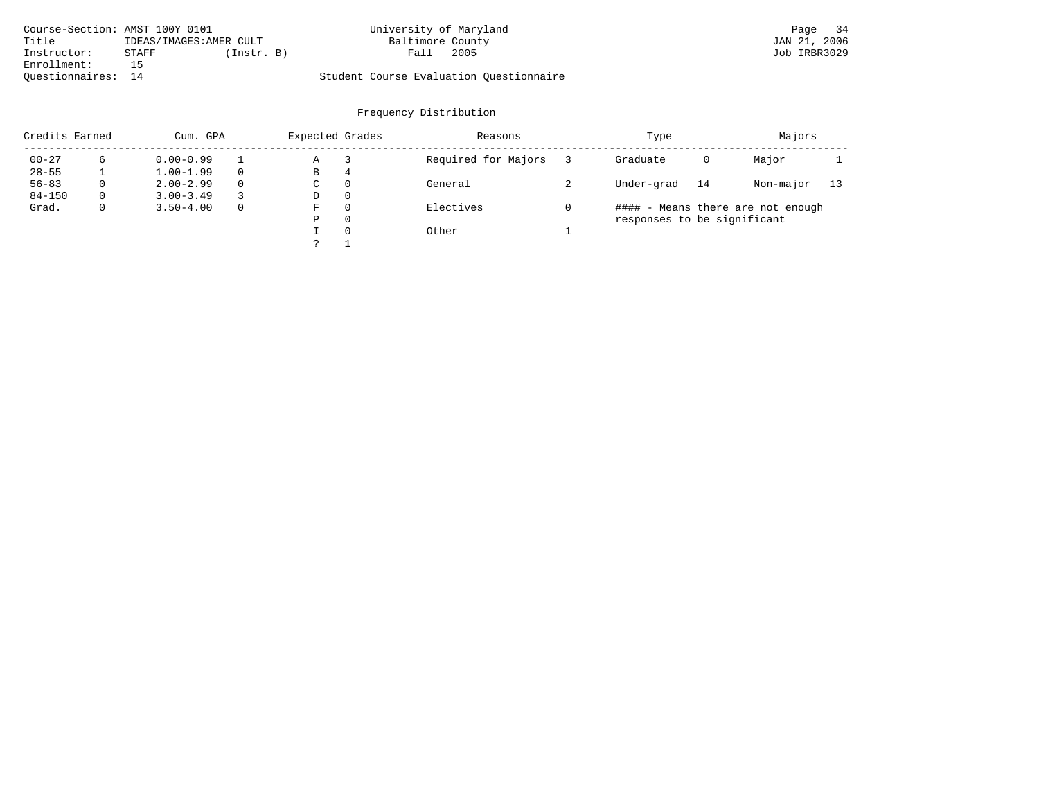Course-Section: AMST 100Y 0101
Title: IDEAS/IMAGES:AMER CULT
Instructor: STAFF (Instr. B)
Enrollment: 15
Questionnaires: 14

University of Maryland
Baltimore County
Fall 2005

Student Course Evaluation Questionnaire

JAN 21, 2006
Job IRBR3029

## Frequency Distribution

| Credits Earned | | Cum. GPA | | Expected Grades | | Reasons | | Type | | Majors | |
|---|---|---|---|---|---|---|---|---|---|---|---|
| 00-27 | 6 | 0.00-0.99 | 1 | A | 3 | Required for Majors | 3 | Graduate | 0 | Major | 1 |
| 28-55 | 1 | 1.00-1.99 | 0 | B | 4 | | | | | | |
| 56-83 | 0 | 2.00-2.99 | 0 | C | 0 | General | 2 | Under-grad | 14 | Non-major | 13 |
| 84-150 | 0 | 3.00-3.49 | 3 | D | 0 | | | | | | |
| Grad. | 0 | 3.50-4.00 | 0 | F | 0 | Electives | 0 | | | | |
| | | | | P | 0 | | | | | | |
| | | | | I | 0 | Other | 1 | | | | |
| | | | | ? | 1 | | | | | | |

#### - Means there are not enough responses to be significant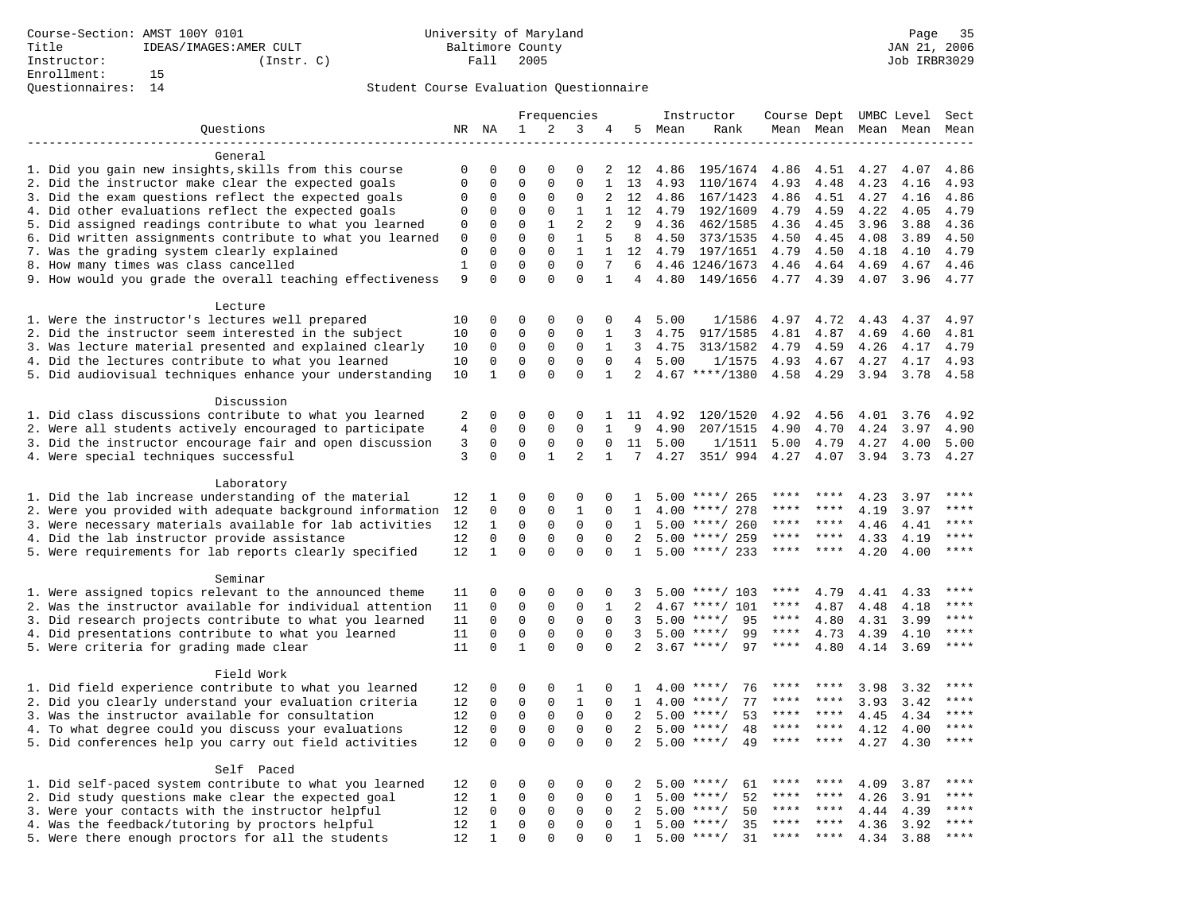Course-Section: AMST 100Y 0101
Title: IDEAS/IMAGES:AMER CULT
Instructor: (Instr. C)
Enrollment: 15
Questionnaires: 14

University of Maryland
Baltimore County
Fall 2005

JAN 21, 2006
Job IRBR3029

Student Course Evaluation Questionnaire

| Questions | NR | NA | 1 | 2 | 3 | 4 | 5 | Instructor Mean | Rank | Course Mean | Dept Mean | UMBC Level Mean | Level Mean | Sect Mean |
|---|---|---|---|---|---|---|---|---|---|---|---|---|---|---|
| **General** | | | | | | | | | | | | | | |
| 1. Did you gain new insights,skills from this course | 0 | 0 | 0 | 0 | 0 | 2 | 12 | 4.86 | 195/1674 | 4.86 | 4.51 | 4.27 | 4.07 | 4.86 |
| 2. Did the instructor make clear the expected goals | 0 | 0 | 0 | 0 | 0 | 1 | 13 | 4.93 | 110/1674 | 4.93 | 4.48 | 4.23 | 4.16 | 4.93 |
| 3. Did the exam questions reflect the expected goals | 0 | 0 | 0 | 0 | 0 | 2 | 12 | 4.86 | 167/1423 | 4.86 | 4.51 | 4.27 | 4.16 | 4.86 |
| 4. Did other evaluations reflect the expected goals | 0 | 0 | 0 | 0 | 1 | 1 | 12 | 4.79 | 192/1609 | 4.79 | 4.59 | 4.22 | 4.05 | 4.79 |
| 5. Did assigned readings contribute to what you learned | 0 | 0 | 0 | 1 | 2 | 2 | 9 | 4.36 | 462/1585 | 4.36 | 4.45 | 3.96 | 3.88 | 4.36 |
| 6. Did written assignments contribute to what you learned | 0 | 0 | 0 | 0 | 1 | 5 | 8 | 4.50 | 373/1535 | 4.50 | 4.45 | 4.08 | 3.89 | 4.50 |
| 7. Was the grading system clearly explained | 0 | 0 | 0 | 0 | 1 | 1 | 12 | 4.79 | 197/1651 | 4.79 | 4.50 | 4.18 | 4.10 | 4.79 |
| 8. How many times was class cancelled | 1 | 0 | 0 | 0 | 0 | 7 | 6 | 4.46 | 1246/1673 | 4.46 | 4.64 | 4.69 | 4.67 | 4.46 |
| 9. How would you grade the overall teaching effectiveness | 9 | 0 | 0 | 0 | 0 | 1 | 4 | 4.80 | 149/1656 | 4.77 | 4.39 | 4.07 | 3.96 | 4.77 |
| **Lecture** | | | | | | | | | | | | | | |
| 1. Were the instructor's lectures well prepared | 10 | 0 | 0 | 0 | 0 | 0 | 4 | 5.00 | 1/1586 | 4.97 | 4.72 | 4.43 | 4.37 | 4.97 |
| 2. Did the instructor seem interested in the subject | 10 | 0 | 0 | 0 | 0 | 1 | 3 | 4.75 | 917/1585 | 4.81 | 4.87 | 4.69 | 4.60 | 4.81 |
| 3. Was lecture material presented and explained clearly | 10 | 0 | 0 | 0 | 0 | 1 | 3 | 4.75 | 313/1582 | 4.79 | 4.59 | 4.26 | 4.17 | 4.79 |
| 4. Did the lectures contribute to what you learned | 10 | 0 | 0 | 0 | 0 | 0 | 4 | 5.00 | 1/1575 | 4.93 | 4.67 | 4.27 | 4.17 | 4.93 |
| 5. Did audiovisual techniques enhance your understanding | 10 | 1 | 0 | 0 | 0 | 1 | 2 | 4.67 | ****/1380 | 4.58 | 4.29 | 3.94 | 3.78 | 4.58 |
| **Discussion** | | | | | | | | | | | | | | |
| 1. Did class discussions contribute to what you learned | 2 | 0 | 0 | 0 | 0 | 1 | 11 | 4.92 | 120/1520 | 4.92 | 4.56 | 4.01 | 3.76 | 4.92 |
| 2. Were all students actively encouraged to participate | 4 | 0 | 0 | 0 | 0 | 1 | 9 | 4.90 | 207/1515 | 4.90 | 4.70 | 4.24 | 3.97 | 4.90 |
| 3. Did the instructor encourage fair and open discussion | 3 | 0 | 0 | 0 | 0 | 0 | 11 | 5.00 | 1/1511 | 5.00 | 4.79 | 4.27 | 4.00 | 5.00 |
| 4. Were special techniques successful | 3 | 0 | 0 | 1 | 2 | 1 | 7 | 4.27 | 351/ 994 | 4.27 | 4.07 | 3.94 | 3.73 | 4.27 |
| **Laboratory** | | | | | | | | | | | | | | |
| 1. Did the lab increase understanding of the material | 12 | 1 | 0 | 0 | 0 | 0 | 1 | 5.00 | ****/ 265 | **** | **** | 4.23 | 3.97 | **** |
| 2. Were you provided with adequate background information | 12 | 0 | 0 | 0 | 1 | 0 | 1 | 4.00 | ****/ 278 | **** | **** | 4.19 | 3.97 | **** |
| 3. Were necessary materials available for lab activities | 12 | 1 | 0 | 0 | 0 | 0 | 1 | 5.00 | ****/ 260 | **** | **** | 4.46 | 4.41 | **** |
| 4. Did the lab instructor provide assistance | 12 | 0 | 0 | 0 | 0 | 0 | 2 | 5.00 | ****/ 259 | **** | **** | 4.33 | 4.19 | **** |
| 5. Were requirements for lab reports clearly specified | 12 | 1 | 0 | 0 | 0 | 0 | 1 | 5.00 | ****/ 233 | **** | **** | 4.20 | 4.00 | **** |
| **Seminar** | | | | | | | | | | | | | | |
| 1. Were assigned topics relevant to the announced theme | 11 | 0 | 0 | 0 | 0 | 0 | 3 | 5.00 | ****/ 103 | **** | 4.79 | 4.41 | 4.33 | **** |
| 2. Was the instructor available for individual attention | 11 | 0 | 0 | 0 | 0 | 1 | 2 | 4.67 | ****/ 101 | **** | 4.87 | 4.48 | 4.18 | **** |
| 3. Did research projects contribute to what you learned | 11 | 0 | 0 | 0 | 0 | 0 | 3 | 5.00 | ****/ 95 | **** | 4.80 | 4.31 | 3.99 | **** |
| 4. Did presentations contribute to what you learned | 11 | 0 | 0 | 0 | 0 | 0 | 3 | 5.00 | ****/ 99 | **** | 4.73 | 4.39 | 4.10 | **** |
| 5. Were criteria for grading made clear | 11 | 0 | 1 | 0 | 0 | 0 | 2 | 3.67 | ****/ 97 | **** | 4.80 | 4.14 | 3.69 | **** |
| **Field Work** | | | | | | | | | | | | | | |
| 1. Did field experience contribute to what you learned | 12 | 0 | 0 | 0 | 1 | 0 | 1 | 4.00 | ****/ 76 | **** | **** | 3.98 | 3.32 | **** |
| 2. Did you clearly understand your evaluation criteria | 12 | 0 | 0 | 0 | 1 | 0 | 1 | 4.00 | ****/ 77 | **** | **** | 3.93 | 3.42 | **** |
| 3. Was the instructor available for consultation | 12 | 0 | 0 | 0 | 0 | 0 | 2 | 5.00 | ****/ 53 | **** | **** | 4.45 | 4.34 | **** |
| 4. To what degree could you discuss your evaluations | 12 | 0 | 0 | 0 | 0 | 0 | 2 | 5.00 | ****/ 48 | **** | **** | 4.12 | 4.00 | **** |
| 5. Did conferences help you carry out field activities | 12 | 0 | 0 | 0 | 0 | 0 | 2 | 5.00 | ****/ 49 | **** | **** | 4.27 | 4.30 | **** |
| **Self Paced** | | | | | | | | | | | | | | |
| 1. Did self-paced system contribute to what you learned | 12 | 0 | 0 | 0 | 0 | 0 | 2 | 5.00 | ****/ 61 | **** | **** | 4.09 | 3.87 | **** |
| 2. Did study questions make clear the expected goal | 12 | 1 | 0 | 0 | 0 | 0 | 1 | 5.00 | ****/ 52 | **** | **** | 4.26 | 3.91 | **** |
| 3. Were your contacts with the instructor helpful | 12 | 0 | 0 | 0 | 0 | 0 | 2 | 5.00 | ****/ 50 | **** | **** | 4.44 | 4.39 | **** |
| 4. Was the feedback/tutoring by proctors helpful | 12 | 1 | 0 | 0 | 0 | 0 | 1 | 5.00 | ****/ 35 | **** | **** | 4.36 | 3.92 | **** |
| 5. Were there enough proctors for all the students | 12 | 1 | 0 | 0 | 0 | 0 | 1 | 5.00 | ****/ 31 | **** | **** | 4.34 | 3.88 | **** |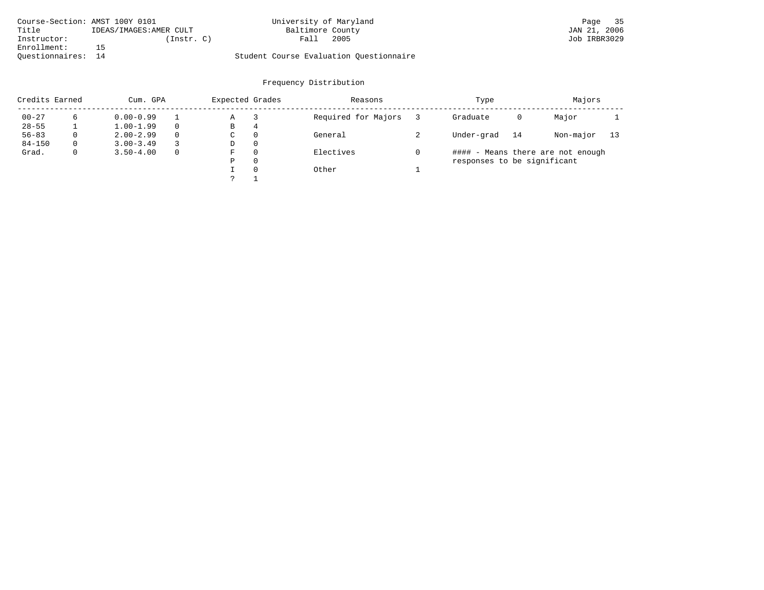Course-Section: AMST 100Y 0101
Title IDEAS/IMAGES:AMER CULT
Instructor: (Instr. C)
Enrollment: 15
Questionnaires: 14

University of Maryland
Baltimore County
Fall 2005

Student Course Evaluation Questionnaire

JAN 21, 2006
Job IRBR3029

## Frequency Distribution

| Credits Earned | | Cum. GPA | | Expected Grades | | Reasons | | Type | | Majors | |
|---|---|---|---|---|---|---|---|---|---|---|---|
| 00-27 | 6 | 0.00-0.99 | 1 | A | 3 | Required for Majors | 3 | Graduate | 0 | Major | 1 |
| 28-55 | 1 | 1.00-1.99 | 0 | B | 4 | | | | | | |
| 56-83 | 0 | 2.00-2.99 | 0 | C | 0 | General | 2 | Under-grad | 14 | Non-major | 13 |
| 84-150 | 0 | 3.00-3.49 | 3 | D | 0 | | | | | | |
| Grad. | 0 | 3.50-4.00 | 0 | F | 0 | Electives | 0 | | | | |
| | | | | P | 0 | | | | | | |
| | | | | I | 0 | Other | 1 | | | | |
| | | | | ? | 1 | | | | | | |

#### - Means there are not enough responses to be significant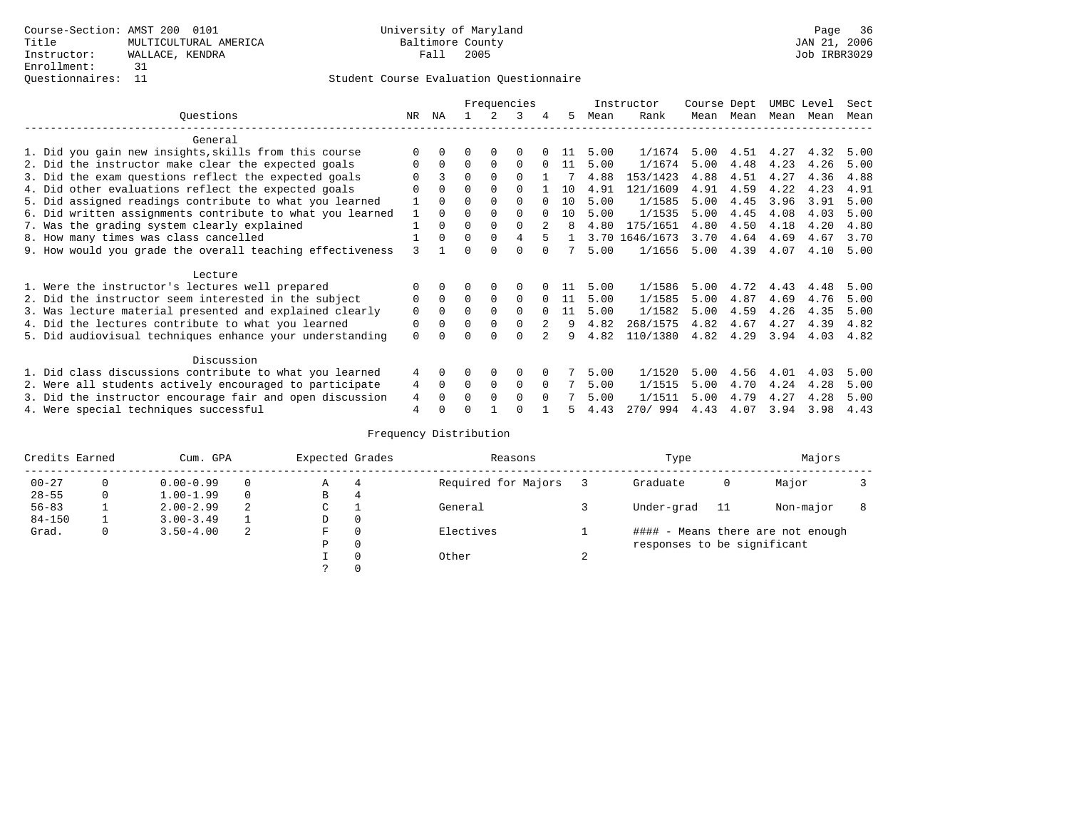Course-Section: AMST 200 0101
Title: MULTICULTURAL AMERICA
Instructor: WALLACE, KENDRA
Enrollment: 31
Questionnaires: 11

University of Maryland
Baltimore County
Fall 2005

JAN 21, 2006
Job IRBR3029

Student Course Evaluation Questionnaire

| Questions | NR | NA | 1 | 2 | 3 | 4 | 5 | Instructor Mean | Instructor Rank | Course Mean | Dept Mean | UMBC Mean | Level Mean | Sect Mean |
|---|---|---|---|---|---|---|---|---|---|---|---|---|---|---|
| **General** | | | | | | | | | | | | | | |
| 1. Did you gain new insights,skills from this course | 0 | 0 | 0 | 0 | 0 | 0 | 11 | 5.00 | 1/1674 | 5.00 | 4.51 | 4.27 | 4.32 | 5.00 |
| 2. Did the instructor make clear the expected goals | 0 | 0 | 0 | 0 | 0 | 0 | 11 | 5.00 | 1/1674 | 5.00 | 4.48 | 4.23 | 4.26 | 5.00 |
| 3. Did the exam questions reflect the expected goals | 0 | 3 | 0 | 0 | 0 | 1 | 7 | 4.88 | 153/1423 | 4.88 | 4.51 | 4.27 | 4.36 | 4.88 |
| 4. Did other evaluations reflect the expected goals | 0 | 0 | 0 | 0 | 0 | 1 | 10 | 4.91 | 121/1609 | 4.91 | 4.59 | 4.22 | 4.23 | 4.91 |
| 5. Did assigned readings contribute to what you learned | 1 | 0 | 0 | 0 | 0 | 0 | 10 | 5.00 | 1/1585 | 5.00 | 4.45 | 3.96 | 3.91 | 5.00 |
| 6. Did written assignments contribute to what you learned | 1 | 0 | 0 | 0 | 0 | 0 | 10 | 5.00 | 1/1535 | 5.00 | 4.45 | 4.08 | 4.03 | 5.00 |
| 7. Was the grading system clearly explained | 1 | 0 | 0 | 0 | 0 | 2 | 8 | 4.80 | 175/1651 | 4.80 | 4.50 | 4.18 | 4.20 | 4.80 |
| 8. How many times was class cancelled | 1 | 0 | 0 | 0 | 4 | 5 | 1 | 3.70 | 1646/1673 | 3.70 | 4.64 | 4.69 | 4.67 | 3.70 |
| 9. How would you grade the overall teaching effectiveness | 3 | 1 | 0 | 0 | 0 | 0 | 7 | 5.00 | 1/1656 | 5.00 | 4.39 | 4.07 | 4.10 | 5.00 |
| **Lecture** | | | | | | | | | | | | | | |
| 1. Were the instructor's lectures well prepared | 0 | 0 | 0 | 0 | 0 | 0 | 11 | 5.00 | 1/1586 | 5.00 | 4.72 | 4.43 | 4.48 | 5.00 |
| 2. Did the instructor seem interested in the subject | 0 | 0 | 0 | 0 | 0 | 0 | 11 | 5.00 | 1/1585 | 5.00 | 4.87 | 4.69 | 4.76 | 5.00 |
| 3. Was lecture material presented and explained clearly | 0 | 0 | 0 | 0 | 0 | 0 | 11 | 5.00 | 1/1582 | 5.00 | 4.59 | 4.26 | 4.35 | 5.00 |
| 4. Did the lectures contribute to what you learned | 0 | 0 | 0 | 0 | 0 | 2 | 9 | 4.82 | 268/1575 | 4.82 | 4.67 | 4.27 | 4.39 | 4.82 |
| 5. Did audiovisual techniques enhance your understanding | 0 | 0 | 0 | 0 | 0 | 2 | 9 | 4.82 | 110/1380 | 4.82 | 4.29 | 3.94 | 4.03 | 4.82 |
| **Discussion** | | | | | | | | | | | | | | |
| 1. Did class discussions contribute to what you learned | 4 | 0 | 0 | 0 | 0 | 0 | 7 | 5.00 | 1/1520 | 5.00 | 4.56 | 4.01 | 4.03 | 5.00 |
| 2. Were all students actively encouraged to participate | 4 | 0 | 0 | 0 | 0 | 0 | 7 | 5.00 | 1/1515 | 5.00 | 4.70 | 4.24 | 4.28 | 5.00 |
| 3. Did the instructor encourage fair and open discussion | 4 | 0 | 0 | 0 | 0 | 0 | 7 | 5.00 | 1/1511 | 5.00 | 4.79 | 4.27 | 4.28 | 5.00 |
| 4. Were special techniques successful | 4 | 0 | 0 | 1 | 0 | 1 | 5 | 4.43 | 270/ 994 | 4.43 | 4.07 | 3.94 | 3.98 | 4.43 |

Frequency Distribution

| Credits Earned | | Cum. GPA | | Expected Grades | | Reasons | | Type | | Majors | |
|---|---|---|---|---|---|---|---|---|---|---|---|
| 00-27 | 0 | 0.00-0.99 | 0 | A | 4 | Required for Majors | 3 | Graduate | 0 | Major | 3 |
| 28-55 | 0 | 1.00-1.99 | 0 | B | 4 | | | | | | |
| 56-83 | 1 | 2.00-2.99 | 2 | C | 1 | General | 3 | Under-grad | 11 | Non-major | 8 |
| 84-150 | 1 | 3.00-3.49 | 1 | D | 0 | | | | | | |
| Grad. | 0 | 3.50-4.00 | 2 | F | 0 | Electives | 1 | #### - Means there are not enough responses to be significant | | | |
| | | | | P | 0 | | | | | | |
| | | | | I | 0 | Other | 2 | | | | |
| | | | | ? | 0 | | | | | | |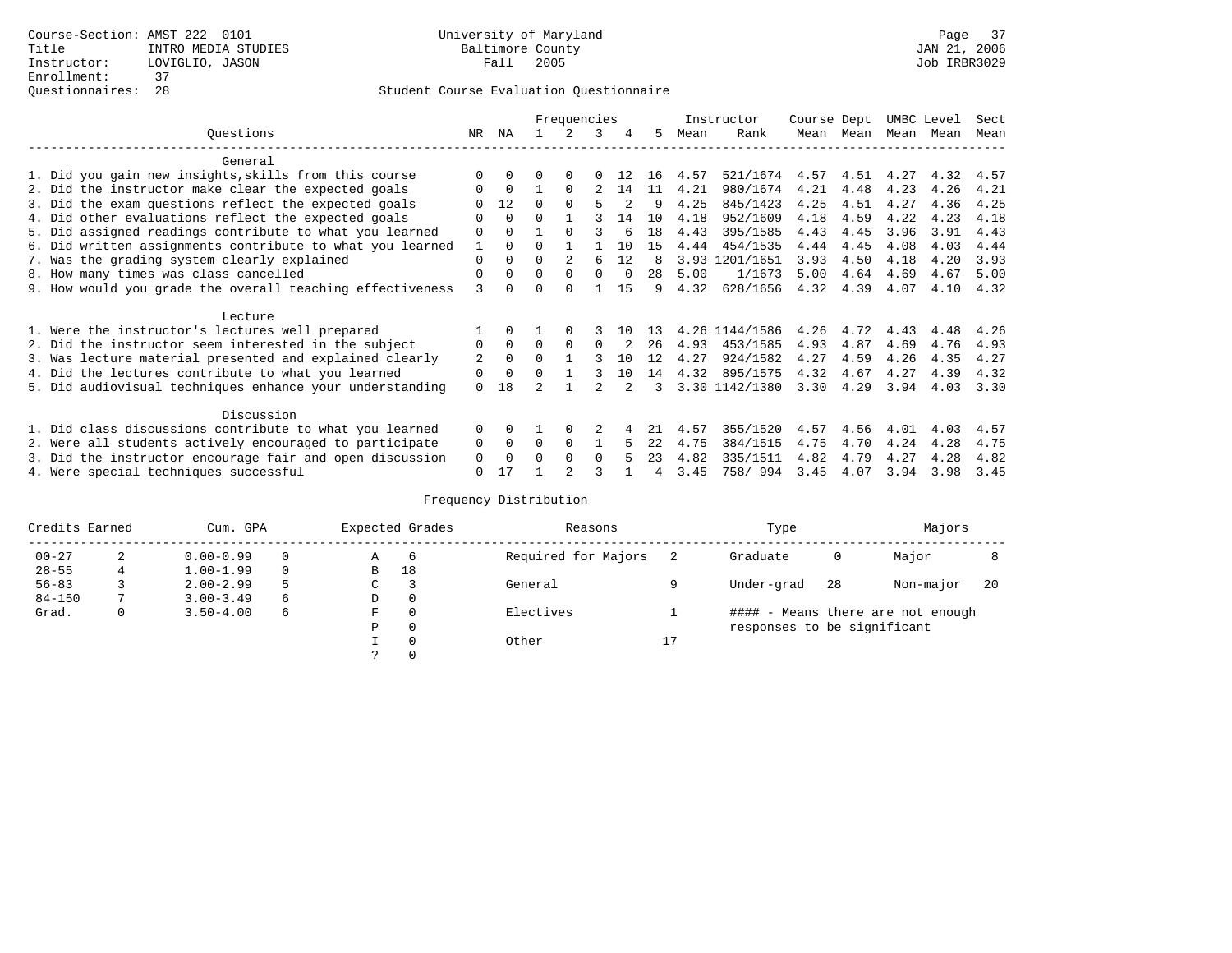Course-Section: AMST 222 0101
Title: INTRO MEDIA STUDIES
Instructor: LOVIGLIO, JASON
Enrollment: 37
Questionnaires: 28

University of Maryland
Baltimore County
Fall 2005

JAN 21, 2006
Job IRBR3029

## Student Course Evaluation Questionnaire

| Questions | NR | NA | 1 | 2 | 3 | 4 | 5 | Instructor Mean | Instructor Rank | Course Mean | Dept Mean | UMBC Mean | Level Mean | Sect Mean |
|---|---|---|---|---|---|---|---|---|---|---|---|---|---|---|
| **General** | | | | | | | | | | | | | | |
| 1. Did you gain new insights,skills from this course | 0 | 0 | 0 | 0 | 0 | 12 | 16 | 4.57 | 521/1674 | 4.57 | 4.51 | 4.27 | 4.32 | 4.57 |
| 2. Did the instructor make clear the expected goals | 0 | 0 | 1 | 0 | 2 | 14 | 11 | 4.21 | 980/1674 | 4.21 | 4.48 | 4.23 | 4.26 | 4.21 |
| 3. Did the exam questions reflect the expected goals | 0 | 12 | 0 | 0 | 5 | 2 | 9 | 4.25 | 845/1423 | 4.25 | 4.51 | 4.27 | 4.36 | 4.25 |
| 4. Did other evaluations reflect the expected goals | 0 | 0 | 0 | 1 | 3 | 14 | 10 | 4.18 | 952/1609 | 4.18 | 4.59 | 4.22 | 4.23 | 4.18 |
| 5. Did assigned readings contribute to what you learned | 0 | 0 | 1 | 0 | 3 | 6 | 18 | 4.43 | 395/1585 | 4.43 | 4.45 | 3.96 | 3.91 | 4.43 |
| 6. Did written assignments contribute to what you learned | 1 | 0 | 0 | 1 | 1 | 10 | 15 | 4.44 | 454/1535 | 4.44 | 4.45 | 4.08 | 4.03 | 4.44 |
| 7. Was the grading system clearly explained | 0 | 0 | 0 | 2 | 6 | 12 | 8 | 3.93 | 1201/1651 | 3.93 | 4.50 | 4.18 | 4.20 | 3.93 |
| 8. How many times was class cancelled | 0 | 0 | 0 | 0 | 0 | 0 | 28 | 5.00 | 1/1673 | 5.00 | 4.64 | 4.69 | 4.67 | 5.00 |
| 9. How would you grade the overall teaching effectiveness | 3 | 0 | 0 | 0 | 1 | 15 | 9 | 4.32 | 628/1656 | 4.32 | 4.39 | 4.07 | 4.10 | 4.32 |
| **Lecture** | | | | | | | | | | | | | | |
| 1. Were the instructor's lectures well prepared | 1 | 0 | 1 | 0 | 3 | 10 | 13 | 4.26 | 1144/1586 | 4.26 | 4.72 | 4.43 | 4.48 | 4.26 |
| 2. Did the instructor seem interested in the subject | 0 | 0 | 0 | 0 | 0 | 2 | 26 | 4.93 | 453/1585 | 4.93 | 4.87 | 4.69 | 4.76 | 4.93 |
| 3. Was lecture material presented and explained clearly | 2 | 0 | 0 | 1 | 3 | 10 | 12 | 4.27 | 924/1582 | 4.27 | 4.59 | 4.26 | 4.35 | 4.27 |
| 4. Did the lectures contribute to what you learned | 0 | 0 | 0 | 1 | 3 | 10 | 14 | 4.32 | 895/1575 | 4.32 | 4.67 | 4.27 | 4.39 | 4.32 |
| 5. Did audiovisual techniques enhance your understanding | 0 | 18 | 2 | 1 | 2 | 2 | 3 | 3.30 | 1142/1380 | 3.30 | 4.29 | 3.94 | 4.03 | 3.30 |
| **Discussion** | | | | | | | | | | | | | | |
| 1. Did class discussions contribute to what you learned | 0 | 0 | 1 | 0 | 2 | 4 | 21 | 4.57 | 355/1520 | 4.57 | 4.56 | 4.01 | 4.03 | 4.57 |
| 2. Were all students actively encouraged to participate | 0 | 0 | 0 | 0 | 1 | 5 | 22 | 4.75 | 384/1515 | 4.75 | 4.70 | 4.24 | 4.28 | 4.75 |
| 3. Did the instructor encourage fair and open discussion | 0 | 0 | 0 | 0 | 0 | 5 | 23 | 4.82 | 335/1511 | 4.82 | 4.79 | 4.27 | 4.28 | 4.82 |
| 4. Were special techniques successful | 0 | 17 | 1 | 2 | 3 | 1 | 4 | 3.45 | 758/ 994 | 3.45 | 4.07 | 3.94 | 3.98 | 3.45 |

## Frequency Distribution

| Credits Earned | | Cum. GPA | | Expected Grades | | Reasons | | Type | | Majors | |
|---|---|---|---|---|---|---|---|---|---|---|---|
| 00-27 | 2 | 0.00-0.99 | 0 | A | 6 | Required for Majors | 2 | Graduate | 0 | Major | 8 |
| 28-55 | 4 | 1.00-1.99 | 0 | B | 18 | | | | | | |
| 56-83 | 3 | 2.00-2.99 | 5 | C | 3 | General | 9 | Under-grad | 28 | Non-major | 20 |
| 84-150 | 7 | 3.00-3.49 | 6 | D | 0 | | | | | | |
| Grad. | 0 | 3.50-4.00 | 6 | F | 0 | Electives | 1 | #### - Means there are not enough responses to be significant | | | |
| | | | | P | 0 | | | | | | |
| | | | | I | 0 | Other | 17 | | | | |
| | | | | ? | 0 | | | | | | |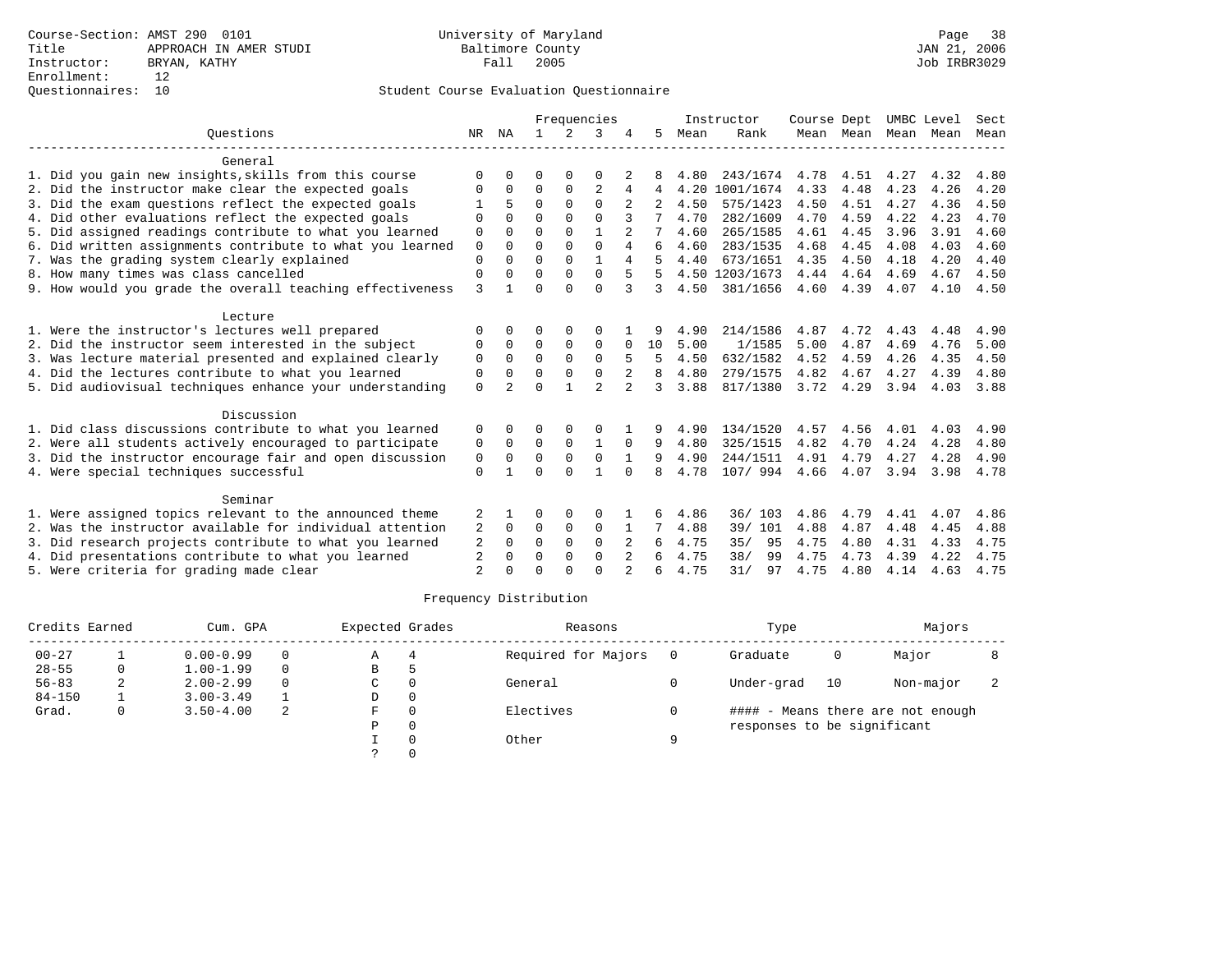Course-Section: AMST 290 0101
Title: APPROACH IN AMER STUDI
Instructor: BRYAN, KATHY
Enrollment: 12
Questionnaires: 10

University of Maryland
Baltimore County
Fall 2005

JAN 21, 2006
Job IRBR3029

Student Course Evaluation Questionnaire

| Questions | NR | NA | 1 | 2 | 3 | 4 | 5 | Instructor Mean | Rank | Course Mean | Dept Mean | UMBC Level Mean | Level Mean | Sect Mean |
|---|---|---|---|---|---|---|---|---|---|---|---|---|---|---|
| **General** | | | | | | | | | | | | | | |
| 1. Did you gain new insights,skills from this course | 0 | 0 | 0 | 0 | 0 | 2 | 8 | 4.80 | 243/1674 | 4.78 | 4.51 | 4.27 | 4.32 | 4.80 |
| 2. Did the instructor make clear the expected goals | 0 | 0 | 0 | 0 | 2 | 4 | 4 | 4.20 | 1001/1674 | 4.33 | 4.48 | 4.23 | 4.26 | 4.20 |
| 3. Did the exam questions reflect the expected goals | 1 | 5 | 0 | 0 | 0 | 2 | 2 | 4.50 | 575/1423 | 4.50 | 4.51 | 4.27 | 4.36 | 4.50 |
| 4. Did other evaluations reflect the expected goals | 0 | 0 | 0 | 0 | 0 | 3 | 7 | 4.70 | 282/1609 | 4.70 | 4.59 | 4.22 | 4.23 | 4.70 |
| 5. Did assigned readings contribute to what you learned | 0 | 0 | 0 | 0 | 1 | 2 | 7 | 4.60 | 265/1585 | 4.61 | 4.45 | 3.96 | 3.91 | 4.60 |
| 6. Did written assignments contribute to what you learned | 0 | 0 | 0 | 0 | 0 | 4 | 6 | 4.60 | 283/1535 | 4.68 | 4.45 | 4.08 | 4.03 | 4.60 |
| 7. Was the grading system clearly explained | 0 | 0 | 0 | 0 | 1 | 4 | 5 | 4.40 | 673/1651 | 4.35 | 4.50 | 4.18 | 4.20 | 4.40 |
| 8. How many times was class cancelled | 0 | 0 | 0 | 0 | 0 | 5 | 5 | 4.50 | 1203/1673 | 4.44 | 4.64 | 4.69 | 4.67 | 4.50 |
| 9. How would you grade the overall teaching effectiveness | 3 | 1 | 0 | 0 | 0 | 3 | 3 | 4.50 | 381/1656 | 4.60 | 4.39 | 4.07 | 4.10 | 4.50 |
| **Lecture** | | | | | | | | | | | | | | |
| 1. Were the instructor's lectures well prepared | 0 | 0 | 0 | 0 | 0 | 1 | 9 | 4.90 | 214/1586 | 4.87 | 4.72 | 4.43 | 4.48 | 4.90 |
| 2. Did the instructor seem interested in the subject | 0 | 0 | 0 | 0 | 0 | 0 | 10 | 5.00 | 1/1585 | 5.00 | 4.87 | 4.69 | 4.76 | 5.00 |
| 3. Was lecture material presented and explained clearly | 0 | 0 | 0 | 0 | 0 | 5 | 5 | 4.50 | 632/1582 | 4.52 | 4.59 | 4.26 | 4.35 | 4.50 |
| 4. Did the lectures contribute to what you learned | 0 | 0 | 0 | 0 | 0 | 2 | 8 | 4.80 | 279/1575 | 4.82 | 4.67 | 4.27 | 4.39 | 4.80 |
| 5. Did audiovisual techniques enhance your understanding | 0 | 2 | 0 | 1 | 2 | 2 | 3 | 3.88 | 817/1380 | 3.72 | 4.29 | 3.94 | 4.03 | 3.88 |
| **Discussion** | | | | | | | | | | | | | | |
| 1. Did class discussions contribute to what you learned | 0 | 0 | 0 | 0 | 0 | 1 | 9 | 4.90 | 134/1520 | 4.57 | 4.56 | 4.01 | 4.03 | 4.90 |
| 2. Were all students actively encouraged to participate | 0 | 0 | 0 | 0 | 1 | 0 | 9 | 4.80 | 325/1515 | 4.82 | 4.70 | 4.24 | 4.28 | 4.80 |
| 3. Did the instructor encourage fair and open discussion | 0 | 0 | 0 | 0 | 0 | 1 | 9 | 4.90 | 244/1511 | 4.91 | 4.79 | 4.27 | 4.28 | 4.90 |
| 4. Were special techniques successful | 0 | 1 | 0 | 0 | 1 | 0 | 8 | 4.78 | 107/ 994 | 4.66 | 4.07 | 3.94 | 3.98 | 4.78 |
| **Seminar** | | | | | | | | | | | | | | |
| 1. Were assigned topics relevant to the announced theme | 2 | 1 | 0 | 0 | 0 | 1 | 6 | 4.86 | 36/ 103 | 4.86 | 4.79 | 4.41 | 4.07 | 4.86 |
| 2. Was the instructor available for individual attention | 2 | 0 | 0 | 0 | 0 | 1 | 7 | 4.88 | 39/ 101 | 4.88 | 4.87 | 4.48 | 4.45 | 4.88 |
| 3. Did research projects contribute to what you learned | 2 | 0 | 0 | 0 | 0 | 2 | 6 | 4.75 | 35/ 95 | 4.75 | 4.80 | 4.31 | 4.33 | 4.75 |
| 4. Did presentations contribute to what you learned | 2 | 0 | 0 | 0 | 0 | 2 | 6 | 4.75 | 38/ 99 | 4.75 | 4.73 | 4.39 | 4.22 | 4.75 |
| 5. Were criteria for grading made clear | 2 | 0 | 0 | 0 | 0 | 2 | 6 | 4.75 | 31/ 97 | 4.75 | 4.80 | 4.14 | 4.63 | 4.75 |

Frequency Distribution

| Credits Earned | | Cum. GPA | | Expected Grades | | Reasons | | Type | | Majors | |
|---|---|---|---|---|---|---|---|---|---|---|---|
| 00-27 | 1 | 0.00-0.99 | 0 | A | 4 | Required for Majors | 0 | Graduate | 0 | Major | 8 |
| 28-55 | 0 | 1.00-1.99 | 0 | B | 5 | | | | | | |
| 56-83 | 2 | 2.00-2.99 | 0 | C | 0 | General | 0 | Under-grad | 10 | Non-major | 2 |
| 84-150 | 1 | 3.00-3.49 | 1 | D | 0 | | | | | | |
| Grad. | 0 | 3.50-4.00 | 2 | F | 0 | Electives | 0 | #### - Means there are not enough responses to be significant | | | |
| | | | | P | 0 | | | | | | |
| | | | | I | 0 | Other | 9 | | | | |
| | | | | ? | 0 | | | | | | |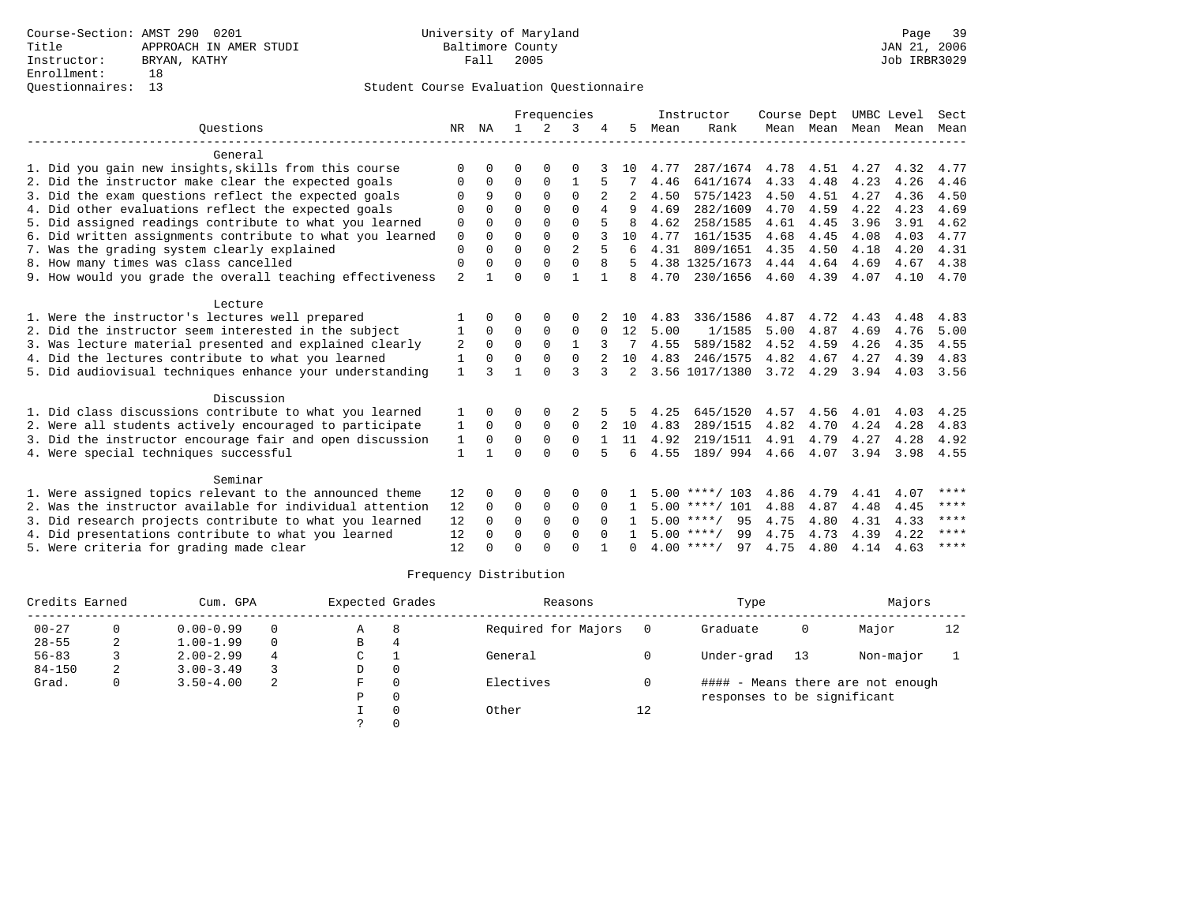Course-Section: AMST 290 0201
Title: APPROACH IN AMER STUDI
Instructor: BRYAN, KATHY
Enrollment: 18
Questionnaires: 13

University of Maryland
Baltimore County
Fall 2005

JAN 21, 2006
Job IRBR3029

## Student Course Evaluation Questionnaire

| Questions | NR | NA | 1 | 2 | 3 | 4 | 5 | Instructor Mean | Rank | Course Mean | Dept Mean | UMBC Mean | Level Mean | Sect Mean |
|---|---|---|---|---|---|---|---|---|---|---|---|---|---|---|
| **General** | | | | | | | | | | | | | | |
| 1. Did you gain new insights,skills from this course | 0 | 0 | 0 | 0 | 0 | 3 | 10 | 4.77 | 287/1674 | 4.78 | 4.51 | 4.27 | 4.32 | 4.77 |
| 2. Did the instructor make clear the expected goals | 0 | 0 | 0 | 0 | 1 | 5 | 7 | 4.46 | 641/1674 | 4.33 | 4.48 | 4.23 | 4.26 | 4.46 |
| 3. Did the exam questions reflect the expected goals | 0 | 9 | 0 | 0 | 0 | 2 | 2 | 4.50 | 575/1423 | 4.50 | 4.51 | 4.27 | 4.36 | 4.50 |
| 4. Did other evaluations reflect the expected goals | 0 | 0 | 0 | 0 | 0 | 4 | 9 | 4.69 | 282/1609 | 4.70 | 4.59 | 4.22 | 4.23 | 4.69 |
| 5. Did assigned readings contribute to what you learned | 0 | 0 | 0 | 0 | 0 | 5 | 8 | 4.62 | 258/1585 | 4.61 | 4.45 | 3.96 | 3.91 | 4.62 |
| 6. Did written assignments contribute to what you learned | 0 | 0 | 0 | 0 | 0 | 3 | 10 | 4.77 | 161/1535 | 4.68 | 4.45 | 4.08 | 4.03 | 4.77 |
| 7. Was the grading system clearly explained | 0 | 0 | 0 | 0 | 2 | 5 | 6 | 4.31 | 809/1651 | 4.35 | 4.50 | 4.18 | 4.20 | 4.31 |
| 8. How many times was class cancelled | 0 | 0 | 0 | 0 | 0 | 8 | 5 | 4.38 | 1325/1673 | 4.44 | 4.64 | 4.69 | 4.67 | 4.38 |
| 9. How would you grade the overall teaching effectiveness | 2 | 1 | 0 | 0 | 1 | 1 | 8 | 4.70 | 230/1656 | 4.60 | 4.39 | 4.07 | 4.10 | 4.70 |
| **Lecture** | | | | | | | | | | | | | | |
| 1. Were the instructor's lectures well prepared | 1 | 0 | 0 | 0 | 0 | 2 | 10 | 4.83 | 336/1586 | 4.87 | 4.72 | 4.43 | 4.48 | 4.83 |
| 2. Did the instructor seem interested in the subject | 1 | 0 | 0 | 0 | 0 | 0 | 12 | 5.00 | 1/1585 | 5.00 | 4.87 | 4.69 | 4.76 | 5.00 |
| 3. Was lecture material presented and explained clearly | 2 | 0 | 0 | 0 | 1 | 3 | 7 | 4.55 | 589/1582 | 4.52 | 4.59 | 4.26 | 4.35 | 4.55 |
| 4. Did the lectures contribute to what you learned | 1 | 0 | 0 | 0 | 0 | 2 | 10 | 4.83 | 246/1575 | 4.82 | 4.67 | 4.27 | 4.39 | 4.83 |
| 5. Did audiovisual techniques enhance your understanding | 1 | 3 | 1 | 0 | 3 | 3 | 2 | 3.56 | 1017/1380 | 3.72 | 4.29 | 3.94 | 4.03 | 3.56 |
| **Discussion** | | | | | | | | | | | | | | |
| 1. Did class discussions contribute to what you learned | 1 | 0 | 0 | 0 | 2 | 5 | 5 | 4.25 | 645/1520 | 4.57 | 4.56 | 4.01 | 4.03 | 4.25 |
| 2. Were all students actively encouraged to participate | 1 | 0 | 0 | 0 | 0 | 2 | 10 | 4.83 | 289/1515 | 4.82 | 4.70 | 4.24 | 4.28 | 4.83 |
| 3. Did the instructor encourage fair and open discussion | 1 | 0 | 0 | 0 | 0 | 1 | 11 | 4.92 | 219/1511 | 4.91 | 4.79 | 4.27 | 4.28 | 4.92 |
| 4. Were special techniques successful | 1 | 1 | 0 | 0 | 0 | 5 | 6 | 4.55 | 189/ 994 | 4.66 | 4.07 | 3.94 | 3.98 | 4.55 |
| **Seminar** | | | | | | | | | | | | | | |
| 1. Were assigned topics relevant to the announced theme | 12 | 0 | 0 | 0 | 0 | 0 | 1 | 5.00 | ****/ 103 | 4.86 | 4.79 | 4.41 | 4.07 | **** |
| 2. Was the instructor available for individual attention | 12 | 0 | 0 | 0 | 0 | 0 | 1 | 5.00 | ****/ 101 | 4.88 | 4.87 | 4.48 | 4.45 | **** |
| 3. Did research projects contribute to what you learned | 12 | 0 | 0 | 0 | 0 | 0 | 1 | 5.00 | ****/ 95 | 4.75 | 4.80 | 4.31 | 4.33 | **** |
| 4. Did presentations contribute to what you learned | 12 | 0 | 0 | 0 | 0 | 0 | 1 | 5.00 | ****/ 99 | 4.75 | 4.73 | 4.39 | 4.22 | **** |
| 5. Were criteria for grading made clear | 12 | 0 | 0 | 0 | 0 | 1 | 0 | 4.00 | ****/ 97 | 4.75 | 4.80 | 4.14 | 4.63 | **** |

## Frequency Distribution

| Credits Earned | | Cum. GPA | | Expected Grades | | Reasons | | Type | | Majors | |
|---|---|---|---|---|---|---|---|---|---|---|---|
| 00-27 | 0 | 0.00-0.99 | 0 | A | 8 | Required for Majors | 0 | Graduate | 0 | Major | 12 |
| 28-55 | 2 | 1.00-1.99 | 0 | B | 4 | | | | | | |
| 56-83 | 3 | 2.00-2.99 | 4 | C | 1 | General | 0 | Under-grad | 13 | Non-major | 1 |
| 84-150 | 2 | 3.00-3.49 | 3 | D | 0 | | | | | | |
| Grad. | 0 | 3.50-4.00 | 2 | F | 0 | Electives | 0 | #### - Means there are not enough responses to be significant | | | |
| | | | | P | 0 | | | | | | |
| | | | | I | 0 | Other | 12 | | | | |
| | | | | ? | 0 | | | | | | |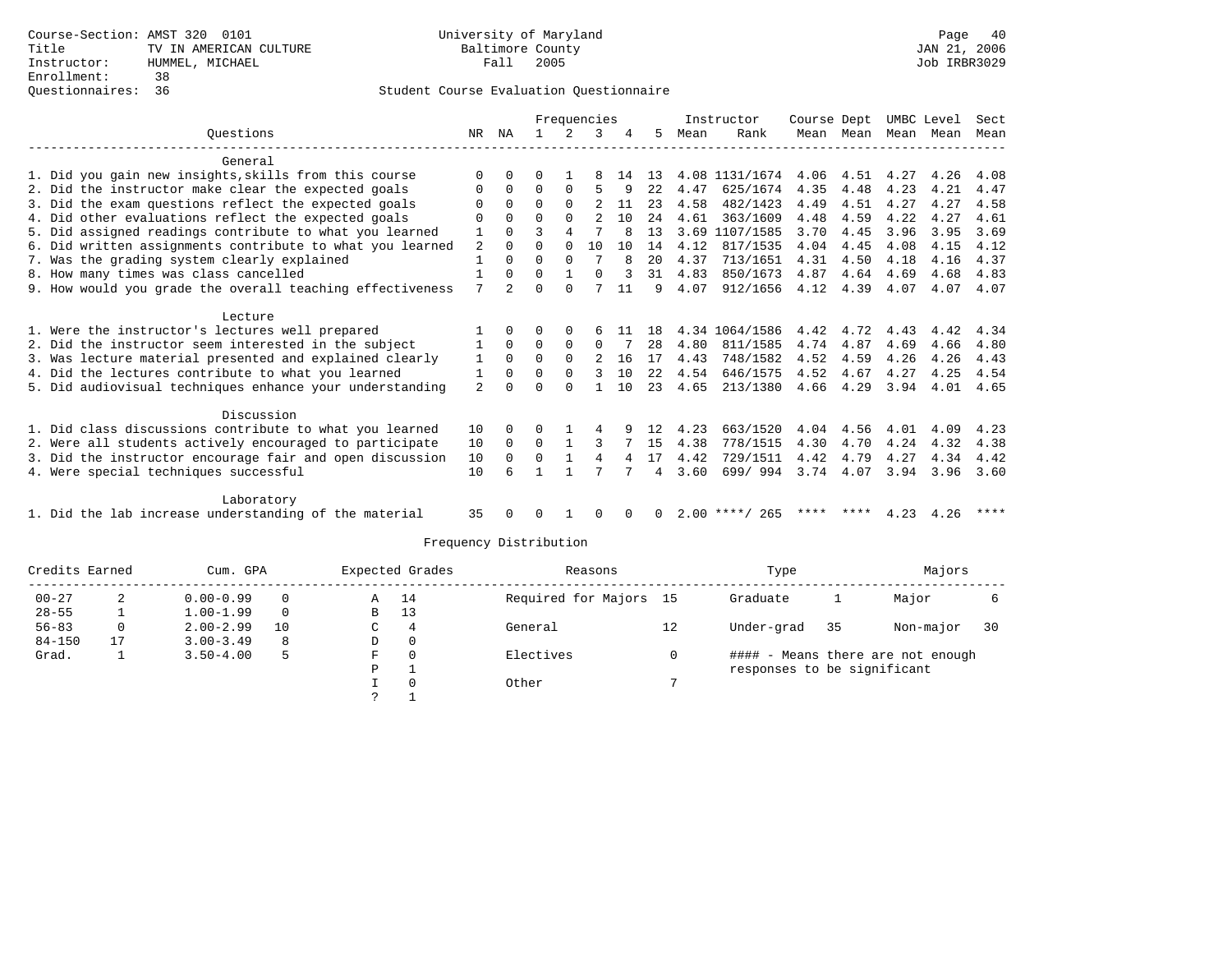Course-Section: AMST 320 0101
Title: TV IN AMERICAN CULTURE
Instructor: HUMMEL, MICHAEL
Enrollment: 38
Questionnaires: 36

University of Maryland
Baltimore County
Fall 2005

Page 40
JAN 21, 2006
Job IRBR3029

Student Course Evaluation Questionnaire

| Questions | NR | NA | 1 | 2 | 3 | 4 | 5 | Instructor Mean | Instructor Rank | Course Mean | Dept Mean | UMBC Mean | Level Mean | Sect Mean |
|---|---|---|---|---|---|---|---|---|---|---|---|---|---|---|
| **General** | | | | | | | | | | | | | | |
| 1. Did you gain new insights,skills from this course | 0 | 0 | 0 | 1 | 8 | 14 | 13 | 4.08 | 1131/1674 | 4.06 | 4.51 | 4.27 | 4.26 | 4.08 |
| 2. Did the instructor make clear the expected goals | 0 | 0 | 0 | 0 | 5 | 9 | 22 | 4.47 | 625/1674 | 4.35 | 4.48 | 4.23 | 4.21 | 4.47 |
| 3. Did the exam questions reflect the expected goals | 0 | 0 | 0 | 0 | 2 | 11 | 23 | 4.58 | 482/1423 | 4.49 | 4.51 | 4.27 | 4.27 | 4.58 |
| 4. Did other evaluations reflect the expected goals | 0 | 0 | 0 | 0 | 2 | 10 | 24 | 4.61 | 363/1609 | 4.48 | 4.59 | 4.22 | 4.27 | 4.61 |
| 5. Did assigned readings contribute to what you learned | 1 | 0 | 3 | 4 | 7 | 8 | 13 | 3.69 | 1107/1585 | 3.70 | 4.45 | 3.96 | 3.95 | 3.69 |
| 6. Did written assignments contribute to what you learned | 2 | 0 | 0 | 0 | 10 | 10 | 14 | 4.12 | 817/1535 | 4.04 | 4.45 | 4.08 | 4.15 | 4.12 |
| 7. Was the grading system clearly explained | 1 | 0 | 0 | 0 | 7 | 8 | 20 | 4.37 | 713/1651 | 4.31 | 4.50 | 4.18 | 4.16 | 4.37 |
| 8. How many times was class cancelled | 1 | 0 | 0 | 1 | 0 | 3 | 31 | 4.83 | 850/1673 | 4.87 | 4.64 | 4.69 | 4.68 | 4.83 |
| 9. How would you grade the overall teaching effectiveness | 7 | 2 | 0 | 0 | 7 | 11 | 9 | 4.07 | 912/1656 | 4.12 | 4.39 | 4.07 | 4.07 | 4.07 |
| **Lecture** | | | | | | | | | | | | | | |
| 1. Were the instructor's lectures well prepared | 1 | 0 | 0 | 0 | 6 | 11 | 18 | 4.34 | 1064/1586 | 4.42 | 4.72 | 4.43 | 4.42 | 4.34 |
| 2. Did the instructor seem interested in the subject | 1 | 0 | 0 | 0 | 0 | 7 | 28 | 4.80 | 811/1585 | 4.74 | 4.87 | 4.69 | 4.66 | 4.80 |
| 3. Was lecture material presented and explained clearly | 1 | 0 | 0 | 0 | 2 | 16 | 17 | 4.43 | 748/1582 | 4.52 | 4.59 | 4.26 | 4.26 | 4.43 |
| 4. Did the lectures contribute to what you learned | 1 | 0 | 0 | 0 | 3 | 10 | 22 | 4.54 | 646/1575 | 4.52 | 4.67 | 4.27 | 4.25 | 4.54 |
| 5. Did audiovisual techniques enhance your understanding | 2 | 0 | 0 | 0 | 1 | 10 | 23 | 4.65 | 213/1380 | 4.66 | 4.29 | 3.94 | 4.01 | 4.65 |
| **Discussion** | | | | | | | | | | | | | | |
| 1. Did class discussions contribute to what you learned | 10 | 0 | 0 | 1 | 4 | 9 | 12 | 4.23 | 663/1520 | 4.04 | 4.56 | 4.01 | 4.09 | 4.23 |
| 2. Were all students actively encouraged to participate | 10 | 0 | 0 | 1 | 3 | 7 | 15 | 4.38 | 778/1515 | 4.30 | 4.70 | 4.24 | 4.32 | 4.38 |
| 3. Did the instructor encourage fair and open discussion | 10 | 0 | 0 | 1 | 4 | 4 | 17 | 4.42 | 729/1511 | 4.42 | 4.79 | 4.27 | 4.34 | 4.42 |
| 4. Were special techniques successful | 10 | 6 | 1 | 1 | 7 | 7 | 4 | 3.60 | 699/ 994 | 3.74 | 4.07 | 3.94 | 3.96 | 3.60 |
| **Laboratory** | | | | | | | | | | | | | | |
| 1. Did the lab increase understanding of the material | 35 | 0 | 0 | 1 | 0 | 0 | 0 | 2.00 | ****/ 265 | **** | **** | 4.23 | 4.26 | **** |

Frequency Distribution

| Credits Earned | | Cum. GPA | | Expected Grades | | Reasons | | Type | | Majors | |
|---|---|---|---|---|---|---|---|---|---|---|---|
| 00-27 | 2 | 0.00-0.99 | 0 | A | 14 | Required for Majors | 15 | Graduate | 1 | Major | 6 |
| 28-55 | 1 | 1.00-1.99 | 0 | B | 13 | | | | | | |
| 56-83 | 0 | 2.00-2.99 | 10 | C | 4 | General | 12 | Under-grad | 35 | Non-major | 30 |
| 84-150 | 17 | 3.00-3.49 | 8 | D | 0 | | | | | | |
| Grad. | 1 | 3.50-4.00 | 5 | F | 0 | Electives | 0 | #### - Means there are not enough responses to be significant | | | |
| | | | | P | 1 | | | | | | |
| | | | | I | 0 | Other | 7 | | | | |
| | | | | ? | 1 | | | | | | |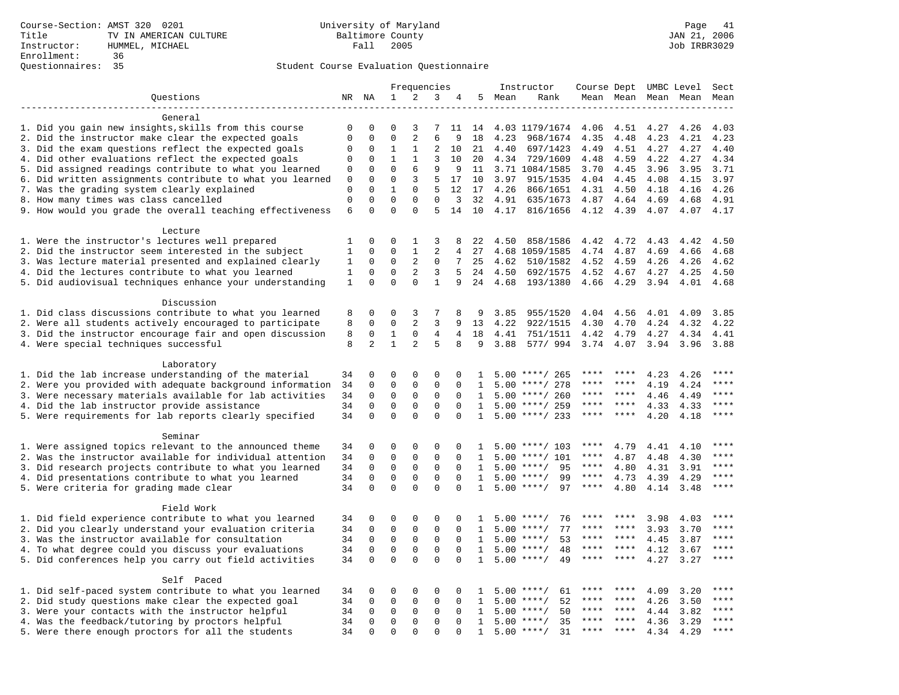Course-Section: AMST 320 0201
Title: TV IN AMERICAN CULTURE
Instructor: HUMMEL, MICHAEL
Enrollment: 36
Questionnaires: 35

University of Maryland
Baltimore County
Fall 2005

Page 41
JAN 21, 2006
Job IRBR3029

## Student Course Evaluation Questionnaire

| Questions | NR | NA | 1 | 2 | 3 | 4 | 5 | Instructor Mean | Instructor Rank | Course Mean | Dept Mean | UMBC Mean | Level Mean | Sect Mean |
|---|---|---|---|---|---|---|---|---|---|---|---|---|---|---|
| **General** | | | | | | | | | | | | | | |
| 1. Did you gain new insights,skills from this course | 0 | 0 | 0 | 3 | 7 | 11 | 14 | 4.03 | 1179/1674 | 4.06 | 4.51 | 4.27 | 4.26 | 4.03 |
| 2. Did the instructor make clear the expected goals | 0 | 0 | 0 | 2 | 6 | 9 | 18 | 4.23 | 968/1674 | 4.35 | 4.48 | 4.23 | 4.21 | 4.23 |
| 3. Did the exam questions reflect the expected goals | 0 | 0 | 1 | 1 | 2 | 10 | 21 | 4.40 | 697/1423 | 4.49 | 4.51 | 4.27 | 4.27 | 4.40 |
| 4. Did other evaluations reflect the expected goals | 0 | 0 | 1 | 1 | 3 | 10 | 20 | 4.34 | 729/1609 | 4.48 | 4.59 | 4.22 | 4.27 | 4.34 |
| 5. Did assigned readings contribute to what you learned | 0 | 0 | 0 | 6 | 9 | 9 | 11 | 3.71 | 1084/1585 | 3.70 | 4.45 | 3.96 | 3.95 | 3.71 |
| 6. Did written assignments contribute to what you learned | 0 | 0 | 0 | 3 | 5 | 17 | 10 | 3.97 | 915/1535 | 4.04 | 4.45 | 4.08 | 4.15 | 3.97 |
| 7. Was the grading system clearly explained | 0 | 0 | 1 | 0 | 5 | 12 | 17 | 4.26 | 866/1651 | 4.31 | 4.50 | 4.18 | 4.16 | 4.26 |
| 8. How many times was class cancelled | 0 | 0 | 0 | 0 | 0 | 3 | 32 | 4.91 | 635/1673 | 4.87 | 4.64 | 4.69 | 4.68 | 4.91 |
| 9. How would you grade the overall teaching effectiveness | 6 | 0 | 0 | 0 | 5 | 14 | 10 | 4.17 | 816/1656 | 4.12 | 4.39 | 4.07 | 4.07 | 4.17 |
| **Lecture** | | | | | | | | | | | | | | |
| 1. Were the instructor's lectures well prepared | 1 | 0 | 0 | 1 | 3 | 8 | 22 | 4.50 | 858/1586 | 4.42 | 4.72 | 4.43 | 4.42 | 4.50 |
| 2. Did the instructor seem interested in the subject | 1 | 0 | 0 | 1 | 2 | 4 | 27 | 4.68 | 1059/1585 | 4.74 | 4.87 | 4.69 | 4.66 | 4.68 |
| 3. Was lecture material presented and explained clearly | 1 | 0 | 0 | 2 | 0 | 7 | 25 | 4.62 | 510/1582 | 4.52 | 4.59 | 4.26 | 4.26 | 4.62 |
| 4. Did the lectures contribute to what you learned | 1 | 0 | 0 | 2 | 3 | 5 | 24 | 4.50 | 692/1575 | 4.52 | 4.67 | 4.27 | 4.25 | 4.50 |
| 5. Did audiovisual techniques enhance your understanding | 1 | 0 | 0 | 0 | 1 | 9 | 24 | 4.68 | 193/1380 | 4.66 | 4.29 | 3.94 | 4.01 | 4.68 |
| **Discussion** | | | | | | | | | | | | | | |
| 1. Did class discussions contribute to what you learned | 8 | 0 | 0 | 3 | 7 | 8 | 9 | 3.85 | 955/1520 | 4.04 | 4.56 | 4.01 | 4.09 | 3.85 |
| 2. Were all students actively encouraged to participate | 8 | 0 | 0 | 2 | 3 | 9 | 13 | 4.22 | 922/1515 | 4.30 | 4.70 | 4.24 | 4.32 | 4.22 |
| 3. Did the instructor encourage fair and open discussion | 8 | 0 | 1 | 0 | 4 | 4 | 18 | 4.41 | 751/1511 | 4.42 | 4.79 | 4.27 | 4.34 | 4.41 |
| 4. Were special techniques successful | 8 | 2 | 1 | 2 | 5 | 8 | 9 | 3.88 | 577/ 994 | 3.74 | 4.07 | 3.94 | 3.96 | 3.88 |
| **Laboratory** | | | | | | | | | | | | | | |
| 1. Did the lab increase understanding of the material | 34 | 0 | 0 | 0 | 0 | 0 | 1 | 5.00 | ****/ 265 | **** | **** | 4.23 | 4.26 | **** |
| 2. Were you provided with adequate background information | 34 | 0 | 0 | 0 | 0 | 0 | 1 | 5.00 | ****/ 278 | **** | **** | 4.19 | 4.24 | **** |
| 3. Were necessary materials available for lab activities | 34 | 0 | 0 | 0 | 0 | 0 | 1 | 5.00 | ****/ 260 | **** | **** | 4.46 | 4.49 | **** |
| 4. Did the lab instructor provide assistance | 34 | 0 | 0 | 0 | 0 | 0 | 1 | 5.00 | ****/ 259 | **** | **** | 4.33 | 4.33 | **** |
| 5. Were requirements for lab reports clearly specified | 34 | 0 | 0 | 0 | 0 | 0 | 1 | 5.00 | ****/ 233 | **** | **** | 4.20 | 4.18 | **** |
| **Seminar** | | | | | | | | | | | | | | |
| 1. Were assigned topics relevant to the announced theme | 34 | 0 | 0 | 0 | 0 | 0 | 1 | 5.00 | ****/ 103 | **** | 4.79 | 4.41 | 4.10 | **** |
| 2. Was the instructor available for individual attention | 34 | 0 | 0 | 0 | 0 | 0 | 1 | 5.00 | ****/ 101 | **** | 4.87 | 4.48 | 4.30 | **** |
| 3. Did research projects contribute to what you learned | 34 | 0 | 0 | 0 | 0 | 0 | 1 | 5.00 | ****/ 95 | **** | 4.80 | 4.31 | 3.91 | **** |
| 4. Did presentations contribute to what you learned | 34 | 0 | 0 | 0 | 0 | 0 | 1 | 5.00 | ****/ 99 | **** | 4.73 | 4.39 | 4.29 | **** |
| 5. Were criteria for grading made clear | 34 | 0 | 0 | 0 | 0 | 0 | 1 | 5.00 | ****/ 97 | **** | 4.80 | 4.14 | 3.48 | **** |
| **Field Work** | | | | | | | | | | | | | | |
| 1. Did field experience contribute to what you learned | 34 | 0 | 0 | 0 | 0 | 0 | 1 | 5.00 | ****/ 76 | **** | **** | 3.98 | 4.03 | **** |
| 2. Did you clearly understand your evaluation criteria | 34 | 0 | 0 | 0 | 0 | 0 | 1 | 5.00 | ****/ 77 | **** | **** | 3.93 | 3.70 | **** |
| 3. Was the instructor available for consultation | 34 | 0 | 0 | 0 | 0 | 0 | 1 | 5.00 | ****/ 53 | **** | **** | 4.45 | 3.87 | **** |
| 4. To what degree could you discuss your evaluations | 34 | 0 | 0 | 0 | 0 | 0 | 1 | 5.00 | ****/ 48 | **** | **** | 4.12 | 3.67 | **** |
| 5. Did conferences help you carry out field activities | 34 | 0 | 0 | 0 | 0 | 0 | 1 | 5.00 | ****/ 49 | **** | **** | 4.27 | 3.27 | **** |
| **Self Paced** | | | | | | | | | | | | | | |
| 1. Did self-paced system contribute to what you learned | 34 | 0 | 0 | 0 | 0 | 0 | 1 | 5.00 | ****/ 61 | **** | **** | 4.09 | 3.20 | **** |
| 2. Did study questions make clear the expected goal | 34 | 0 | 0 | 0 | 0 | 0 | 1 | 5.00 | ****/ 52 | **** | **** | 4.26 | 3.50 | **** |
| 3. Were your contacts with the instructor helpful | 34 | 0 | 0 | 0 | 0 | 0 | 1 | 5.00 | ****/ 50 | **** | **** | 4.44 | 3.82 | **** |
| 4. Was the feedback/tutoring by proctors helpful | 34 | 0 | 0 | 0 | 0 | 0 | 1 | 5.00 | ****/ 35 | **** | **** | 4.36 | 3.29 | **** |
| 5. Were there enough proctors for all the students | 34 | 0 | 0 | 0 | 0 | 0 | 1 | 5.00 | ****/ 31 | **** | **** | 4.34 | 4.29 | **** |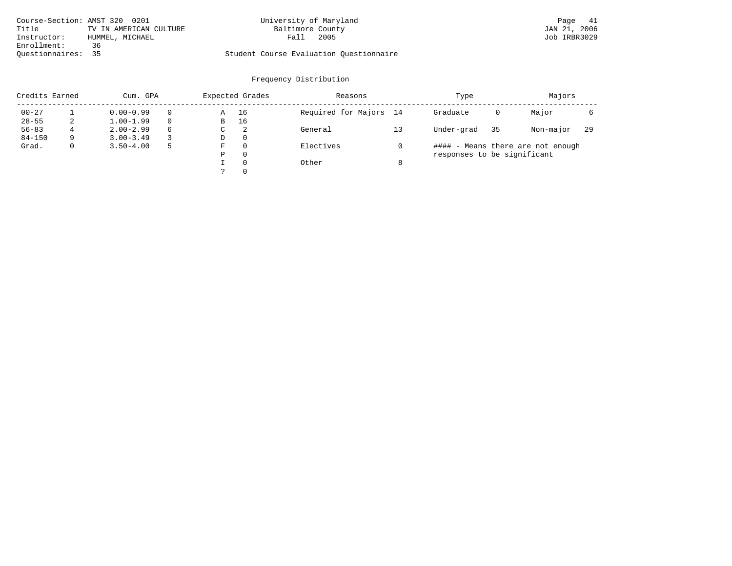Course-Section: AMST 320 0201
Title: TV IN AMERICAN CULTURE
Instructor: HUMMEL, MICHAEL
Enrollment: 36
Questionnaires: 35

University of Maryland
Baltimore County
Fall 2005

Student Course Evaluation Questionnaire

Page 41
JAN 21, 2006
Job IRBR3029

## Frequency Distribution

| Credits Earned | | Cum. GPA | | Expected Grades | | Reasons | | Type | | Majors | |
|---|---|---|---|---|---|---|---|---|---|---|---|
| 00-27 | 1 | 0.00-0.99 | 0 | A | 16 | Required for Majors | 14 | Graduate | 0 | Major | 6 |
| 28-55 | 2 | 1.00-1.99 | 0 | B | 16 | | | | | | |
| 56-83 | 4 | 2.00-2.99 | 6 | C | 2 | General | 13 | Under-grad | 35 | Non-major | 29 |
| 84-150 | 9 | 3.00-3.49 | 3 | D | 0 | | | | | | |
| Grad. | 0 | 3.50-4.00 | 5 | F | 0 | Electives | 0 | | | | |
| | | | | P | 0 | | | | | | |
| | | | | I | 0 | Other | 8 | | | | |
| | | | | ? | 0 | | | | | | |

#### - Means there are not enough responses to be significant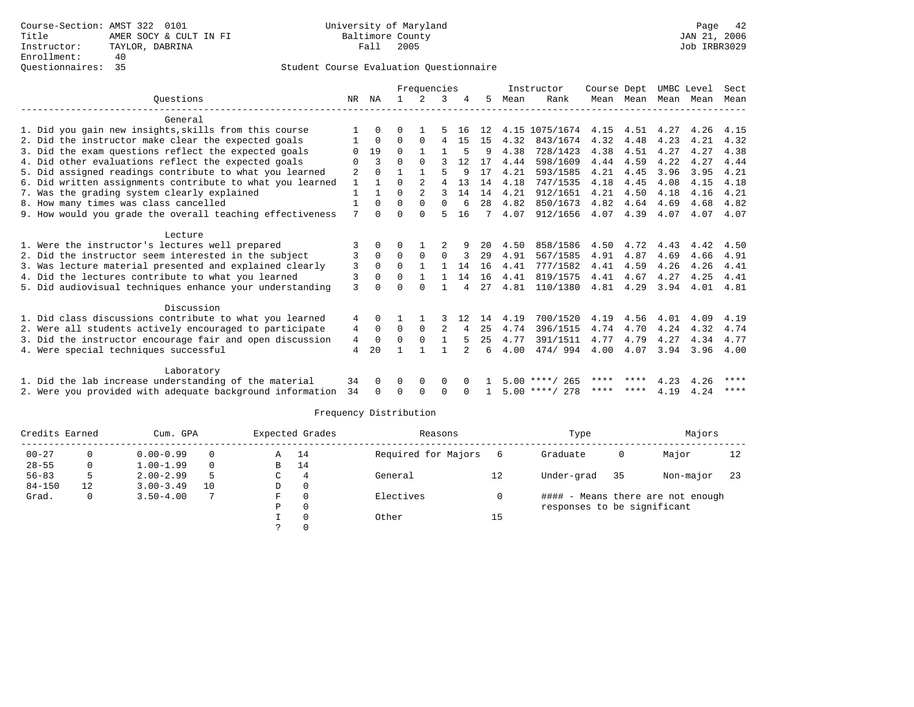Course-Section: AMST 322 0101
Title: AMER SOCY & CULT IN FI
Instructor: TAYLOR, DABRINA
Enrollment: 40
Questionnaires: 35

University of Maryland
Baltimore County
Fall 2005

Student Course Evaluation Questionnaire

| Questions | NR | NA | 1 | 2 | 3 | 4 | 5 | Instructor Mean | Instructor Rank | Course Mean | Dept Mean | UMBC Level Mean | Level Mean | Sect Mean |
|---|---|---|---|---|---|---|---|---|---|---|---|---|---|---|
| **General** | | | | | | | | | | | | | | |
| 1. Did you gain new insights,skills from this course | 1 | 0 | 0 | 1 | 5 | 16 | 12 | 4.15 | 1075/1674 | 4.15 | 4.51 | 4.27 | 4.26 | 4.15 |
| 2. Did the instructor make clear the expected goals | 1 | 0 | 0 | 0 | 4 | 15 | 15 | 4.32 | 843/1674 | 4.32 | 4.48 | 4.23 | 4.21 | 4.32 |
| 3. Did the exam questions reflect the expected goals | 0 | 19 | 0 | 1 | 1 | 5 | 9 | 4.38 | 728/1423 | 4.38 | 4.51 | 4.27 | 4.27 | 4.38 |
| 4. Did other evaluations reflect the expected goals | 0 | 3 | 0 | 0 | 3 | 12 | 17 | 4.44 | 598/1609 | 4.44 | 4.59 | 4.22 | 4.27 | 4.44 |
| 5. Did assigned readings contribute to what you learned | 2 | 0 | 1 | 1 | 5 | 9 | 17 | 4.21 | 593/1585 | 4.21 | 4.45 | 3.96 | 3.95 | 4.21 |
| 6. Did written assignments contribute to what you learned | 1 | 1 | 0 | 2 | 4 | 13 | 14 | 4.18 | 747/1535 | 4.18 | 4.45 | 4.08 | 4.15 | 4.18 |
| 7. Was the grading system clearly explained | 1 | 1 | 0 | 2 | 3 | 14 | 14 | 4.21 | 912/1651 | 4.21 | 4.50 | 4.18 | 4.16 | 4.21 |
| 8. How many times was class cancelled | 1 | 0 | 0 | 0 | 0 | 6 | 28 | 4.82 | 850/1673 | 4.82 | 4.64 | 4.69 | 4.68 | 4.82 |
| 9. How would you grade the overall teaching effectiveness | 7 | 0 | 0 | 0 | 5 | 16 | 7 | 4.07 | 912/1656 | 4.07 | 4.39 | 4.07 | 4.07 | 4.07 |
| **Lecture** | | | | | | | | | | | | | | |
| 1. Were the instructor's lectures well prepared | 3 | 0 | 0 | 1 | 2 | 9 | 20 | 4.50 | 858/1586 | 4.50 | 4.72 | 4.43 | 4.42 | 4.50 |
| 2. Did the instructor seem interested in the subject | 3 | 0 | 0 | 0 | 0 | 3 | 29 | 4.91 | 567/1585 | 4.91 | 4.87 | 4.69 | 4.66 | 4.91 |
| 3. Was lecture material presented and explained clearly | 3 | 0 | 0 | 1 | 1 | 14 | 16 | 4.41 | 777/1582 | 4.41 | 4.59 | 4.26 | 4.26 | 4.41 |
| 4. Did the lectures contribute to what you learned | 3 | 0 | 0 | 1 | 1 | 14 | 16 | 4.41 | 819/1575 | 4.41 | 4.67 | 4.27 | 4.25 | 4.41 |
| 5. Did audiovisual techniques enhance your understanding | 3 | 0 | 0 | 0 | 1 | 4 | 27 | 4.81 | 110/1380 | 4.81 | 4.29 | 3.94 | 4.01 | 4.81 |
| **Discussion** | | | | | | | | | | | | | | |
| 1. Did class discussions contribute to what you learned | 4 | 0 | 1 | 1 | 3 | 12 | 14 | 4.19 | 700/1520 | 4.19 | 4.56 | 4.01 | 4.09 | 4.19 |
| 2. Were all students actively encouraged to participate | 4 | 0 | 0 | 0 | 2 | 4 | 25 | 4.74 | 396/1515 | 4.74 | 4.70 | 4.24 | 4.32 | 4.74 |
| 3. Did the instructor encourage fair and open discussion | 4 | 0 | 0 | 0 | 1 | 5 | 25 | 4.77 | 391/1511 | 4.77 | 4.79 | 4.27 | 4.34 | 4.77 |
| 4. Were special techniques successful | 4 | 20 | 1 | 1 | 1 | 2 | 6 | 4.00 | 474/ 994 | 4.00 | 4.07 | 3.94 | 3.96 | 4.00 |
| **Laboratory** | | | | | | | | | | | | | | |
| 1. Did the lab increase understanding of the material | 34 | 0 | 0 | 0 | 0 | 0 | 1 | 5.00 | ****/ 265 | **** | **** | 4.23 | 4.26 | **** |
| 2. Were you provided with adequate background information | 34 | 0 | 0 | 0 | 0 | 0 | 1 | 5.00 | ****/ 278 | **** | **** | 4.19 | 4.24 | **** |

## Frequency Distribution

| Credits Earned | | Cum. GPA | | Expected Grades | | Reasons | | Type | | Majors | |
|---|---|---|---|---|---|---|---|---|---|---|---|
| 00-27 | 0 | 0.00-0.99 | 0 | A | 14 | Required for Majors | 6 | Graduate | 0 | Major | 12 |
| 28-55 | 0 | 1.00-1.99 | 0 | B | 14 | | | | | | |
| 56-83 | 5 | 2.00-2.99 | 5 | C | 4 | General | 12 | Under-grad | 35 | Non-major | 23 |
| 84-150 | 12 | 3.00-3.49 | 10 | D | 0 | | | | | | |
| Grad. | 0 | 3.50-4.00 | 7 | F | 0 | Electives | 0 | #### - Means there are not enough responses to be significant | | | |
| | | | | P | 0 | | | | | | |
| | | | | I | 0 | Other | 15 | | | | |
| | | | | ? | 0 | | | | | | |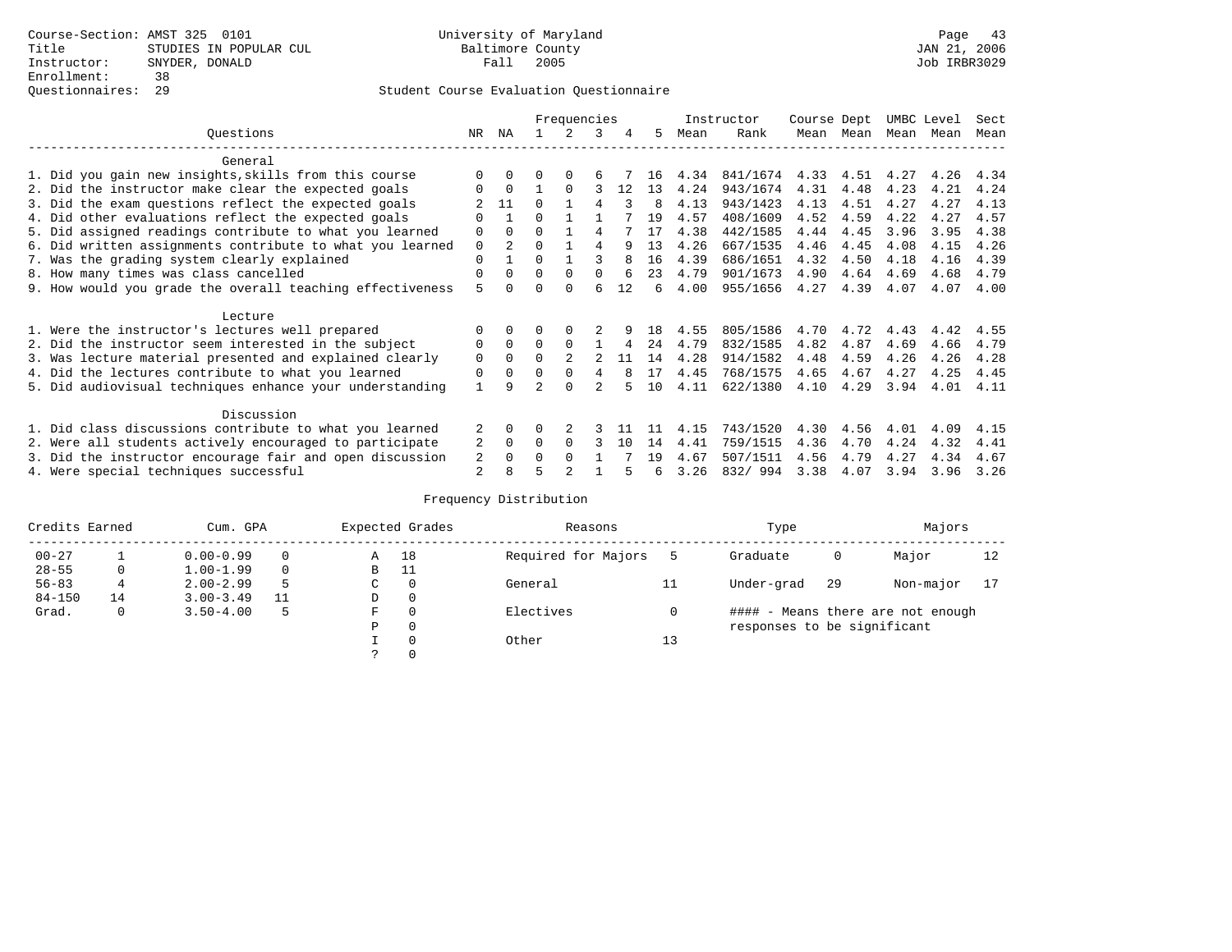Course-Section: AMST 325 0101
Title: STUDIES IN POPULAR CUL
Instructor: SNYDER, DONALD
Enrollment: 38
Questionnaires: 29

University of Maryland
Baltimore County
Fall 2005

JAN 21, 2006
Job IRBR3029

## Student Course Evaluation Questionnaire

| Questions | NR | NA | 1 | 2 | 3 | 4 | 5 | Instructor Mean | Rank | Course Mean | Dept Mean | UMBC Mean | Level Mean | Sect Mean |
|---|---|---|---|---|---|---|---|---|---|---|---|---|---|---|
| **General** | | | | | | | | | | | | | | |
| 1. Did you gain new insights,skills from this course | 0 | 0 | 0 | 0 | 6 | 7 | 16 | 4.34 | 841/1674 | 4.33 | 4.51 | 4.27 | 4.26 | 4.34 |
| 2. Did the instructor make clear the expected goals | 0 | 0 | 1 | 0 | 3 | 12 | 13 | 4.24 | 943/1674 | 4.31 | 4.48 | 4.23 | 4.21 | 4.24 |
| 3. Did the exam questions reflect the expected goals | 2 | 11 | 0 | 1 | 4 | 3 | 8 | 4.13 | 943/1423 | 4.13 | 4.51 | 4.27 | 4.27 | 4.13 |
| 4. Did other evaluations reflect the expected goals | 0 | 1 | 0 | 1 | 1 | 7 | 19 | 4.57 | 408/1609 | 4.52 | 4.59 | 4.22 | 4.27 | 4.57 |
| 5. Did assigned readings contribute to what you learned | 0 | 0 | 0 | 1 | 4 | 7 | 17 | 4.38 | 442/1585 | 4.44 | 4.45 | 3.96 | 3.95 | 4.38 |
| 6. Did written assignments contribute to what you learned | 0 | 2 | 0 | 1 | 4 | 9 | 13 | 4.26 | 667/1535 | 4.46 | 4.45 | 4.08 | 4.15 | 4.26 |
| 7. Was the grading system clearly explained | 0 | 1 | 0 | 1 | 3 | 8 | 16 | 4.39 | 686/1651 | 4.32 | 4.50 | 4.18 | 4.16 | 4.39 |
| 8. How many times was class cancelled | 0 | 0 | 0 | 0 | 0 | 6 | 23 | 4.79 | 901/1673 | 4.90 | 4.64 | 4.69 | 4.68 | 4.79 |
| 9. How would you grade the overall teaching effectiveness | 5 | 0 | 0 | 0 | 6 | 12 | 6 | 4.00 | 955/1656 | 4.27 | 4.39 | 4.07 | 4.07 | 4.00 |
| **Lecture** | | | | | | | | | | | | | | |
| 1. Were the instructor's lectures well prepared | 0 | 0 | 0 | 0 | 2 | 9 | 18 | 4.55 | 805/1586 | 4.70 | 4.72 | 4.43 | 4.42 | 4.55 |
| 2. Did the instructor seem interested in the subject | 0 | 0 | 0 | 0 | 1 | 4 | 24 | 4.79 | 832/1585 | 4.82 | 4.87 | 4.69 | 4.66 | 4.79 |
| 3. Was lecture material presented and explained clearly | 0 | 0 | 0 | 2 | 2 | 11 | 14 | 4.28 | 914/1582 | 4.48 | 4.59 | 4.26 | 4.26 | 4.28 |
| 4. Did the lectures contribute to what you learned | 0 | 0 | 0 | 0 | 4 | 8 | 17 | 4.45 | 768/1575 | 4.65 | 4.67 | 4.27 | 4.25 | 4.45 |
| 5. Did audiovisual techniques enhance your understanding | 1 | 9 | 2 | 0 | 2 | 5 | 10 | 4.11 | 622/1380 | 4.10 | 4.29 | 3.94 | 4.01 | 4.11 |
| **Discussion** | | | | | | | | | | | | | | |
| 1. Did class discussions contribute to what you learned | 2 | 0 | 0 | 2 | 3 | 11 | 11 | 4.15 | 743/1520 | 4.30 | 4.56 | 4.01 | 4.09 | 4.15 |
| 2. Were all students actively encouraged to participate | 2 | 0 | 0 | 0 | 3 | 10 | 14 | 4.41 | 759/1515 | 4.36 | 4.70 | 4.24 | 4.32 | 4.41 |
| 3. Did the instructor encourage fair and open discussion | 2 | 0 | 0 | 0 | 1 | 7 | 19 | 4.67 | 507/1511 | 4.56 | 4.79 | 4.27 | 4.34 | 4.67 |
| 4. Were special techniques successful | 2 | 8 | 5 | 2 | 1 | 5 | 6 | 3.26 | 832/ 994 | 3.38 | 4.07 | 3.94 | 3.96 | 3.26 |

### Frequency Distribution

| Credits Earned | | Cum. GPA | | Expected Grades | | Reasons | | Type | | Majors | |
|---|---|---|---|---|---|---|---|---|---|---|---|
| 00-27 | 1 | 0.00-0.99 | 0 | A | 18 | Required for Majors | 5 | Graduate | 0 | Major | 12 |
| 28-55 | 0 | 1.00-1.99 | 0 | B | 11 | | | | | | |
| 56-83 | 4 | 2.00-2.99 | 5 | C | 0 | General | 11 | Under-grad | 29 | Non-major | 17 |
| 84-150 | 14 | 3.00-3.49 | 11 | D | 0 | | | | | | |
| Grad. | 0 | 3.50-4.00 | 5 | F | 0 | Electives | 0 | | | | |
| | | | | P | 0 | | | | | | |
| | | | | I | 0 | Other | 13 | | | | |
| | | | | ? | 0 | | | | | | |

#### - Means there are not enough responses to be significant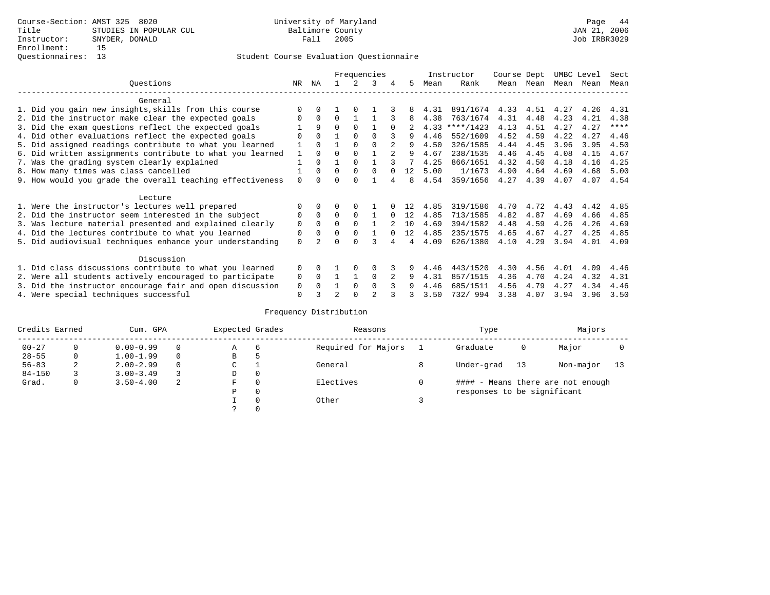Course-Section: AMST 325 8020
Title: STUDIES IN POPULAR CUL
Instructor: SNYDER, DONALD
Enrollment: 15
Questionnaires: 13

University of Maryland
Baltimore County
Fall 2005

JAN 21, 2006
Job IRBR3029

## Student Course Evaluation Questionnaire

| Questions | NR | NA | 1 | 2 | 3 | 4 | 5 | Instructor Mean | Instructor Rank | Course Mean | Dept Mean | UMBC Mean | Level Mean | Sect Mean |
|---|---|---|---|---|---|---|---|---|---|---|---|---|---|---|
| **General** | | | | | | | | | | | | | | |
| 1. Did you gain new insights,skills from this course | 0 | 0 | 1 | 0 | 1 | 3 | 8 | 4.31 | 891/1674 | 4.33 | 4.51 | 4.27 | 4.26 | 4.31 |
| 2. Did the instructor make clear the expected goals | 0 | 0 | 0 | 1 | 1 | 3 | 8 | 4.38 | 763/1674 | 4.31 | 4.48 | 4.23 | 4.21 | 4.38 |
| 3. Did the exam questions reflect the expected goals | 1 | 9 | 0 | 0 | 1 | 0 | 2 | 4.33 | ****/1423 | 4.13 | 4.51 | 4.27 | 4.27 | **** |
| 4. Did other evaluations reflect the expected goals | 0 | 0 | 1 | 0 | 0 | 3 | 9 | 4.46 | 552/1609 | 4.52 | 4.59 | 4.22 | 4.27 | 4.46 |
| 5. Did assigned readings contribute to what you learned | 1 | 0 | 1 | 0 | 0 | 2 | 9 | 4.50 | 326/1585 | 4.44 | 4.45 | 3.96 | 3.95 | 4.50 |
| 6. Did written assignments contribute to what you learned | 1 | 0 | 0 | 0 | 1 | 2 | 9 | 4.67 | 238/1535 | 4.46 | 4.45 | 4.08 | 4.15 | 4.67 |
| 7. Was the grading system clearly explained | 1 | 0 | 1 | 0 | 1 | 3 | 7 | 4.25 | 866/1651 | 4.32 | 4.50 | 4.18 | 4.16 | 4.25 |
| 8. How many times was class cancelled | 1 | 0 | 0 | 0 | 0 | 0 | 12 | 5.00 | 1/1673 | 4.90 | 4.64 | 4.69 | 4.68 | 5.00 |
| 9. How would you grade the overall teaching effectiveness | 0 | 0 | 0 | 0 | 1 | 4 | 8 | 4.54 | 359/1656 | 4.27 | 4.39 | 4.07 | 4.07 | 4.54 |
| **Lecture** | | | | | | | | | | | | | | |
| 1. Were the instructor's lectures well prepared | 0 | 0 | 0 | 0 | 1 | 0 | 12 | 4.85 | 319/1586 | 4.70 | 4.72 | 4.43 | 4.42 | 4.85 |
| 2. Did the instructor seem interested in the subject | 0 | 0 | 0 | 0 | 1 | 0 | 12 | 4.85 | 713/1585 | 4.82 | 4.87 | 4.69 | 4.66 | 4.85 |
| 3. Was lecture material presented and explained clearly | 0 | 0 | 0 | 0 | 1 | 2 | 10 | 4.69 | 394/1582 | 4.48 | 4.59 | 4.26 | 4.26 | 4.69 |
| 4. Did the lectures contribute to what you learned | 0 | 0 | 0 | 0 | 1 | 0 | 12 | 4.85 | 235/1575 | 4.65 | 4.67 | 4.27 | 4.25 | 4.85 |
| 5. Did audiovisual techniques enhance your understanding | 0 | 2 | 0 | 0 | 3 | 4 | 4 | 4.09 | 626/1380 | 4.10 | 4.29 | 3.94 | 4.01 | 4.09 |
| **Discussion** | | | | | | | | | | | | | | |
| 1. Did class discussions contribute to what you learned | 0 | 0 | 1 | 0 | 0 | 3 | 9 | 4.46 | 443/1520 | 4.30 | 4.56 | 4.01 | 4.09 | 4.46 |
| 2. Were all students actively encouraged to participate | 0 | 0 | 1 | 1 | 0 | 2 | 9 | 4.31 | 857/1515 | 4.36 | 4.70 | 4.24 | 4.32 | 4.31 |
| 3. Did the instructor encourage fair and open discussion | 0 | 0 | 1 | 0 | 0 | 3 | 9 | 4.46 | 685/1511 | 4.56 | 4.79 | 4.27 | 4.34 | 4.46 |
| 4. Were special techniques successful | 0 | 3 | 2 | 0 | 2 | 3 | 3 | 3.50 | 732/ 994 | 3.38 | 4.07 | 3.94 | 3.96 | 3.50 |

## Frequency Distribution

| Credits Earned | | Cum. GPA | | Expected Grades | | Reasons | | Type | | Majors | |
|---|---|---|---|---|---|---|---|---|---|---|---|
| 00-27 | 0 | 0.00-0.99 | 0 | A | 6 | Required for Majors | 1 | Graduate | 0 | Major | 0 |
| 28-55 | 0 | 1.00-1.99 | 0 | B | 5 | | | | | | |
| 56-83 | 2 | 2.00-2.99 | 0 | C | 1 | General | 8 | Under-grad | 13 | Non-major | 13 |
| 84-150 | 3 | 3.00-3.49 | 3 | D | 0 | | | | | | |
| Grad. | 0 | 3.50-4.00 | 2 | F | 0 | Electives | 0 | | | | |
| | | | | P | 0 | | | | | | |
| | | | | I | 0 | Other | 3 | | | | |
| | | | | ? | 0 | | | | | | |

#### - Means there are not enough responses to be significant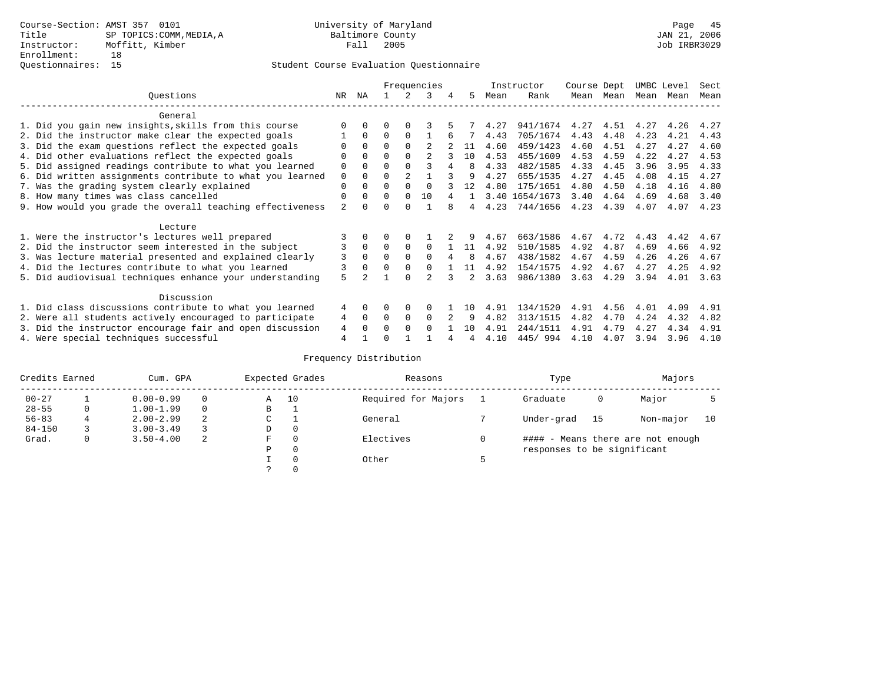Course-Section: AMST 357 0101
Title: SP TOPICS:COMM,MEDIA,A
Instructor: Moffitt, Kimber
Enrollment: 18
Questionnaires: 15

University of Maryland
Baltimore County
Fall 2005

JAN 21, 2006
Job IRBR3029

## Student Course Evaluation Questionnaire

| Questions | NR | NA | 1 | 2 | 3 | 4 | 5 | Instructor Mean | Instructor Rank | Course Mean | Dept Mean | UMBC Mean | Level Mean | Sect Mean |
|---|---|---|---|---|---|---|---|---|---|---|---|---|---|---|
| **General** | | | | | | | | | | | | | | |
| 1. Did you gain new insights,skills from this course | 0 | 0 | 0 | 0 | 3 | 5 | 7 | 4.27 | 941/1674 | 4.27 | 4.51 | 4.27 | 4.26 | 4.27 |
| 2. Did the instructor make clear the expected goals | 1 | 0 | 0 | 0 | 1 | 6 | 7 | 4.43 | 705/1674 | 4.43 | 4.48 | 4.23 | 4.21 | 4.43 |
| 3. Did the exam questions reflect the expected goals | 0 | 0 | 0 | 0 | 2 | 2 | 11 | 4.60 | 459/1423 | 4.60 | 4.51 | 4.27 | 4.27 | 4.60 |
| 4. Did other evaluations reflect the expected goals | 0 | 0 | 0 | 0 | 2 | 3 | 10 | 4.53 | 455/1609 | 4.53 | 4.59 | 4.22 | 4.27 | 4.53 |
| 5. Did assigned readings contribute to what you learned | 0 | 0 | 0 | 0 | 3 | 4 | 8 | 4.33 | 482/1585 | 4.33 | 4.45 | 3.96 | 3.95 | 4.33 |
| 6. Did written assignments contribute to what you learned | 0 | 0 | 0 | 2 | 1 | 3 | 9 | 4.27 | 655/1535 | 4.27 | 4.45 | 4.08 | 4.15 | 4.27 |
| 7. Was the grading system clearly explained | 0 | 0 | 0 | 0 | 0 | 3 | 12 | 4.80 | 175/1651 | 4.80 | 4.50 | 4.18 | 4.16 | 4.80 |
| 8. How many times was class cancelled | 0 | 0 | 0 | 0 | 10 | 4 | 1 | 3.40 | 1654/1673 | 3.40 | 4.64 | 4.69 | 4.68 | 3.40 |
| 9. How would you grade the overall teaching effectiveness | 2 | 0 | 0 | 0 | 1 | 8 | 4 | 4.23 | 744/1656 | 4.23 | 4.39 | 4.07 | 4.07 | 4.23 |
| **Lecture** | | | | | | | | | | | | | | |
| 1. Were the instructor's lectures well prepared | 3 | 0 | 0 | 0 | 1 | 2 | 9 | 4.67 | 663/1586 | 4.67 | 4.72 | 4.43 | 4.42 | 4.67 |
| 2. Did the instructor seem interested in the subject | 3 | 0 | 0 | 0 | 0 | 1 | 11 | 4.92 | 510/1585 | 4.92 | 4.87 | 4.69 | 4.66 | 4.92 |
| 3. Was lecture material presented and explained clearly | 3 | 0 | 0 | 0 | 0 | 4 | 8 | 4.67 | 438/1582 | 4.67 | 4.59 | 4.26 | 4.26 | 4.67 |
| 4. Did the lectures contribute to what you learned | 3 | 0 | 0 | 0 | 0 | 1 | 11 | 4.92 | 154/1575 | 4.92 | 4.67 | 4.27 | 4.25 | 4.92 |
| 5. Did audiovisual techniques enhance your understanding | 5 | 2 | 1 | 0 | 2 | 3 | 2 | 3.63 | 986/1380 | 3.63 | 4.29 | 3.94 | 4.01 | 3.63 |
| **Discussion** | | | | | | | | | | | | | | |
| 1. Did class discussions contribute to what you learned | 4 | 0 | 0 | 0 | 0 | 1 | 10 | 4.91 | 134/1520 | 4.91 | 4.56 | 4.01 | 4.09 | 4.91 |
| 2. Were all students actively encouraged to participate | 4 | 0 | 0 | 0 | 0 | 2 | 9 | 4.82 | 313/1515 | 4.82 | 4.70 | 4.24 | 4.32 | 4.82 |
| 3. Did the instructor encourage fair and open discussion | 4 | 0 | 0 | 0 | 0 | 1 | 10 | 4.91 | 244/1511 | 4.91 | 4.79 | 4.27 | 4.34 | 4.91 |
| 4. Were special techniques successful | 4 | 1 | 0 | 1 | 1 | 4 | 4 | 4.10 | 445/ 994 | 4.10 | 4.07 | 3.94 | 3.96 | 4.10 |

## Frequency Distribution

| Credits Earned | | Cum. GPA | | Expected Grades | | Reasons | | Type | | Majors | |
|---|---|---|---|---|---|---|---|---|---|---|---|
| 00-27 | 1 | 0.00-0.99 | 0 | A | 10 | Required for Majors | 1 | Graduate | 0 | Major | 5 |
| 28-55 | 0 | 1.00-1.99 | 0 | B | 1 | | | | | | |
| 56-83 | 4 | 2.00-2.99 | 2 | C | 1 | General | 7 | Under-grad | 15 | Non-major | 10 |
| 84-150 | 3 | 3.00-3.49 | 3 | D | 0 | | | | | | |
| Grad. | 0 | 3.50-4.00 | 2 | F | 0 | Electives | 0 | | | | |
| | | | | P | 0 | | | | | | |
| | | | | I | 0 | Other | 5 | | | | |
| | | | | ? | 0 | | | | | | |

#### - Means there are not enough responses to be significant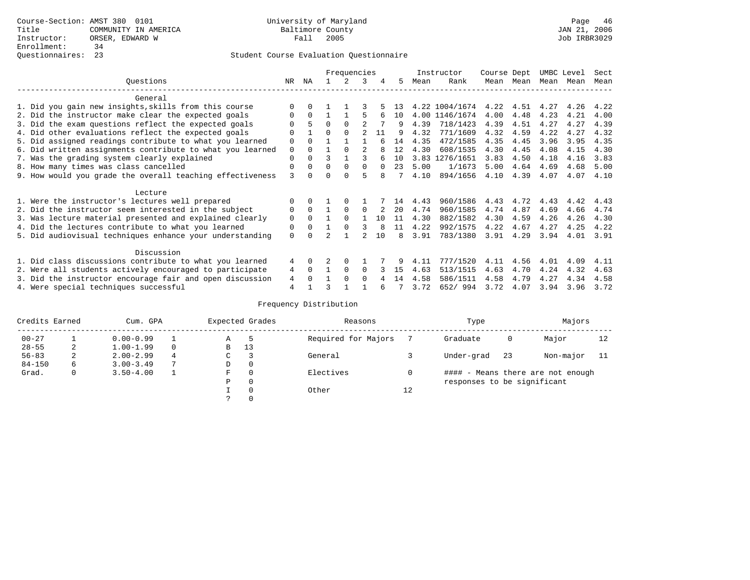Course-Section: AMST 380 0101
Title: COMMUNITY IN AMERICA
Instructor: ORSER, EDWARD W
Enrollment: 34
Questionnaires: 23

University of Maryland
Baltimore County
Fall 2005

JAN 21, 2006
Job IRBR3029

## Student Course Evaluation Questionnaire

| Questions | NR | NA | 1 | 2 | 3 | 4 | 5 | Instructor Mean | Instructor Rank | Course Mean | Dept Mean | UMBC Level Mean | Level Mean | Sect Mean |
|---|---|---|---|---|---|---|---|---|---|---|---|---|---|---|
| **General** | | | | | | | | | | | | | | |
| 1. Did you gain new insights,skills from this course | 0 | 0 | 1 | 1 | 3 | 5 | 13 | 4.22 | 1004/1674 | 4.22 | 4.51 | 4.27 | 4.26 | 4.22 |
| 2. Did the instructor make clear the expected goals | 0 | 0 | 1 | 1 | 5 | 6 | 10 | 4.00 | 1146/1674 | 4.00 | 4.48 | 4.23 | 4.21 | 4.00 |
| 3. Did the exam questions reflect the expected goals | 0 | 5 | 0 | 0 | 2 | 7 | 9 | 4.39 | 718/1423 | 4.39 | 4.51 | 4.27 | 4.27 | 4.39 |
| 4. Did other evaluations reflect the expected goals | 0 | 1 | 0 | 0 | 2 | 11 | 9 | 4.32 | 771/1609 | 4.32 | 4.59 | 4.22 | 4.27 | 4.32 |
| 5. Did assigned readings contribute to what you learned | 0 | 0 | 1 | 1 | 1 | 6 | 14 | 4.35 | 472/1585 | 4.35 | 4.45 | 3.96 | 3.95 | 4.35 |
| 6. Did written assignments contribute to what you learned | 0 | 0 | 1 | 0 | 2 | 8 | 12 | 4.30 | 608/1535 | 4.30 | 4.45 | 4.08 | 4.15 | 4.30 |
| 7. Was the grading system clearly explained | 0 | 0 | 3 | 1 | 3 | 6 | 10 | 3.83 | 1276/1651 | 3.83 | 4.50 | 4.18 | 4.16 | 3.83 |
| 8. How many times was class cancelled | 0 | 0 | 0 | 0 | 0 | 0 | 23 | 5.00 | 1/1673 | 5.00 | 4.64 | 4.69 | 4.68 | 5.00 |
| 9. How would you grade the overall teaching effectiveness | 3 | 0 | 0 | 0 | 5 | 8 | 7 | 4.10 | 894/1656 | 4.10 | 4.39 | 4.07 | 4.07 | 4.10 |
| **Lecture** | | | | | | | | | | | | | | |
| 1. Were the instructor's lectures well prepared | 0 | 0 | 1 | 0 | 1 | 7 | 14 | 4.43 | 960/1586 | 4.43 | 4.72 | 4.43 | 4.42 | 4.43 |
| 2. Did the instructor seem interested in the subject | 0 | 0 | 1 | 0 | 0 | 2 | 20 | 4.74 | 960/1585 | 4.74 | 4.87 | 4.69 | 4.66 | 4.74 |
| 3. Was lecture material presented and explained clearly | 0 | 0 | 1 | 0 | 1 | 10 | 11 | 4.30 | 882/1582 | 4.30 | 4.59 | 4.26 | 4.26 | 4.30 |
| 4. Did the lectures contribute to what you learned | 0 | 0 | 1 | 0 | 3 | 8 | 11 | 4.22 | 992/1575 | 4.22 | 4.67 | 4.27 | 4.25 | 4.22 |
| 5. Did audiovisual techniques enhance your understanding | 0 | 0 | 2 | 1 | 2 | 10 | 8 | 3.91 | 783/1380 | 3.91 | 4.29 | 3.94 | 4.01 | 3.91 |
| **Discussion** | | | | | | | | | | | | | | |
| 1. Did class discussions contribute to what you learned | 4 | 0 | 2 | 0 | 1 | 7 | 9 | 4.11 | 777/1520 | 4.11 | 4.56 | 4.01 | 4.09 | 4.11 |
| 2. Were all students actively encouraged to participate | 4 | 0 | 1 | 0 | 0 | 3 | 15 | 4.63 | 513/1515 | 4.63 | 4.70 | 4.24 | 4.32 | 4.63 |
| 3. Did the instructor encourage fair and open discussion | 4 | 0 | 1 | 0 | 0 | 4 | 14 | 4.58 | 586/1511 | 4.58 | 4.79 | 4.27 | 4.34 | 4.58 |
| 4. Were special techniques successful | 4 | 1 | 3 | 1 | 1 | 6 | 7 | 3.72 | 652/ 994 | 3.72 | 4.07 | 3.94 | 3.96 | 3.72 |

## Frequency Distribution

| Credits Earned | | Cum. GPA | | Expected Grades | | Reasons | | Type | | Majors | |
|---|---|---|---|---|---|---|---|---|---|---|---|
| 00-27 | 1 | 0.00-0.99 | 1 | A | 5 | Required for Majors | 7 | Graduate | 0 | Major | 12 |
| 28-55 | 2 | 1.00-1.99 | 0 | B | 13 | | | | | | |
| 56-83 | 2 | 2.00-2.99 | 4 | C | 3 | General | 3 | Under-grad | 23 | Non-major | 11 |
| 84-150 | 6 | 3.00-3.49 | 7 | D | 0 | | | | | | |
| Grad. | 0 | 3.50-4.00 | 1 | F | 0 | Electives | 0 | #### - Means there are not enough responses to be significant | | | |
| | | | | P | 0 | | | | | | |
| | | | | I | 0 | Other | 12 | | | | |
| | | | | ? | 0 | | | | | | |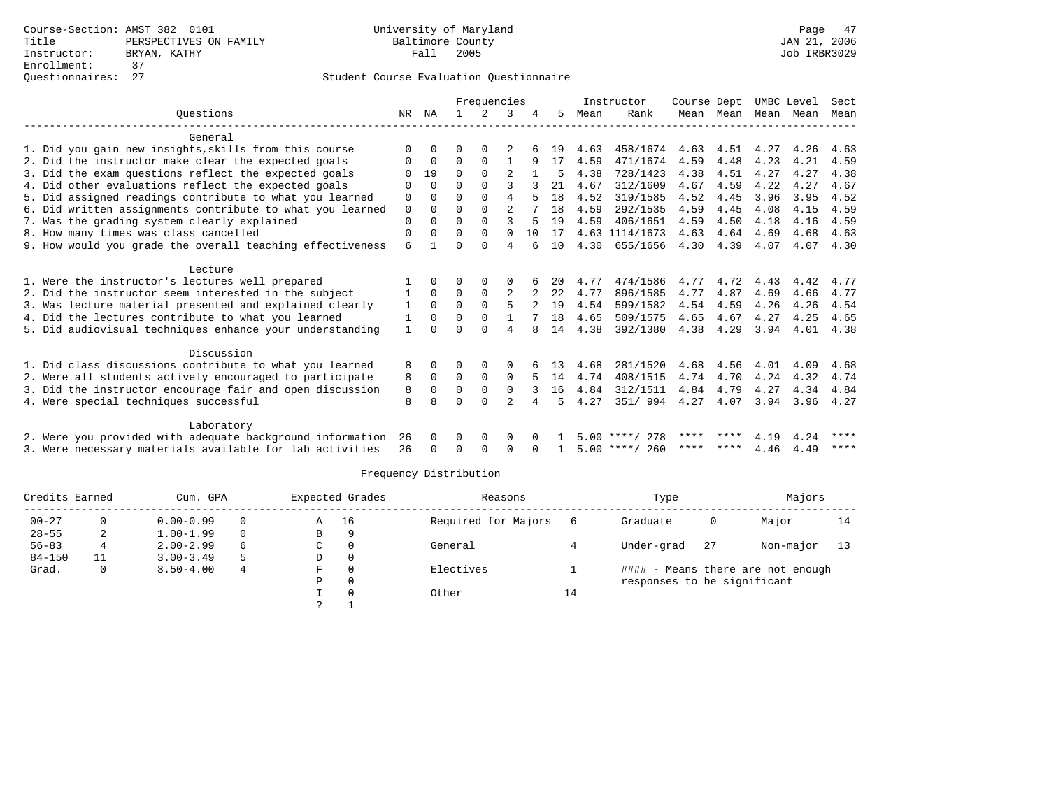Course-Section: AMST 382 0101
Title: PERSPECTIVES ON FAMILY
Instructor: BRYAN, KATHY
Enrollment: 37
Questionnaires: 27

University of Maryland
Baltimore County
Fall 2005

JAN 21, 2006
Job IRBR3029

## Student Course Evaluation Questionnaire

| Questions | NR | NA | 1 | 2 | 3 | 4 | 5 | Instructor Mean | Instructor Rank | Course Mean | Dept Mean | UMBC Mean | Level Mean | Sect Mean |
|---|---|---|---|---|---|---|---|---|---|---|---|---|---|---|
| **General** | | | | | | | | | | | | | | |
| 1. Did you gain new insights,skills from this course | 0 | 0 | 0 | 0 | 2 | 6 | 19 | 4.63 | 458/1674 | 4.63 | 4.51 | 4.27 | 4.26 | 4.63 |
| 2. Did the instructor make clear the expected goals | 0 | 0 | 0 | 0 | 1 | 9 | 17 | 4.59 | 471/1674 | 4.59 | 4.48 | 4.23 | 4.21 | 4.59 |
| 3. Did the exam questions reflect the expected goals | 0 | 19 | 0 | 0 | 2 | 1 | 5 | 4.38 | 728/1423 | 4.38 | 4.51 | 4.27 | 4.27 | 4.38 |
| 4. Did other evaluations reflect the expected goals | 0 | 0 | 0 | 0 | 3 | 3 | 21 | 4.67 | 312/1609 | 4.67 | 4.59 | 4.22 | 4.27 | 4.67 |
| 5. Did assigned readings contribute to what you learned | 0 | 0 | 0 | 0 | 4 | 5 | 18 | 4.52 | 319/1585 | 4.52 | 4.45 | 3.96 | 3.95 | 4.52 |
| 6. Did written assignments contribute to what you learned | 0 | 0 | 0 | 0 | 2 | 7 | 18 | 4.59 | 292/1535 | 4.59 | 4.45 | 4.08 | 4.15 | 4.59 |
| 7. Was the grading system clearly explained | 0 | 0 | 0 | 0 | 3 | 5 | 19 | 4.59 | 406/1651 | 4.59 | 4.50 | 4.18 | 4.16 | 4.59 |
| 8. How many times was class cancelled | 0 | 0 | 0 | 0 | 0 | 10 | 17 | 4.63 | 1114/1673 | 4.63 | 4.64 | 4.69 | 4.68 | 4.63 |
| 9. How would you grade the overall teaching effectiveness | 6 | 1 | 0 | 0 | 4 | 6 | 10 | 4.30 | 655/1656 | 4.30 | 4.39 | 4.07 | 4.07 | 4.30 |
| **Lecture** | | | | | | | | | | | | | | |
| 1. Were the instructor's lectures well prepared | 1 | 0 | 0 | 0 | 0 | 6 | 20 | 4.77 | 474/1586 | 4.77 | 4.72 | 4.43 | 4.42 | 4.77 |
| 2. Did the instructor seem interested in the subject | 1 | 0 | 0 | 0 | 2 | 2 | 22 | 4.77 | 896/1585 | 4.77 | 4.87 | 4.69 | 4.66 | 4.77 |
| 3. Was lecture material presented and explained clearly | 1 | 0 | 0 | 0 | 5 | 2 | 19 | 4.54 | 599/1582 | 4.54 | 4.59 | 4.26 | 4.26 | 4.54 |
| 4. Did the lectures contribute to what you learned | 1 | 0 | 0 | 0 | 1 | 7 | 18 | 4.65 | 509/1575 | 4.65 | 4.67 | 4.27 | 4.25 | 4.65 |
| 5. Did audiovisual techniques enhance your understanding | 1 | 0 | 0 | 0 | 4 | 8 | 14 | 4.38 | 392/1380 | 4.38 | 4.29 | 3.94 | 4.01 | 4.38 |
| **Discussion** | | | | | | | | | | | | | | |
| 1. Did class discussions contribute to what you learned | 8 | 0 | 0 | 0 | 0 | 6 | 13 | 4.68 | 281/1520 | 4.68 | 4.56 | 4.01 | 4.09 | 4.68 |
| 2. Were all students actively encouraged to participate | 8 | 0 | 0 | 0 | 0 | 5 | 14 | 4.74 | 408/1515 | 4.74 | 4.70 | 4.24 | 4.32 | 4.74 |
| 3. Did the instructor encourage fair and open discussion | 8 | 0 | 0 | 0 | 0 | 3 | 16 | 4.84 | 312/1511 | 4.84 | 4.79 | 4.27 | 4.34 | 4.84 |
| 4. Were special techniques successful | 8 | 8 | 0 | 0 | 2 | 4 | 5 | 4.27 | 351/ 994 | 4.27 | 4.07 | 3.94 | 3.96 | 4.27 |
| **Laboratory** | | | | | | | | | | | | | | |
| 2. Were you provided with adequate background information | 26 | 0 | 0 | 0 | 0 | 0 | 1 | 5.00 | ****/ 278 | **** | **** | 4.19 | 4.24 | **** |
| 3. Were necessary materials available for lab activities | 26 | 0 | 0 | 0 | 0 | 0 | 1 | 5.00 | ****/ 260 | **** | **** | 4.46 | 4.49 | **** |

## Frequency Distribution

| Credits Earned | | Cum. GPA | | Expected Grades | | Reasons | | Type | | Majors | |
|---|---|---|---|---|---|---|---|---|---|---|---|
| 00-27 | 0 | 0.00-0.99 | 0 | A | 16 | Required for Majors | 6 | Graduate | 0 | Major | 14 |
| 28-55 | 2 | 1.00-1.99 | 0 | B | 9 | | | | | | |
| 56-83 | 4 | 2.00-2.99 | 6 | C | 0 | General | 4 | Under-grad | 27 | Non-major | 13 |
| 84-150 | 11 | 3.00-3.49 | 5 | D | 0 | | | | | | |
| Grad. | 0 | 3.50-4.00 | 4 | F | 0 | Electives | 1 | #### - Means there are not enough responses to be significant | | | |
| | | | | P | 0 | | | | | | |
| | | | | I | 0 | Other | 14 | | | | |
| | | | | ? | 1 | | | | | | |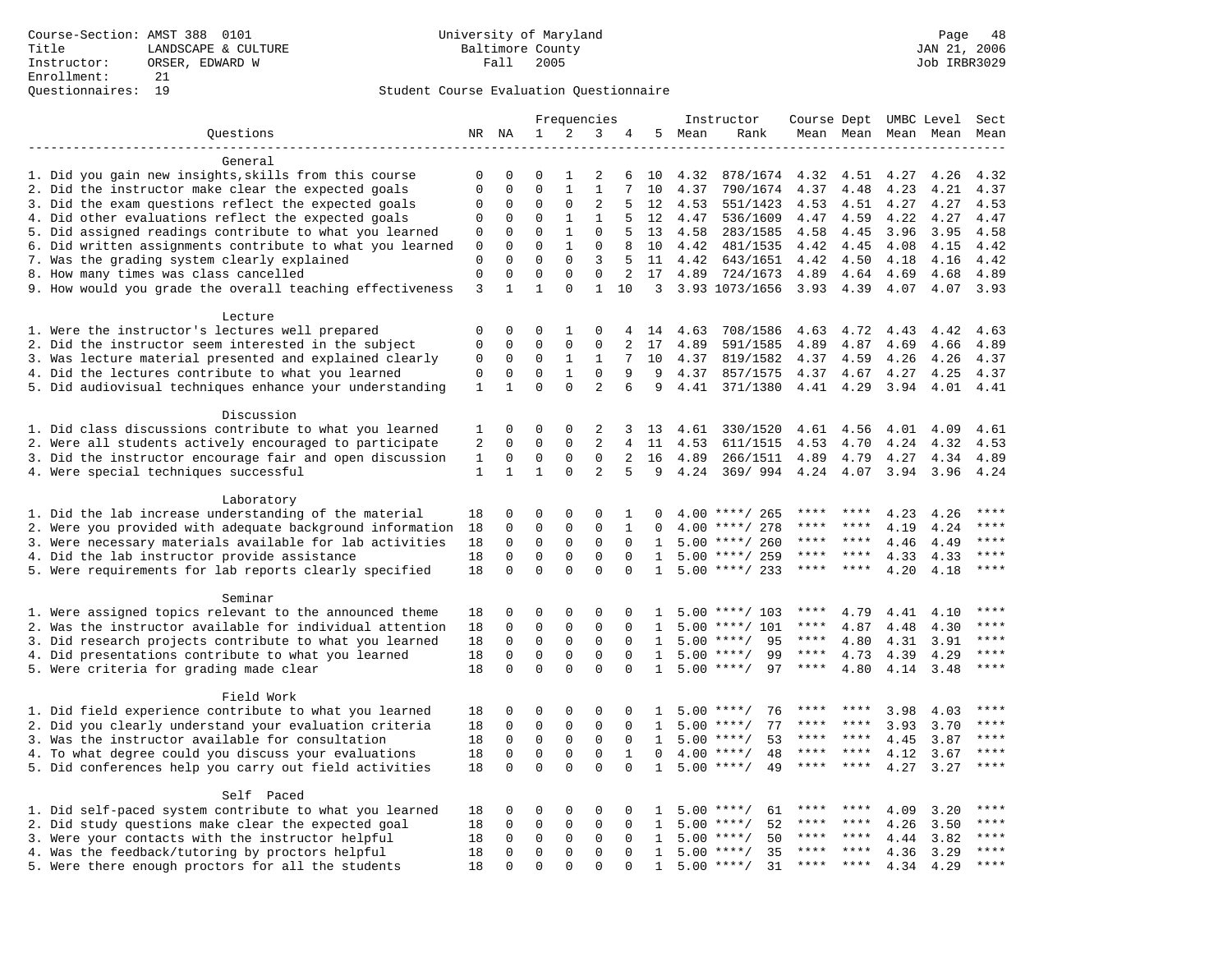Course-Section: AMST 388 0101
Title: LANDSCAPE & CULTURE
Instructor: ORSER, EDWARD W
Enrollment: 21
Questionnaires: 19

University of Maryland
Baltimore County
Fall 2005

JAN 21, 2006
Job IRBR3029

Student Course Evaluation Questionnaire

| Questions | NR | NA | 1 | 2 | 3 | 4 | 5 | Instructor Mean | Instructor Rank | Course Mean | Dept Mean | UMBC Level Mean | Level Mean | Sect Mean |
|---|---|---|---|---|---|---|---|---|---|---|---|---|---|---|
| **General** | | | | | | | | | | | | | | |
| 1. Did you gain new insights,skills from this course | 0 | 0 | 0 | 1 | 2 | 6 | 10 | 4.32 | 878/1674 | 4.32 | 4.51 | 4.27 | 4.26 | 4.32 |
| 2. Did the instructor make clear the expected goals | 0 | 0 | 0 | 1 | 1 | 7 | 10 | 4.37 | 790/1674 | 4.37 | 4.48 | 4.23 | 4.21 | 4.37 |
| 3. Did the exam questions reflect the expected goals | 0 | 0 | 0 | 0 | 2 | 5 | 12 | 4.53 | 551/1423 | 4.53 | 4.51 | 4.27 | 4.27 | 4.53 |
| 4. Did other evaluations reflect the expected goals | 0 | 0 | 0 | 1 | 1 | 5 | 12 | 4.47 | 536/1609 | 4.47 | 4.59 | 4.22 | 4.27 | 4.47 |
| 5. Did assigned readings contribute to what you learned | 0 | 0 | 0 | 1 | 0 | 5 | 13 | 4.58 | 283/1585 | 4.58 | 4.45 | 3.96 | 3.95 | 4.58 |
| 6. Did written assignments contribute to what you learned | 0 | 0 | 0 | 1 | 0 | 8 | 10 | 4.42 | 481/1535 | 4.42 | 4.45 | 4.08 | 4.15 | 4.42 |
| 7. Was the grading system clearly explained | 0 | 0 | 0 | 0 | 3 | 5 | 11 | 4.42 | 643/1651 | 4.42 | 4.50 | 4.18 | 4.16 | 4.42 |
| 8. How many times was class cancelled | 0 | 0 | 0 | 0 | 0 | 2 | 17 | 4.89 | 724/1673 | 4.89 | 4.64 | 4.69 | 4.68 | 4.89 |
| 9. How would you grade the overall teaching effectiveness | 3 | 1 | 1 | 0 | 1 | 10 | 3 | 3.93 | 1073/1656 | 3.93 | 4.39 | 4.07 | 4.07 | 3.93 |
| **Lecture** | | | | | | | | | | | | | | |
| 1. Were the instructor's lectures well prepared | 0 | 0 | 0 | 1 | 0 | 4 | 14 | 4.63 | 708/1586 | 4.63 | 4.72 | 4.43 | 4.42 | 4.63 |
| 2. Did the instructor seem interested in the subject | 0 | 0 | 0 | 0 | 0 | 2 | 17 | 4.89 | 591/1585 | 4.89 | 4.87 | 4.69 | 4.66 | 4.89 |
| 3. Was lecture material presented and explained clearly | 0 | 0 | 0 | 1 | 1 | 7 | 10 | 4.37 | 819/1582 | 4.37 | 4.59 | 4.26 | 4.26 | 4.37 |
| 4. Did the lectures contribute to what you learned | 0 | 0 | 0 | 1 | 0 | 9 | 9 | 4.37 | 857/1575 | 4.37 | 4.67 | 4.27 | 4.25 | 4.37 |
| 5. Did audiovisual techniques enhance your understanding | 1 | 1 | 0 | 0 | 2 | 6 | 9 | 4.41 | 371/1380 | 4.41 | 4.29 | 3.94 | 4.01 | 4.41 |
| **Discussion** | | | | | | | | | | | | | | |
| 1. Did class discussions contribute to what you learned | 1 | 0 | 0 | 0 | 2 | 3 | 13 | 4.61 | 330/1520 | 4.61 | 4.56 | 4.01 | 4.09 | 4.61 |
| 2. Were all students actively encouraged to participate | 2 | 0 | 0 | 0 | 2 | 4 | 11 | 4.53 | 611/1515 | 4.53 | 4.70 | 4.24 | 4.32 | 4.53 |
| 3. Did the instructor encourage fair and open discussion | 1 | 0 | 0 | 0 | 0 | 2 | 16 | 4.89 | 266/1511 | 4.89 | 4.79 | 4.27 | 4.34 | 4.89 |
| 4. Were special techniques successful | 1 | 1 | 1 | 0 | 2 | 5 | 9 | 4.24 | 369/ 994 | 4.24 | 4.07 | 3.94 | 3.96 | 4.24 |
| **Laboratory** | | | | | | | | | | | | | | |
| 1. Did the lab increase understanding of the material | 18 | 0 | 0 | 0 | 0 | 1 | 0 | 4.00 | ****/ 265 | **** | **** | 4.23 | 4.26 | **** |
| 2. Were you provided with adequate background information | 18 | 0 | 0 | 0 | 0 | 1 | 0 | 4.00 | ****/ 278 | **** | **** | 4.19 | 4.24 | **** |
| 3. Were necessary materials available for lab activities | 18 | 0 | 0 | 0 | 0 | 0 | 1 | 5.00 | ****/ 260 | **** | **** | 4.46 | 4.49 | **** |
| 4. Did the lab instructor provide assistance | 18 | 0 | 0 | 0 | 0 | 0 | 1 | 5.00 | ****/ 259 | **** | **** | 4.33 | 4.33 | **** |
| 5. Were requirements for lab reports clearly specified | 18 | 0 | 0 | 0 | 0 | 0 | 1 | 5.00 | ****/ 233 | **** | **** | 4.20 | 4.18 | **** |
| **Seminar** | | | | | | | | | | | | | | |
| 1. Were assigned topics relevant to the announced theme | 18 | 0 | 0 | 0 | 0 | 0 | 1 | 5.00 | ****/ 103 | **** | 4.79 | 4.41 | 4.10 | **** |
| 2. Was the instructor available for individual attention | 18 | 0 | 0 | 0 | 0 | 0 | 1 | 5.00 | ****/ 101 | **** | 4.87 | 4.48 | 4.30 | **** |
| 3. Did research projects contribute to what you learned | 18 | 0 | 0 | 0 | 0 | 0 | 1 | 5.00 | ****/ 95 | **** | 4.80 | 4.31 | 3.91 | **** |
| 4. Did presentations contribute to what you learned | 18 | 0 | 0 | 0 | 0 | 0 | 1 | 5.00 | ****/ 99 | **** | 4.73 | 4.39 | 4.29 | **** |
| 5. Were criteria for grading made clear | 18 | 0 | 0 | 0 | 0 | 0 | 1 | 5.00 | ****/ 97 | **** | 4.80 | 4.14 | 3.48 | **** |
| **Field Work** | | | | | | | | | | | | | | |
| 1. Did field experience contribute to what you learned | 18 | 0 | 0 | 0 | 0 | 0 | 1 | 5.00 | ****/ 76 | **** | **** | 3.98 | 4.03 | **** |
| 2. Did you clearly understand your evaluation criteria | 18 | 0 | 0 | 0 | 0 | 0 | 1 | 5.00 | ****/ 77 | **** | **** | 3.93 | 3.70 | **** |
| 3. Was the instructor available for consultation | 18 | 0 | 0 | 0 | 0 | 0 | 1 | 5.00 | ****/ 53 | **** | **** | 4.45 | 3.87 | **** |
| 4. To what degree could you discuss your evaluations | 18 | 0 | 0 | 0 | 0 | 1 | 0 | 4.00 | ****/ 48 | **** | **** | 4.12 | 3.67 | **** |
| 5. Did conferences help you carry out field activities | 18 | 0 | 0 | 0 | 0 | 0 | 1 | 5.00 | ****/ 49 | **** | **** | 4.27 | 3.27 | **** |
| **Self Paced** | | | | | | | | | | | | | | |
| 1. Did self-paced system contribute to what you learned | 18 | 0 | 0 | 0 | 0 | 0 | 1 | 5.00 | ****/ 61 | **** | **** | 4.09 | 3.20 | **** |
| 2. Did study questions make clear the expected goal | 18 | 0 | 0 | 0 | 0 | 0 | 1 | 5.00 | ****/ 52 | **** | **** | 4.26 | 3.50 | **** |
| 3. Were your contacts with the instructor helpful | 18 | 0 | 0 | 0 | 0 | 0 | 1 | 5.00 | ****/ 50 | **** | **** | 4.44 | 3.82 | **** |
| 4. Was the feedback/tutoring by proctors helpful | 18 | 0 | 0 | 0 | 0 | 0 | 1 | 5.00 | ****/ 35 | **** | **** | 4.36 | 3.29 | **** |
| 5. Were there enough proctors for all the students | 18 | 0 | 0 | 0 | 0 | 0 | 1 | 5.00 | ****/ 31 | **** | **** | 4.34 | 4.29 | **** |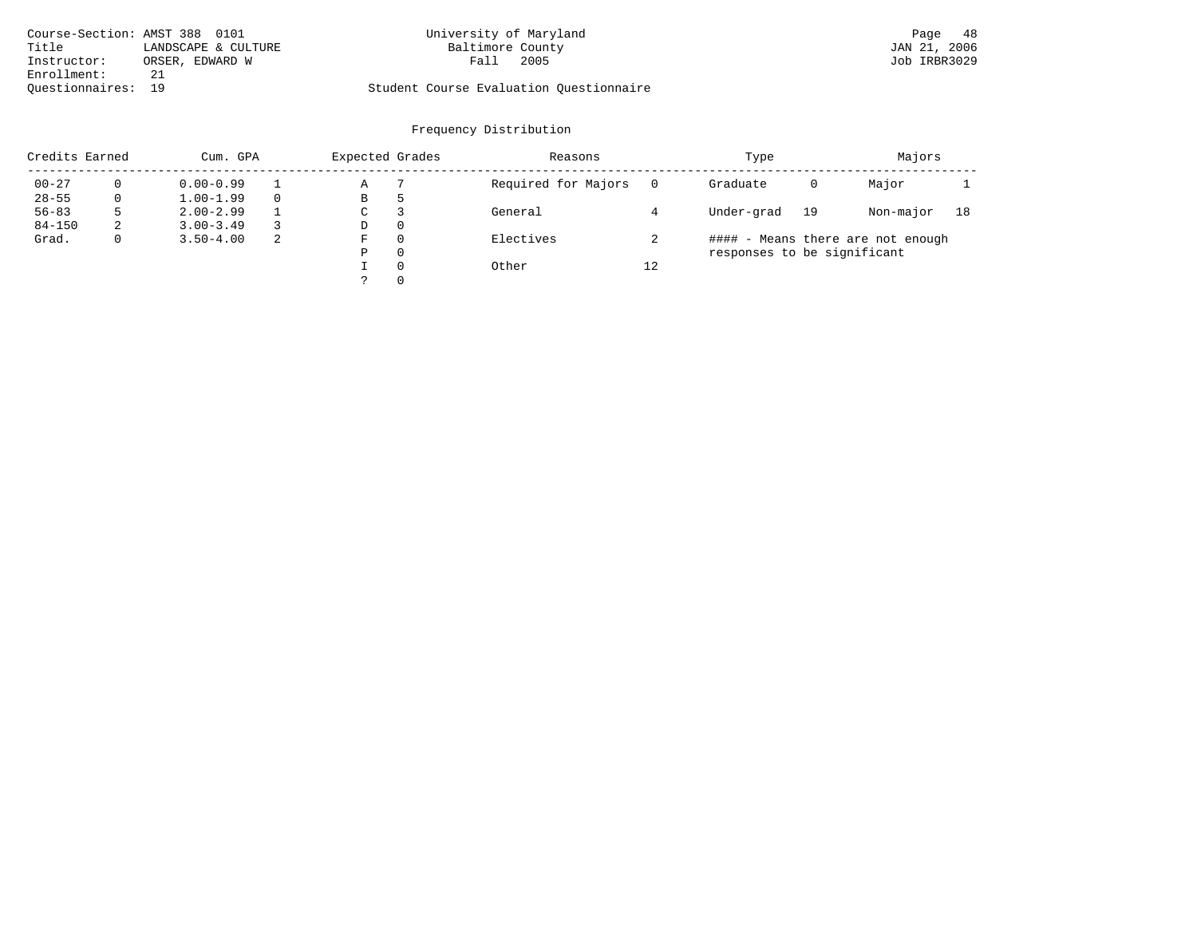Course-Section: AMST 388 0101
Title: LANDSCAPE & CULTURE
Instructor: ORSER, EDWARD W
Enrollment: 21
Questionnaires: 19

University of Maryland
Baltimore County
Fall 2005

Student Course Evaluation Questionnaire

Page 48
JAN 21, 2006
Job IRBR3029

## Frequency Distribution

| Credits Earned | | Cum. GPA | | Expected Grades | | Reasons | | Type | | Majors | |
|---|---|---|---|---|---|---|---|---|---|---|---|
| 00-27 | 0 | 0.00-0.99 | 1 | A | 7 | Required for Majors | 0 | Graduate | 0 | Major | 1 |
| 28-55 | 0 | 1.00-1.99 | 0 | B | 5 | | | | | | |
| 56-83 | 5 | 2.00-2.99 | 1 | C | 3 | General | 4 | Under-grad | 19 | Non-major | 18 |
| 84-150 | 2 | 3.00-3.49 | 3 | D | 0 | | | | | | |
| Grad. | 0 | 3.50-4.00 | 2 | F | 0 | Electives | 2 | | | | |
| | | | | P | 0 | | | | | | |
| | | | | I | 0 | Other | 12 | | | | |
| | | | | ? | 0 | | | | | | |

#### - Means there are not enough responses to be significant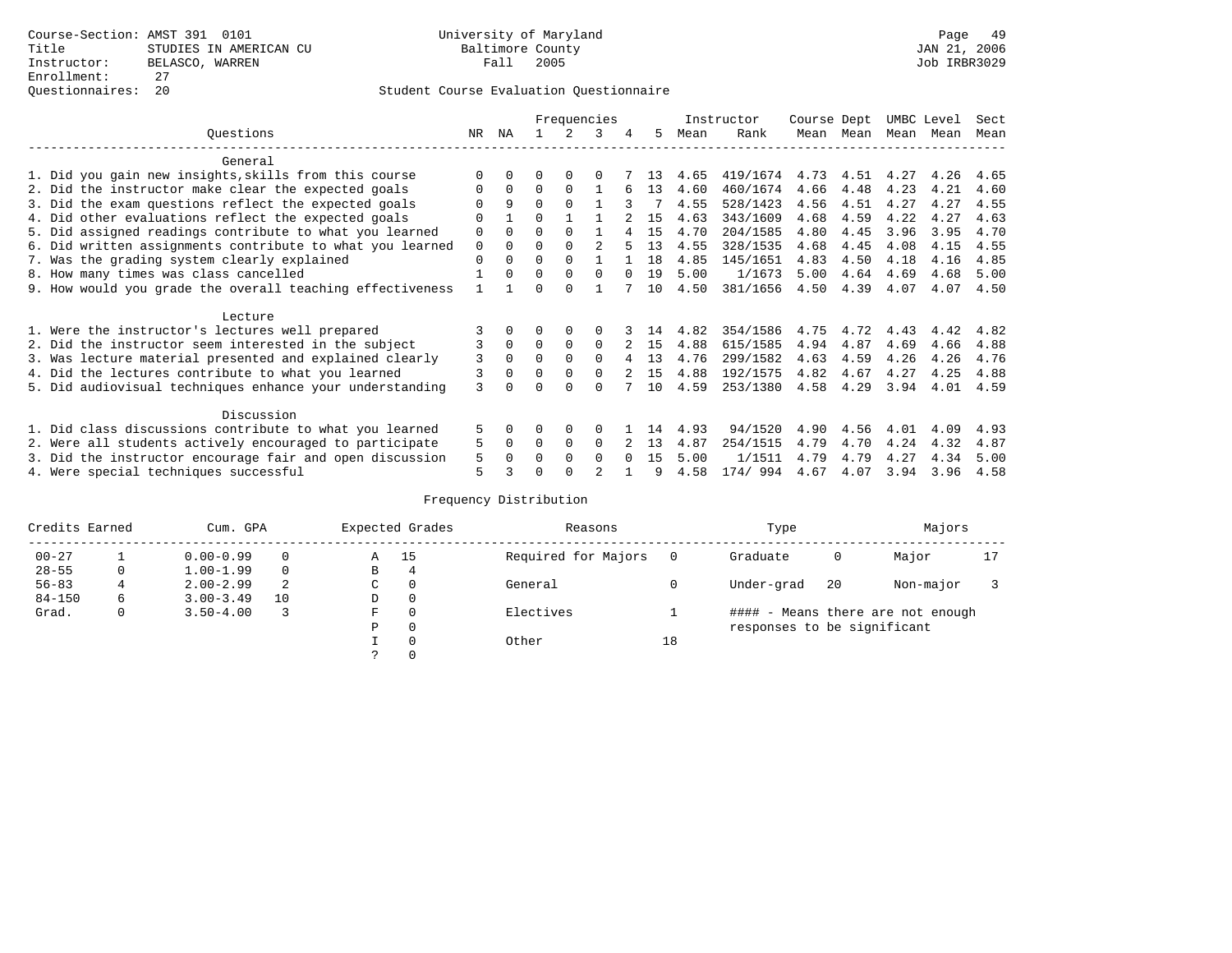Course-Section: AMST 391 0101
Title: STUDIES IN AMERICAN CU
Instructor: BELASCO, WARREN
Enrollment: 27
Questionnaires: 20

University of Maryland
Baltimore County
Fall 2005

Page 49
JAN 21, 2006
Job IRBR3029

Student Course Evaluation Questionnaire

| Questions | NR | NA | 1 | 2 | 3 | 4 | 5 | Instructor Mean | Instructor Rank | Course Mean | Dept Mean | UMBC Mean | Level Mean | Sect Mean |
|---|---|---|---|---|---|---|---|---|---|---|---|---|---|---|
| **General** | | | | | | | | | | | | | | |
| 1. Did you gain new insights,skills from this course | 0 | 0 | 0 | 0 | 0 | 7 | 13 | 4.65 | 419/1674 | 4.73 | 4.51 | 4.27 | 4.26 | 4.65 |
| 2. Did the instructor make clear the expected goals | 0 | 0 | 0 | 0 | 1 | 6 | 13 | 4.60 | 460/1674 | 4.66 | 4.48 | 4.23 | 4.21 | 4.60 |
| 3. Did the exam questions reflect the expected goals | 0 | 9 | 0 | 0 | 1 | 3 | 7 | 4.55 | 528/1423 | 4.56 | 4.51 | 4.27 | 4.27 | 4.55 |
| 4. Did other evaluations reflect the expected goals | 0 | 1 | 0 | 1 | 1 | 2 | 15 | 4.63 | 343/1609 | 4.68 | 4.59 | 4.22 | 4.27 | 4.63 |
| 5. Did assigned readings contribute to what you learned | 0 | 0 | 0 | 0 | 1 | 4 | 15 | 4.70 | 204/1585 | 4.80 | 4.45 | 3.96 | 3.95 | 4.70 |
| 6. Did written assignments contribute to what you learned | 0 | 0 | 0 | 0 | 2 | 5 | 13 | 4.55 | 328/1535 | 4.68 | 4.45 | 4.08 | 4.15 | 4.55 |
| 7. Was the grading system clearly explained | 0 | 0 | 0 | 0 | 1 | 1 | 18 | 4.85 | 145/1651 | 4.83 | 4.50 | 4.18 | 4.16 | 4.85 |
| 8. How many times was class cancelled | 1 | 0 | 0 | 0 | 0 | 0 | 19 | 5.00 | 1/1673 | 5.00 | 4.64 | 4.69 | 4.68 | 5.00 |
| 9. How would you grade the overall teaching effectiveness | 1 | 1 | 0 | 0 | 1 | 7 | 10 | 4.50 | 381/1656 | 4.50 | 4.39 | 4.07 | 4.07 | 4.50 |
| **Lecture** | | | | | | | | | | | | | | |
| 1. Were the instructor's lectures well prepared | 3 | 0 | 0 | 0 | 0 | 3 | 14 | 4.82 | 354/1586 | 4.75 | 4.72 | 4.43 | 4.42 | 4.82 |
| 2. Did the instructor seem interested in the subject | 3 | 0 | 0 | 0 | 0 | 2 | 15 | 4.88 | 615/1585 | 4.94 | 4.87 | 4.69 | 4.66 | 4.88 |
| 3. Was lecture material presented and explained clearly | 3 | 0 | 0 | 0 | 0 | 4 | 13 | 4.76 | 299/1582 | 4.63 | 4.59 | 4.26 | 4.26 | 4.76 |
| 4. Did the lectures contribute to what you learned | 3 | 0 | 0 | 0 | 0 | 2 | 15 | 4.88 | 192/1575 | 4.82 | 4.67 | 4.27 | 4.25 | 4.88 |
| 5. Did audiovisual techniques enhance your understanding | 3 | 0 | 0 | 0 | 0 | 7 | 10 | 4.59 | 253/1380 | 4.58 | 4.29 | 3.94 | 4.01 | 4.59 |
| **Discussion** | | | | | | | | | | | | | | |
| 1. Did class discussions contribute to what you learned | 5 | 0 | 0 | 0 | 0 | 1 | 14 | 4.93 | 94/1520 | 4.90 | 4.56 | 4.01 | 4.09 | 4.93 |
| 2. Were all students actively encouraged to participate | 5 | 0 | 0 | 0 | 0 | 2 | 13 | 4.87 | 254/1515 | 4.79 | 4.70 | 4.24 | 4.32 | 4.87 |
| 3. Did the instructor encourage fair and open discussion | 5 | 0 | 0 | 0 | 0 | 0 | 15 | 5.00 | 1/1511 | 4.79 | 4.79 | 4.27 | 4.34 | 5.00 |
| 4. Were special techniques successful | 5 | 3 | 0 | 0 | 2 | 1 | 9 | 4.58 | 174/ 994 | 4.67 | 4.07 | 3.94 | 3.96 | 4.58 |

Frequency Distribution

| Credits Earned | | Cum. GPA | | Expected Grades | | Reasons | | Type | | Majors | |
|---|---|---|---|---|---|---|---|---|---|---|---|
| 00-27 | 1 | 0.00-0.99 | 0 | A | 15 | Required for Majors | 0 | Graduate | 0 | Major | 17 |
| 28-55 | 0 | 1.00-1.99 | 0 | B | 4 | | | | | | |
| 56-83 | 4 | 2.00-2.99 | 2 | C | 0 | General | 0 | Under-grad | 20 | Non-major | 3 |
| 84-150 | 6 | 3.00-3.49 | 10 | D | 0 | | | | | | |
| Grad. | 0 | 3.50-4.00 | 3 | F | 0 | Electives | 1 | | | | |
| | | | | P | 0 | | | | | | |
| | | | | I | 0 | Other | 18 | | | | |
| | | | | ? | 0 | | | | | | |

#### - Means there are not enough responses to be significant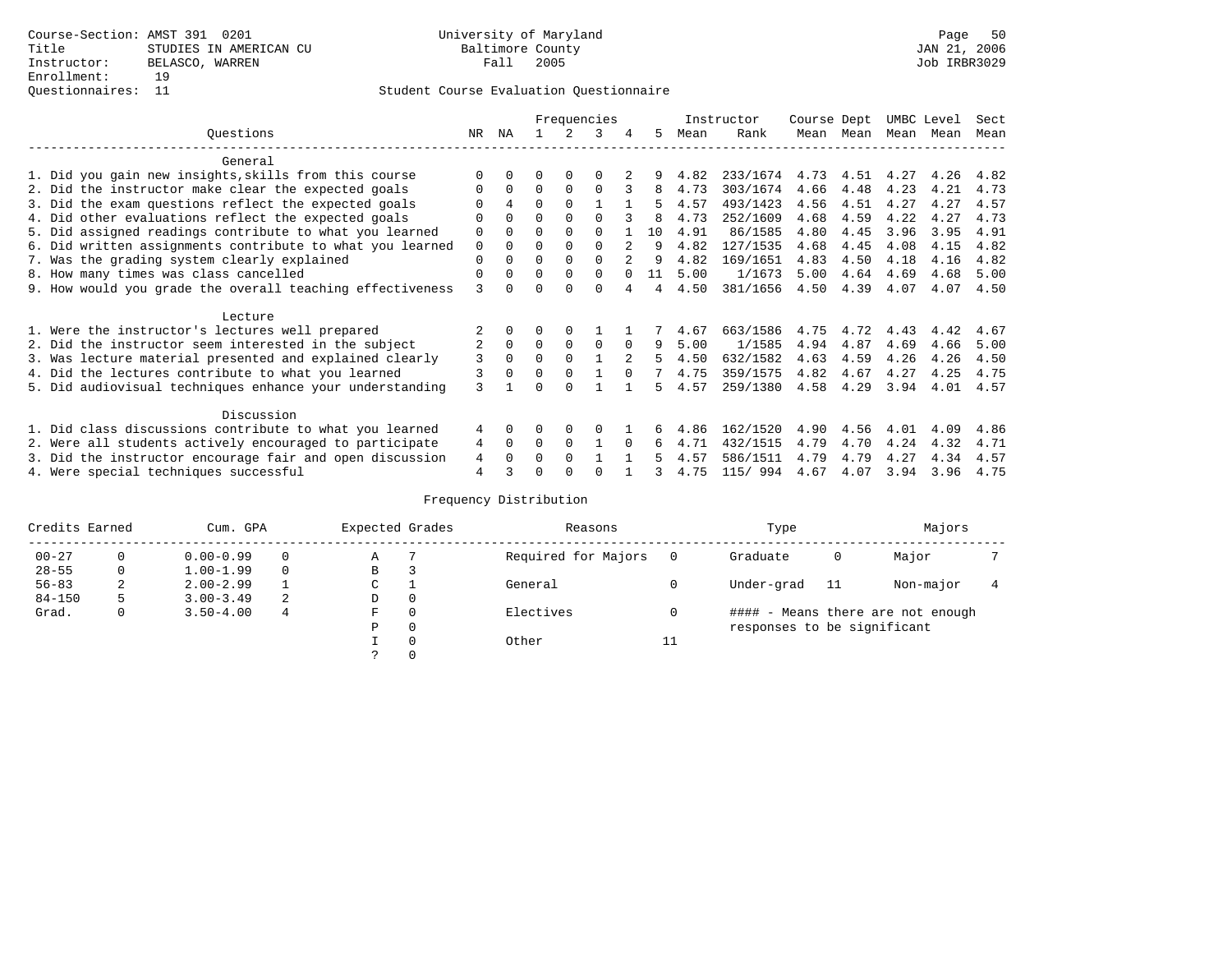Course-Section: AMST 391 0201
Title: STUDIES IN AMERICAN CU
Instructor: BELASCO, WARREN
Enrollment: 19
Questionnaires: 11

University of Maryland
Baltimore County
Fall 2005

JAN 21, 2006
Job IRBR3029

## Student Course Evaluation Questionnaire

| Questions | NR | NA | 1 | 2 | 3 | 4 | 5 | Instructor Mean | Instructor Rank | Course Mean | Dept Mean | UMBC Level Mean | Level Mean | Sect Mean |
|---|---|---|---|---|---|---|---|---|---|---|---|---|---|---|
| **General** | | | | | | | | | | | | | | |
| 1. Did you gain new insights,skills from this course | 0 | 0 | 0 | 0 | 0 | 2 | 9 | 4.82 | 233/1674 | 4.73 | 4.51 | 4.27 | 4.26 | 4.82 |
| 2. Did the instructor make clear the expected goals | 0 | 0 | 0 | 0 | 0 | 3 | 8 | 4.73 | 303/1674 | 4.66 | 4.48 | 4.23 | 4.21 | 4.73 |
| 3. Did the exam questions reflect the expected goals | 0 | 4 | 0 | 0 | 1 | 1 | 5 | 4.57 | 493/1423 | 4.56 | 4.51 | 4.27 | 4.27 | 4.57 |
| 4. Did other evaluations reflect the expected goals | 0 | 0 | 0 | 0 | 0 | 3 | 8 | 4.73 | 252/1609 | 4.68 | 4.59 | 4.22 | 4.27 | 4.73 |
| 5. Did assigned readings contribute to what you learned | 0 | 0 | 0 | 0 | 0 | 1 | 10 | 4.91 | 86/1585 | 4.80 | 4.45 | 3.96 | 3.95 | 4.91 |
| 6. Did written assignments contribute to what you learned | 0 | 0 | 0 | 0 | 0 | 2 | 9 | 4.82 | 127/1535 | 4.68 | 4.45 | 4.08 | 4.15 | 4.82 |
| 7. Was the grading system clearly explained | 0 | 0 | 0 | 0 | 0 | 2 | 9 | 4.82 | 169/1651 | 4.83 | 4.50 | 4.18 | 4.16 | 4.82 |
| 8. How many times was class cancelled | 0 | 0 | 0 | 0 | 0 | 0 | 11 | 5.00 | 1/1673 | 5.00 | 4.64 | 4.69 | 4.68 | 5.00 |
| 9. How would you grade the overall teaching effectiveness | 3 | 0 | 0 | 0 | 0 | 4 | 4 | 4.50 | 381/1656 | 4.50 | 4.39 | 4.07 | 4.07 | 4.50 |
| **Lecture** | | | | | | | | | | | | | | |
| 1. Were the instructor's lectures well prepared | 2 | 0 | 0 | 0 | 1 | 1 | 7 | 4.67 | 663/1586 | 4.75 | 4.72 | 4.43 | 4.42 | 4.67 |
| 2. Did the instructor seem interested in the subject | 2 | 0 | 0 | 0 | 0 | 0 | 9 | 5.00 | 1/1585 | 4.94 | 4.87 | 4.69 | 4.66 | 5.00 |
| 3. Was lecture material presented and explained clearly | 3 | 0 | 0 | 0 | 1 | 2 | 5 | 4.50 | 632/1582 | 4.63 | 4.59 | 4.26 | 4.26 | 4.50 |
| 4. Did the lectures contribute to what you learned | 3 | 0 | 0 | 0 | 1 | 0 | 7 | 4.75 | 359/1575 | 4.82 | 4.67 | 4.27 | 4.25 | 4.75 |
| 5. Did audiovisual techniques enhance your understanding | 3 | 1 | 0 | 0 | 1 | 1 | 5 | 4.57 | 259/1380 | 4.58 | 4.29 | 3.94 | 4.01 | 4.57 |
| **Discussion** | | | | | | | | | | | | | | |
| 1. Did class discussions contribute to what you learned | 4 | 0 | 0 | 0 | 0 | 1 | 6 | 4.86 | 162/1520 | 4.90 | 4.56 | 4.01 | 4.09 | 4.86 |
| 2. Were all students actively encouraged to participate | 4 | 0 | 0 | 0 | 1 | 0 | 6 | 4.71 | 432/1515 | 4.79 | 4.70 | 4.24 | 4.32 | 4.71 |
| 3. Did the instructor encourage fair and open discussion | 4 | 0 | 0 | 0 | 1 | 1 | 5 | 4.57 | 586/1511 | 4.79 | 4.79 | 4.27 | 4.34 | 4.57 |
| 4. Were special techniques successful | 4 | 3 | 0 | 0 | 0 | 1 | 3 | 4.75 | 115/ 994 | 4.67 | 4.07 | 3.94 | 3.96 | 4.75 |

## Frequency Distribution

| Credits Earned | | Cum. GPA | | Expected Grades | | Reasons | | Type | | Majors | |
|---|---|---|---|---|---|---|---|---|---|---|---|
| 00-27 | 0 | 0.00-0.99 | 0 | A | 7 | Required for Majors | 0 | Graduate | 0 | Major | 7 |
| 28-55 | 0 | 1.00-1.99 | 0 | B | 3 | | | | | | |
| 56-83 | 2 | 2.00-2.99 | 1 | C | 1 | General | 0 | Under-grad | 11 | Non-major | 4 |
| 84-150 | 5 | 3.00-3.49 | 2 | D | 0 | | | | | | |
| Grad. | 0 | 3.50-4.00 | 4 | F | 0 | Electives | 0 | #### - Means there are not enough responses to be significant | | | |
| | | | | P | 0 | | | | | | |
| | | | | I | 0 | Other | 11 | | | | |
| | | | | ? | 0 | | | | | | |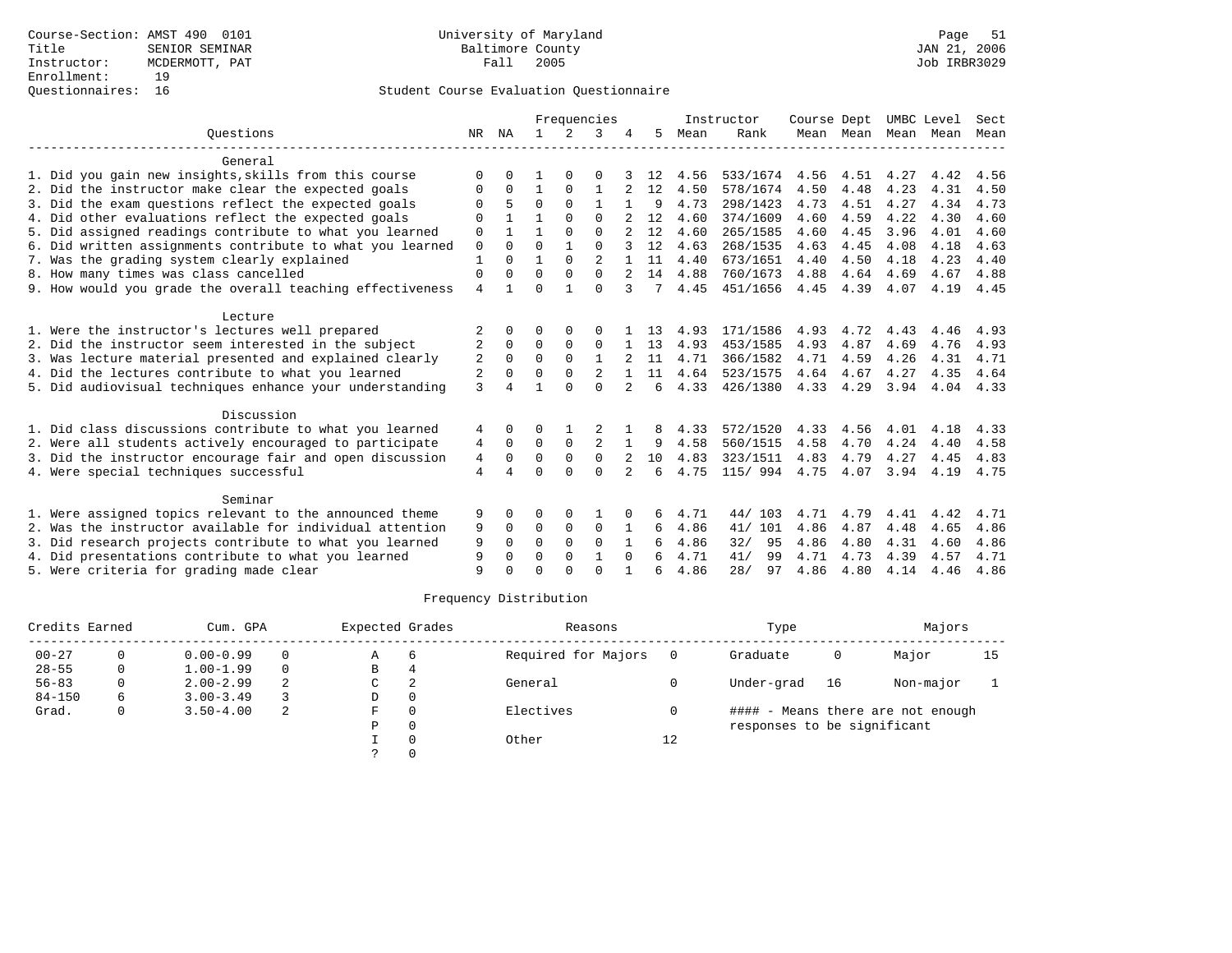Course-Section: AMST 490 0101
Title: SENIOR SEMINAR
Instructor: MCDERMOTT, PAT
Enrollment: 19
Questionnaires: 16

University of Maryland
Baltimore County
Fall 2005

Page 51
JAN 21, 2006
Job IRBR3029

Student Course Evaluation Questionnaire

| Questions | NR | NA | 1 | 2 | 3 | 4 | 5 | Instructor Mean | Instructor Rank | Course Mean | Dept Mean | UMBC Mean | Level Mean | Sect Mean |
|---|---|---|---|---|---|---|---|---|---|---|---|---|---|---|
| **General** | | | | | | | | | | | | | | |
| 1. Did you gain new insights,skills from this course | 0 | 0 | 1 | 0 | 0 | 3 | 12 | 4.56 | 533/1674 | 4.56 | 4.51 | 4.27 | 4.42 | 4.56 |
| 2. Did the instructor make clear the expected goals | 0 | 0 | 1 | 0 | 1 | 2 | 12 | 4.50 | 578/1674 | 4.50 | 4.48 | 4.23 | 4.31 | 4.50 |
| 3. Did the exam questions reflect the expected goals | 0 | 5 | 0 | 0 | 1 | 1 | 9 | 4.73 | 298/1423 | 4.73 | 4.51 | 4.27 | 4.34 | 4.73 |
| 4. Did other evaluations reflect the expected goals | 0 | 1 | 1 | 0 | 0 | 2 | 12 | 4.60 | 374/1609 | 4.60 | 4.59 | 4.22 | 4.30 | 4.60 |
| 5. Did assigned readings contribute to what you learned | 0 | 1 | 1 | 0 | 0 | 2 | 12 | 4.60 | 265/1585 | 4.60 | 4.45 | 3.96 | 4.01 | 4.60 |
| 6. Did written assignments contribute to what you learned | 0 | 0 | 0 | 1 | 0 | 3 | 12 | 4.63 | 268/1535 | 4.63 | 4.45 | 4.08 | 4.18 | 4.63 |
| 7. Was the grading system clearly explained | 1 | 0 | 1 | 0 | 2 | 1 | 11 | 4.40 | 673/1651 | 4.40 | 4.50 | 4.18 | 4.23 | 4.40 |
| 8. How many times was class cancelled | 0 | 0 | 0 | 0 | 0 | 2 | 14 | 4.88 | 760/1673 | 4.88 | 4.64 | 4.69 | 4.67 | 4.88 |
| 9. How would you grade the overall teaching effectiveness | 4 | 1 | 0 | 1 | 0 | 3 | 7 | 4.45 | 451/1656 | 4.45 | 4.39 | 4.07 | 4.19 | 4.45 |
| **Lecture** | | | | | | | | | | | | | | |
| 1. Were the instructor's lectures well prepared | 2 | 0 | 0 | 0 | 0 | 1 | 13 | 4.93 | 171/1586 | 4.93 | 4.72 | 4.43 | 4.46 | 4.93 |
| 2. Did the instructor seem interested in the subject | 2 | 0 | 0 | 0 | 0 | 1 | 13 | 4.93 | 453/1585 | 4.93 | 4.87 | 4.69 | 4.76 | 4.93 |
| 3. Was lecture material presented and explained clearly | 2 | 0 | 0 | 0 | 1 | 2 | 11 | 4.71 | 366/1582 | 4.71 | 4.59 | 4.26 | 4.31 | 4.71 |
| 4. Did the lectures contribute to what you learned | 2 | 0 | 0 | 0 | 2 | 1 | 11 | 4.64 | 523/1575 | 4.64 | 4.67 | 4.27 | 4.35 | 4.64 |
| 5. Did audiovisual techniques enhance your understanding | 3 | 4 | 1 | 0 | 0 | 2 | 6 | 4.33 | 426/1380 | 4.33 | 4.29 | 3.94 | 4.04 | 4.33 |
| **Discussion** | | | | | | | | | | | | | | |
| 1. Did class discussions contribute to what you learned | 4 | 0 | 0 | 1 | 2 | 1 | 8 | 4.33 | 572/1520 | 4.33 | 4.56 | 4.01 | 4.18 | 4.33 |
| 2. Were all students actively encouraged to participate | 4 | 0 | 0 | 0 | 2 | 1 | 9 | 4.58 | 560/1515 | 4.58 | 4.70 | 4.24 | 4.40 | 4.58 |
| 3. Did the instructor encourage fair and open discussion | 4 | 0 | 0 | 0 | 0 | 2 | 10 | 4.83 | 323/1511 | 4.83 | 4.79 | 4.27 | 4.45 | 4.83 |
| 4. Were special techniques successful | 4 | 4 | 0 | 0 | 0 | 2 | 6 | 4.75 | 115/ 994 | 4.75 | 4.07 | 3.94 | 4.19 | 4.75 |
| **Seminar** | | | | | | | | | | | | | | |
| 1. Were assigned topics relevant to the announced theme | 9 | 0 | 0 | 0 | 1 | 0 | 6 | 4.71 | 44/ 103 | 4.71 | 4.79 | 4.41 | 4.42 | 4.71 |
| 2. Was the instructor available for individual attention | 9 | 0 | 0 | 0 | 0 | 1 | 6 | 4.86 | 41/ 101 | 4.86 | 4.87 | 4.48 | 4.65 | 4.86 |
| 3. Did research projects contribute to what you learned | 9 | 0 | 0 | 0 | 0 | 1 | 6 | 4.86 | 32/ 95 | 4.86 | 4.80 | 4.31 | 4.60 | 4.86 |
| 4. Did presentations contribute to what you learned | 9 | 0 | 0 | 0 | 1 | 0 | 6 | 4.71 | 41/ 99 | 4.71 | 4.73 | 4.39 | 4.57 | 4.71 |
| 5. Were criteria for grading made clear | 9 | 0 | 0 | 0 | 0 | 1 | 6 | 4.86 | 28/ 97 | 4.86 | 4.80 | 4.14 | 4.46 | 4.86 |

Frequency Distribution

| Credits Earned | | Cum. GPA | | Expected Grades | | Reasons | | Type | | Majors | |
|---|---|---|---|---|---|---|---|---|---|---|---|
| 00-27 | 0 | 0.00-0.99 | 0 | A | 6 | Required for Majors | 0 | Graduate | 0 | Major | 15 |
| 28-55 | 0 | 1.00-1.99 | 0 | B | 4 | | | | | | |
| 56-83 | 0 | 2.00-2.99 | 2 | C | 2 | General | 0 | Under-grad | 16 | Non-major | 1 |
| 84-150 | 6 | 3.00-3.49 | 3 | D | 0 | | | | | | |
| Grad. | 0 | 3.50-4.00 | 2 | F | 0 | Electives | 0 | #### - Means there are not enough responses to be significant | | | |
| | | | | P | 0 | | | | | | |
| | | | | I | 0 | Other | 12 | | | | |
| | | | | ? | 0 | | | | | | |